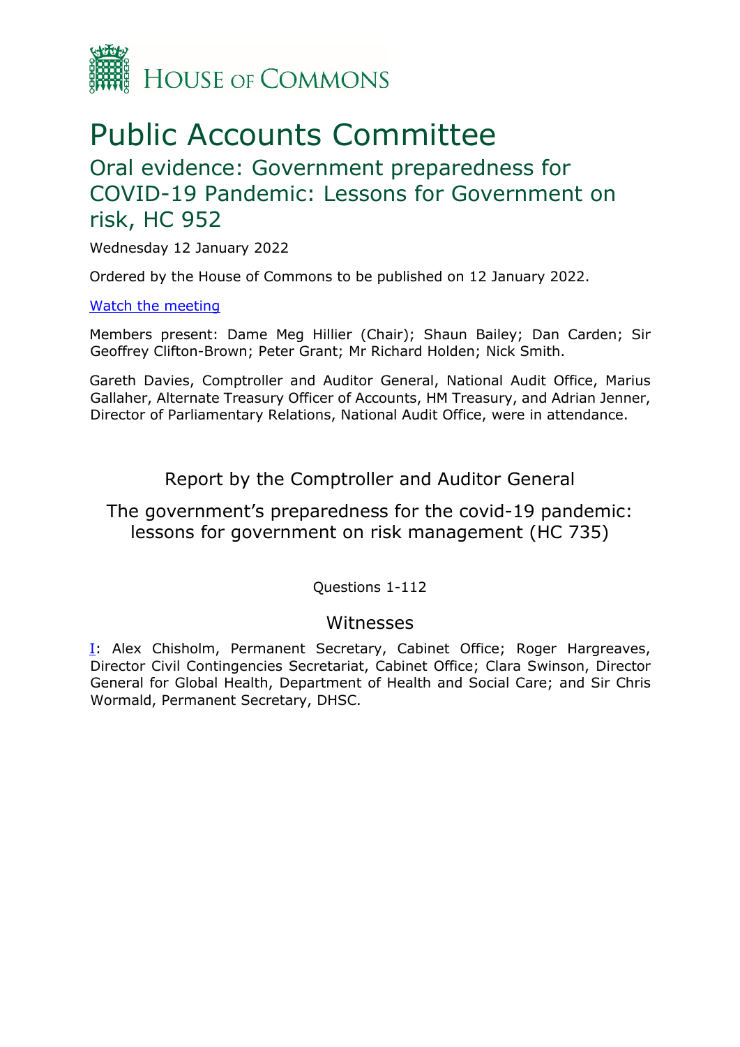HOUSE OF COMMONS

# Public Accounts Committee

## Oral evidence: Government preparedness for COVID-19 Pandemic: Lessons for Government on risk, HC 952

Wednesday 12 January 2022

Ordered by the House of Commons to be published on 12 January 2022.

[Watch the meeting](#)

Members present: Dame Meg Hillier (Chair); Shaun Bailey; Dan Carden; Sir Geoffrey Clifton-Brown; Peter Grant; Mr Richard Holden; Nick Smith.

Gareth Davies, Comptroller and Auditor General, National Audit Office, Marius Gallaher, Alternate Treasury Officer of Accounts, HM Treasury, and Adrian Jenner, Director of Parliamentary Relations, National Audit Office, were in attendance.

### Report by the Comptroller and Auditor General

### The government's preparedness for the covid-19 pandemic: lessons for government on risk management (HC 735)

Questions 1-112

### Witnesses

[I](#): Alex Chisholm, Permanent Secretary, Cabinet Office; Roger Hargreaves, Director Civil Contingencies Secretariat, Cabinet Office; Clara Swinson, Director General for Global Health, Department of Health and Social Care; and Sir Chris Wormald, Permanent Secretary, DHSC.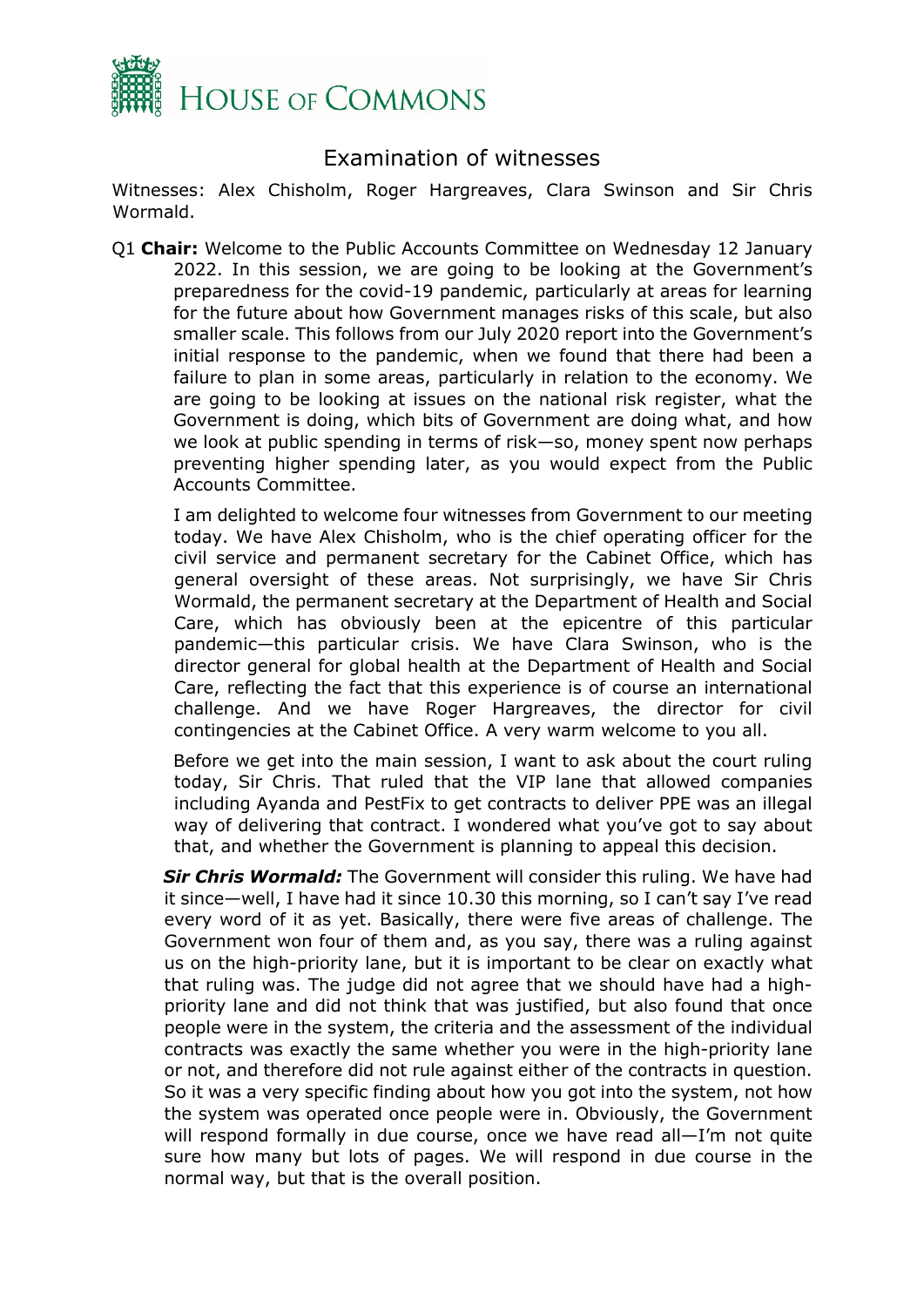# Examination of witnesses

Witnesses: Alex Chisholm, Roger Hargreaves, Clara Swinson and Sir Chris Wormald.

Q1 **Chair:** Welcome to the Public Accounts Committee on Wednesday 12 January 2022. In this session, we are going to be looking at the Government's preparedness for the covid-19 pandemic, particularly at areas for learning for the future about how Government manages risks of this scale, but also smaller scale. This follows from our July 2020 report into the Government's initial response to the pandemic, when we found that there had been a failure to plan in some areas, particularly in relation to the economy. We are going to be looking at issues on the national risk register, what the Government is doing, which bits of Government are doing what, and how we look at public spending in terms of risk—so, money spent now perhaps preventing higher spending later, as you would expect from the Public Accounts Committee.

I am delighted to welcome four witnesses from Government to our meeting today. We have Alex Chisholm, who is the chief operating officer for the civil service and permanent secretary for the Cabinet Office, which has general oversight of these areas. Not surprisingly, we have Sir Chris Wormald, the permanent secretary at the Department of Health and Social Care, which has obviously been at the epicentre of this particular pandemic—this particular crisis. We have Clara Swinson, who is the director general for global health at the Department of Health and Social Care, reflecting the fact that this experience is of course an international challenge. And we have Roger Hargreaves, the director for civil contingencies at the Cabinet Office. A very warm welcome to you all.

Before we get into the main session, I want to ask about the court ruling today, Sir Chris. That ruled that the VIP lane that allowed companies including Ayanda and PestFix to get contracts to deliver PPE was an illegal way of delivering that contract. I wondered what you've got to say about that, and whether the Government is planning to appeal this decision.

***Sir Chris Wormald:*** The Government will consider this ruling. We have had it since—well, I have had it since 10.30 this morning, so I can't say I've read every word of it as yet. Basically, there were five areas of challenge. The Government won four of them and, as you say, there was a ruling against us on the high-priority lane, but it is important to be clear on exactly what that ruling was. The judge did not agree that we should have had a high-priority lane and did not think that was justified, but also found that once people were in the system, the criteria and the assessment of the individual contracts was exactly the same whether you were in the high-priority lane or not, and therefore did not rule against either of the contracts in question. So it was a very specific finding about how you got into the system, not how the system was operated once people were in. Obviously, the Government will respond formally in due course, once we have read all—I'm not quite sure how many but lots of pages. We will respond in due course in the normal way, but that is the overall position.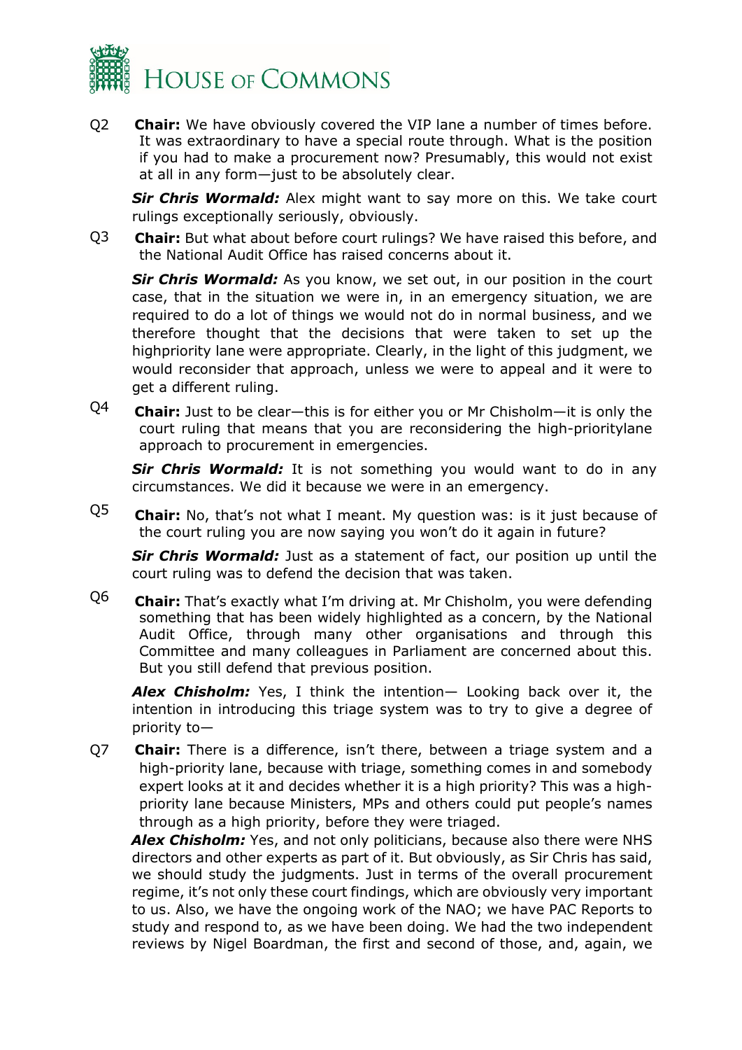Q2 **Chair:** We have obviously covered the VIP lane a number of times before. It was extraordinary to have a special route through. What is the position if you had to make a procurement now? Presumably, this would not exist at all in any form—just to be absolutely clear.

***Sir Chris Wormald:*** Alex might want to say more on this. We take court rulings exceptionally seriously, obviously.

Q3 **Chair:** But what about before court rulings? We have raised this before, and the National Audit Office has raised concerns about it.

***Sir Chris Wormald:*** As you know, we set out, in our position in the court case, that in the situation we were in, in an emergency situation, we are required to do a lot of things we would not do in normal business, and we therefore thought that the decisions that were taken to set up the highpriority lane were appropriate. Clearly, in the light of this judgment, we would reconsider that approach, unless we were to appeal and it were to get a different ruling.

Q4 **Chair:** Just to be clear—this is for either you or Mr Chisholm—it is only the court ruling that means that you are reconsidering the high-prioritylane approach to procurement in emergencies.

***Sir Chris Wormald:*** It is not something you would want to do in any circumstances. We did it because we were in an emergency.

Q5 **Chair:** No, that's not what I meant. My question was: is it just because of the court ruling you are now saying you won't do it again in future?

***Sir Chris Wormald:*** Just as a statement of fact, our position up until the court ruling was to defend the decision that was taken.

Q6 **Chair:** That's exactly what I'm driving at. Mr Chisholm, you were defending something that has been widely highlighted as a concern, by the National Audit Office, through many other organisations and through this Committee and many colleagues in Parliament are concerned about this. But you still defend that previous position.

***Alex Chisholm:*** Yes, I think the intention— Looking back over it, the intention in introducing this triage system was to try to give a degree of priority to—

Q7 **Chair:** There is a difference, isn't there, between a triage system and a high-priority lane, because with triage, something comes in and somebody expert looks at it and decides whether it is a high priority? This was a high-priority lane because Ministers, MPs and others could put people's names through as a high priority, before they were triaged.

***Alex Chisholm:*** Yes, and not only politicians, because also there were NHS directors and other experts as part of it. But obviously, as Sir Chris has said, we should study the judgments. Just in terms of the overall procurement regime, it's not only these court findings, which are obviously very important to us. Also, we have the ongoing work of the NAO; we have PAC Reports to study and respond to, as we have been doing. We had the two independent reviews by Nigel Boardman, the first and second of those, and, again, we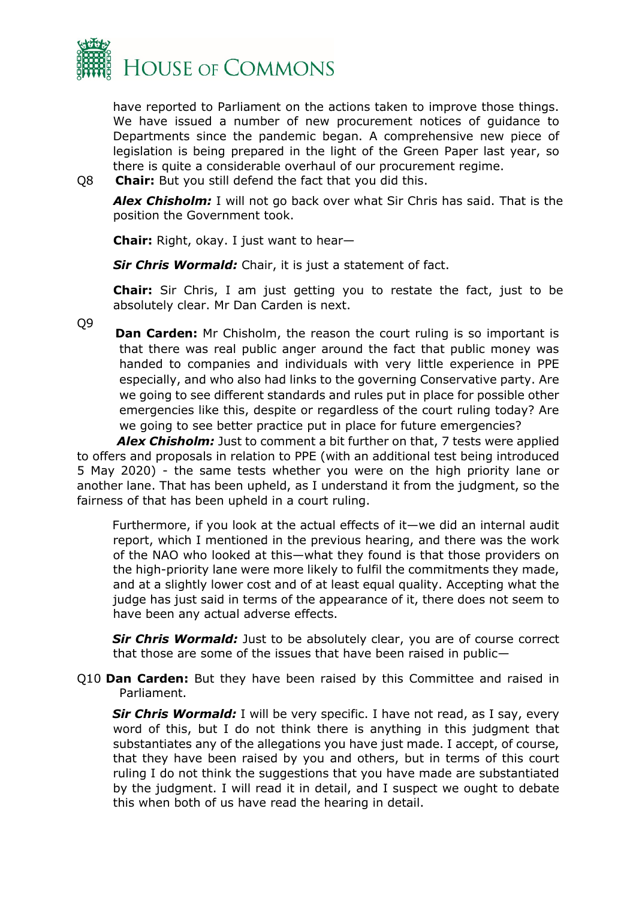have reported to Parliament on the actions taken to improve those things. We have issued a number of new procurement notices of guidance to Departments since the pandemic began. A comprehensive new piece of legislation is being prepared in the light of the Green Paper last year, so there is quite a considerable overhaul of our procurement regime.

Q8 **Chair:** But you still defend the fact that you did this.

***Alex Chisholm:*** I will not go back over what Sir Chris has said. That is the position the Government took.

**Chair:** Right, okay. I just want to hear—

***Sir Chris Wormald:*** Chair, it is just a statement of fact.

**Chair:** Sir Chris, I am just getting you to restate the fact, just to be absolutely clear. Mr Dan Carden is next.

Q9 **Dan Carden:** Mr Chisholm, the reason the court ruling is so important is that there was real public anger around the fact that public money was handed to companies and individuals with very little experience in PPE especially, and who also had links to the governing Conservative party. Are we going to see different standards and rules put in place for possible other emergencies like this, despite or regardless of the court ruling today? Are we going to see better practice put in place for future emergencies?

***Alex Chisholm:*** Just to comment a bit further on that, 7 tests were applied to offers and proposals in relation to PPE (with an additional test being introduced 5 May 2020) - the same tests whether you were on the high priority lane or another lane. That has been upheld, as I understand it from the judgment, so the fairness of that has been upheld in a court ruling.

Furthermore, if you look at the actual effects of it—we did an internal audit report, which I mentioned in the previous hearing, and there was the work of the NAO who looked at this—what they found is that those providers on the high-priority lane were more likely to fulfil the commitments they made, and at a slightly lower cost and of at least equal quality. Accepting what the judge has just said in terms of the appearance of it, there does not seem to have been any actual adverse effects.

***Sir Chris Wormald:*** Just to be absolutely clear, you are of course correct that those are some of the issues that have been raised in public—

Q10 **Dan Carden:** But they have been raised by this Committee and raised in Parliament.

***Sir Chris Wormald:*** I will be very specific. I have not read, as I say, every word of this, but I do not think there is anything in this judgment that substantiates any of the allegations you have just made. I accept, of course, that they have been raised by you and others, but in terms of this court ruling I do not think the suggestions that you have made are substantiated by the judgment. I will read it in detail, and I suspect we ought to debate this when both of us have read the hearing in detail.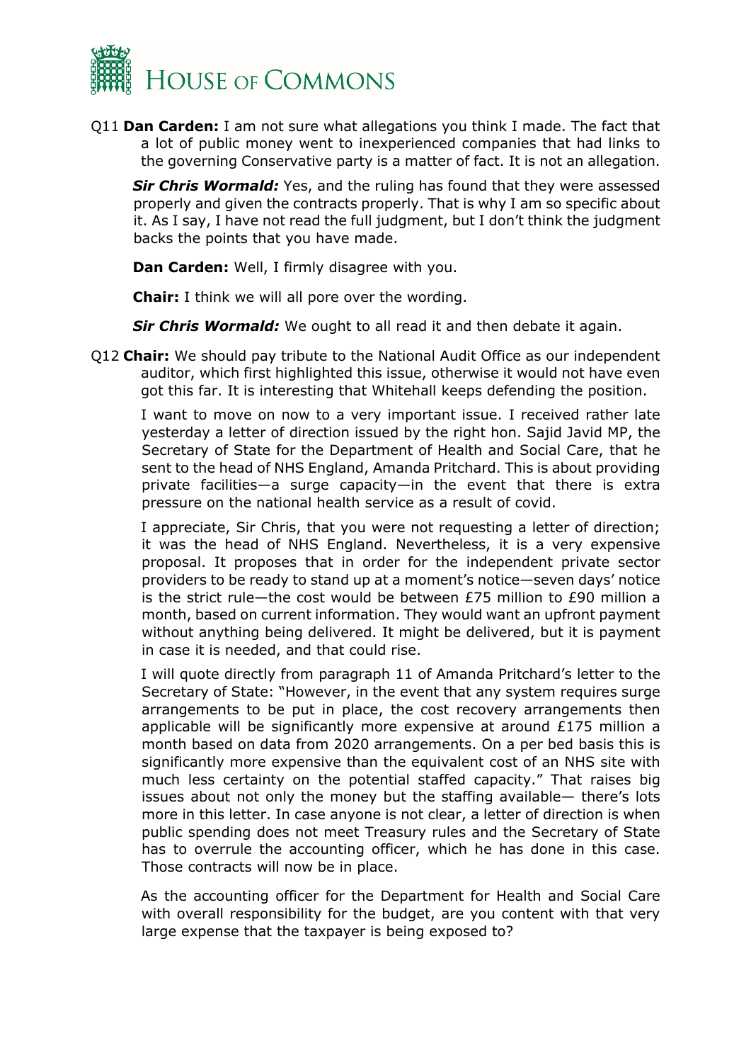Q11 **Dan Carden:** I am not sure what allegations you think I made. The fact that a lot of public money went to inexperienced companies that had links to the governing Conservative party is a matter of fact. It is not an allegation.

***Sir Chris Wormald:*** Yes, and the ruling has found that they were assessed properly and given the contracts properly. That is why I am so specific about it. As I say, I have not read the full judgment, but I don't think the judgment backs the points that you have made.

**Dan Carden:** Well, I firmly disagree with you.

**Chair:** I think we will all pore over the wording.

***Sir Chris Wormald:*** We ought to all read it and then debate it again.

Q12 **Chair:** We should pay tribute to the National Audit Office as our independent auditor, which first highlighted this issue, otherwise it would not have even got this far. It is interesting that Whitehall keeps defending the position.

I want to move on now to a very important issue. I received rather late yesterday a letter of direction issued by the right hon. Sajid Javid MP, the Secretary of State for the Department of Health and Social Care, that he sent to the head of NHS England, Amanda Pritchard. This is about providing private facilities—a surge capacity—in the event that there is extra pressure on the national health service as a result of covid.

I appreciate, Sir Chris, that you were not requesting a letter of direction; it was the head of NHS England. Nevertheless, it is a very expensive proposal. It proposes that in order for the independent private sector providers to be ready to stand up at a moment's notice—seven days' notice is the strict rule—the cost would be between £75 million to £90 million a month, based on current information. They would want an upfront payment without anything being delivered. It might be delivered, but it is payment in case it is needed, and that could rise.

I will quote directly from paragraph 11 of Amanda Pritchard's letter to the Secretary of State: "However, in the event that any system requires surge arrangements to be put in place, the cost recovery arrangements then applicable will be significantly more expensive at around £175 million a month based on data from 2020 arrangements. On a per bed basis this is significantly more expensive than the equivalent cost of an NHS site with much less certainty on the potential staffed capacity." That raises big issues about not only the money but the staffing available— there's lots more in this letter. In case anyone is not clear, a letter of direction is when public spending does not meet Treasury rules and the Secretary of State has to overrule the accounting officer, which he has done in this case. Those contracts will now be in place.

As the accounting officer for the Department for Health and Social Care with overall responsibility for the budget, are you content with that very large expense that the taxpayer is being exposed to?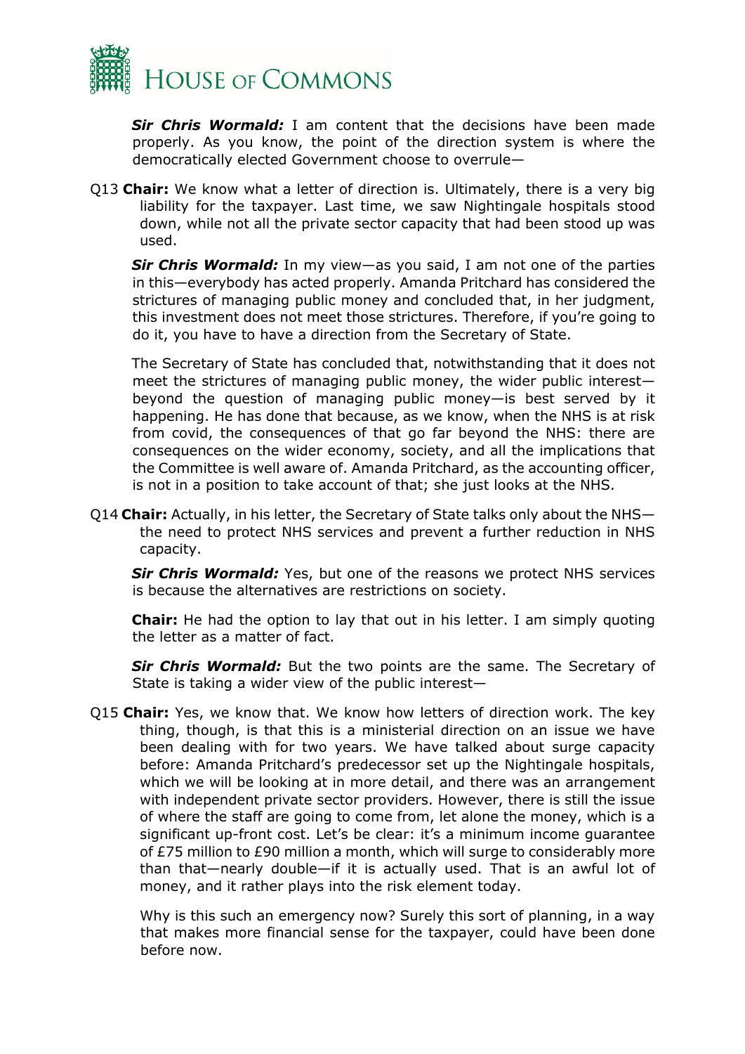***Sir Chris Wormald:*** I am content that the decisions have been made properly. As you know, the point of the direction system is where the democratically elected Government choose to overrule—

Q13 **Chair:** We know what a letter of direction is. Ultimately, there is a very big liability for the taxpayer. Last time, we saw Nightingale hospitals stood down, while not all the private sector capacity that had been stood up was used.

***Sir Chris Wormald:*** In my view—as you said, I am not one of the parties in this—everybody has acted properly. Amanda Pritchard has considered the strictures of managing public money and concluded that, in her judgment, this investment does not meet those strictures. Therefore, if you're going to do it, you have to have a direction from the Secretary of State.

The Secretary of State has concluded that, notwithstanding that it does not meet the strictures of managing public money, the wider public interest—beyond the question of managing public money—is best served by it happening. He has done that because, as we know, when the NHS is at risk from covid, the consequences of that go far beyond the NHS: there are consequences on the wider economy, society, and all the implications that the Committee is well aware of. Amanda Pritchard, as the accounting officer, is not in a position to take account of that; she just looks at the NHS.

Q14 **Chair:** Actually, in his letter, the Secretary of State talks only about the NHS—the need to protect NHS services and prevent a further reduction in NHS capacity.

***Sir Chris Wormald:*** Yes, but one of the reasons we protect NHS services is because the alternatives are restrictions on society.

**Chair:** He had the option to lay that out in his letter. I am simply quoting the letter as a matter of fact.

***Sir Chris Wormald:*** But the two points are the same. The Secretary of State is taking a wider view of the public interest—

Q15 **Chair:** Yes, we know that. We know how letters of direction work. The key thing, though, is that this is a ministerial direction on an issue we have been dealing with for two years. We have talked about surge capacity before: Amanda Pritchard's predecessor set up the Nightingale hospitals, which we will be looking at in more detail, and there was an arrangement with independent private sector providers. However, there is still the issue of where the staff are going to come from, let alone the money, which is a significant up-front cost. Let's be clear: it's a minimum income guarantee of £75 million to £90 million a month, which will surge to considerably more than that—nearly double—if it is actually used. That is an awful lot of money, and it rather plays into the risk element today.

Why is this such an emergency now? Surely this sort of planning, in a way that makes more financial sense for the taxpayer, could have been done before now.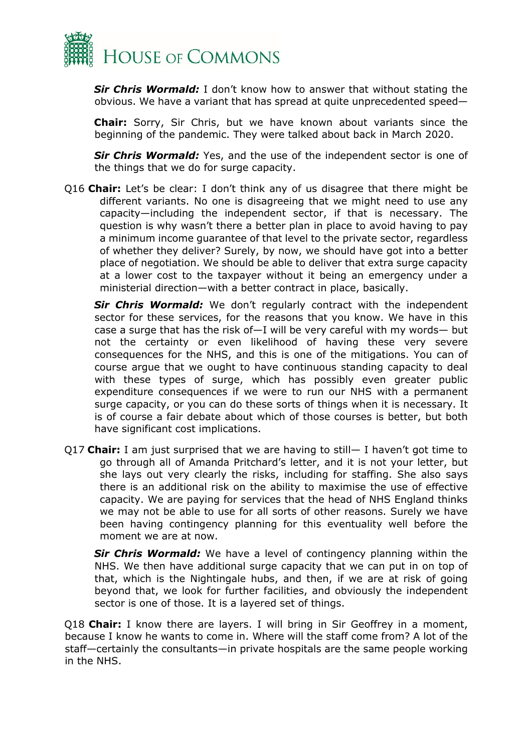***Sir Chris Wormald:*** I don't know how to answer that without stating the obvious. We have a variant that has spread at quite unprecedented speed—

**Chair:** Sorry, Sir Chris, but we have known about variants since the beginning of the pandemic. They were talked about back in March 2020.

***Sir Chris Wormald:*** Yes, and the use of the independent sector is one of the things that we do for surge capacity.

Q16 **Chair:** Let's be clear: I don't think any of us disagree that there might be different variants. No one is disagreeing that we might need to use any capacity—including the independent sector, if that is necessary. The question is why wasn't there a better plan in place to avoid having to pay a minimum income guarantee of that level to the private sector, regardless of whether they deliver? Surely, by now, we should have got into a better place of negotiation. We should be able to deliver that extra surge capacity at a lower cost to the taxpayer without it being an emergency under a ministerial direction—with a better contract in place, basically.

***Sir Chris Wormald:*** We don't regularly contract with the independent sector for these services, for the reasons that you know. We have in this case a surge that has the risk of—I will be very careful with my words— but not the certainty or even likelihood of having these very severe consequences for the NHS, and this is one of the mitigations. You can of course argue that we ought to have continuous standing capacity to deal with these types of surge, which has possibly even greater public expenditure consequences if we were to run our NHS with a permanent surge capacity, or you can do these sorts of things when it is necessary. It is of course a fair debate about which of those courses is better, but both have significant cost implications.

Q17 **Chair:** I am just surprised that we are having to still— I haven't got time to go through all of Amanda Pritchard's letter, and it is not your letter, but she lays out very clearly the risks, including for staffing. She also says there is an additional risk on the ability to maximise the use of effective capacity. We are paying for services that the head of NHS England thinks we may not be able to use for all sorts of other reasons. Surely we have been having contingency planning for this eventuality well before the moment we are at now.

***Sir Chris Wormald:*** We have a level of contingency planning within the NHS. We then have additional surge capacity that we can put in on top of that, which is the Nightingale hubs, and then, if we are at risk of going beyond that, we look for further facilities, and obviously the independent sector is one of those. It is a layered set of things.

Q18 **Chair:** I know there are layers. I will bring in Sir Geoffrey in a moment, because I know he wants to come in. Where will the staff come from? A lot of the staff—certainly the consultants—in private hospitals are the same people working in the NHS.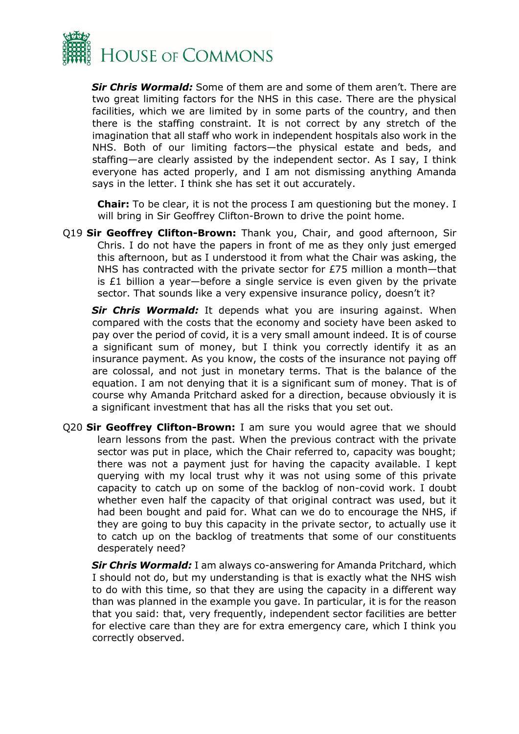***Sir Chris Wormald:*** Some of them are and some of them aren't. There are two great limiting factors for the NHS in this case. There are the physical facilities, which we are limited by in some parts of the country, and then there is the staffing constraint. It is not correct by any stretch of the imagination that all staff who work in independent hospitals also work in the NHS. Both of our limiting factors—the physical estate and beds, and staffing—are clearly assisted by the independent sector. As I say, I think everyone has acted properly, and I am not dismissing anything Amanda says in the letter. I think she has set it out accurately.

**Chair:** To be clear, it is not the process I am questioning but the money. I will bring in Sir Geoffrey Clifton-Brown to drive the point home.

Q19 **Sir Geoffrey Clifton-Brown:** Thank you, Chair, and good afternoon, Sir Chris. I do not have the papers in front of me as they only just emerged this afternoon, but as I understood it from what the Chair was asking, the NHS has contracted with the private sector for £75 million a month—that is £1 billion a year—before a single service is even given by the private sector. That sounds like a very expensive insurance policy, doesn't it?

***Sir Chris Wormald:*** It depends what you are insuring against. When compared with the costs that the economy and society have been asked to pay over the period of covid, it is a very small amount indeed. It is of course a significant sum of money, but I think you correctly identify it as an insurance payment. As you know, the costs of the insurance not paying off are colossal, and not just in monetary terms. That is the balance of the equation. I am not denying that it is a significant sum of money. That is of course why Amanda Pritchard asked for a direction, because obviously it is a significant investment that has all the risks that you set out.

Q20 **Sir Geoffrey Clifton-Brown:** I am sure you would agree that we should learn lessons from the past. When the previous contract with the private sector was put in place, which the Chair referred to, capacity was bought; there was not a payment just for having the capacity available. I kept querying with my local trust why it was not using some of this private capacity to catch up on some of the backlog of non-covid work. I doubt whether even half the capacity of that original contract was used, but it had been bought and paid for. What can we do to encourage the NHS, if they are going to buy this capacity in the private sector, to actually use it to catch up on the backlog of treatments that some of our constituents desperately need?

***Sir Chris Wormald:*** I am always co-answering for Amanda Pritchard, which I should not do, but my understanding is that is exactly what the NHS wish to do with this time, so that they are using the capacity in a different way than was planned in the example you gave. In particular, it is for the reason that you said: that, very frequently, independent sector facilities are better for elective care than they are for extra emergency care, which I think you correctly observed.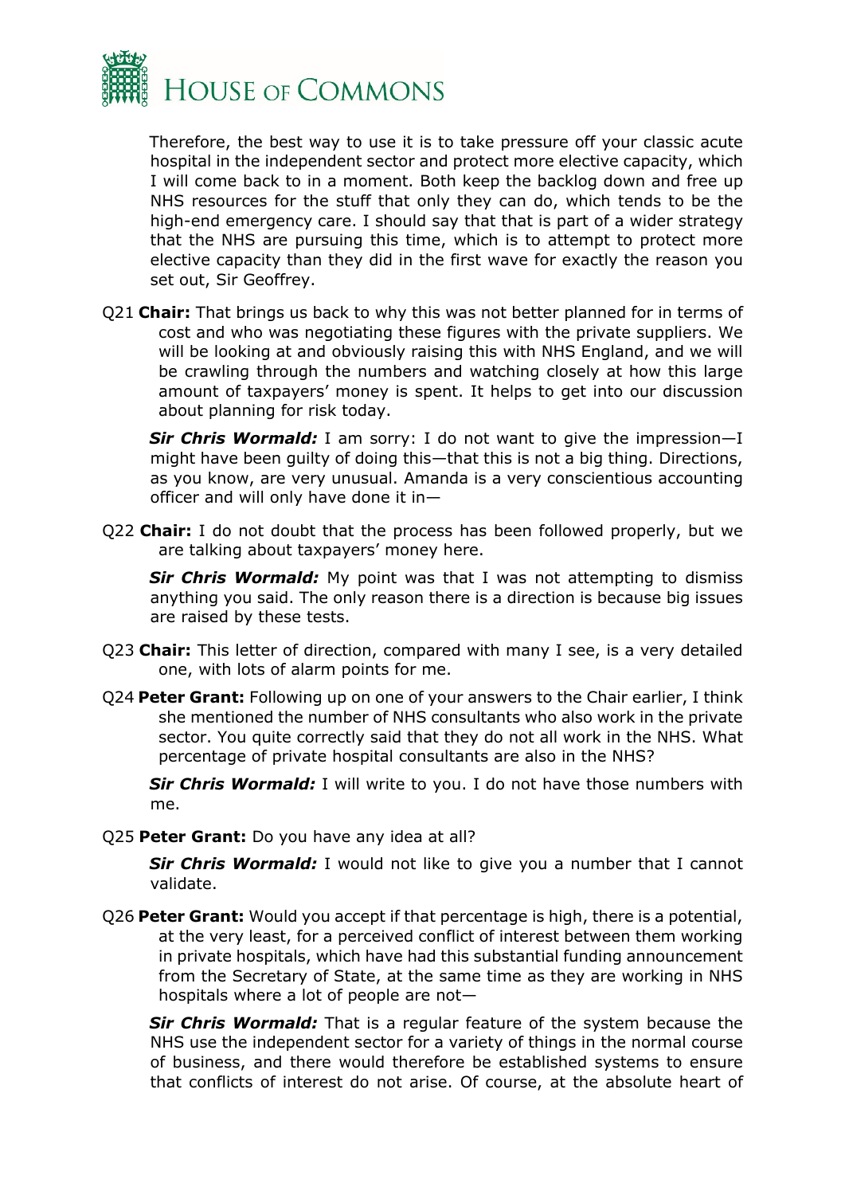Therefore, the best way to use it is to take pressure off your classic acute hospital in the independent sector and protect more elective capacity, which I will come back to in a moment. Both keep the backlog down and free up NHS resources for the stuff that only they can do, which tends to be the high-end emergency care. I should say that that is part of a wider strategy that the NHS are pursuing this time, which is to attempt to protect more elective capacity than they did in the first wave for exactly the reason you set out, Sir Geoffrey.

Q21 **Chair:** That brings us back to why this was not better planned for in terms of cost and who was negotiating these figures with the private suppliers. We will be looking at and obviously raising this with NHS England, and we will be crawling through the numbers and watching closely at how this large amount of taxpayers' money is spent. It helps to get into our discussion about planning for risk today.

***Sir Chris Wormald:*** I am sorry: I do not want to give the impression—I might have been guilty of doing this—that this is not a big thing. Directions, as you know, are very unusual. Amanda is a very conscientious accounting officer and will only have done it in—

Q22 **Chair:** I do not doubt that the process has been followed properly, but we are talking about taxpayers' money here.

***Sir Chris Wormald:*** My point was that I was not attempting to dismiss anything you said. The only reason there is a direction is because big issues are raised by these tests.

Q23 **Chair:** This letter of direction, compared with many I see, is a very detailed one, with lots of alarm points for me.

Q24 **Peter Grant:** Following up on one of your answers to the Chair earlier, I think she mentioned the number of NHS consultants who also work in the private sector. You quite correctly said that they do not all work in the NHS. What percentage of private hospital consultants are also in the NHS?

***Sir Chris Wormald:*** I will write to you. I do not have those numbers with me.

Q25 **Peter Grant:** Do you have any idea at all?

***Sir Chris Wormald:*** I would not like to give you a number that I cannot validate.

Q26 **Peter Grant:** Would you accept if that percentage is high, there is a potential, at the very least, for a perceived conflict of interest between them working in private hospitals, which have had this substantial funding announcement from the Secretary of State, at the same time as they are working in NHS hospitals where a lot of people are not—

***Sir Chris Wormald:*** That is a regular feature of the system because the NHS use the independent sector for a variety of things in the normal course of business, and there would therefore be established systems to ensure that conflicts of interest do not arise. Of course, at the absolute heart of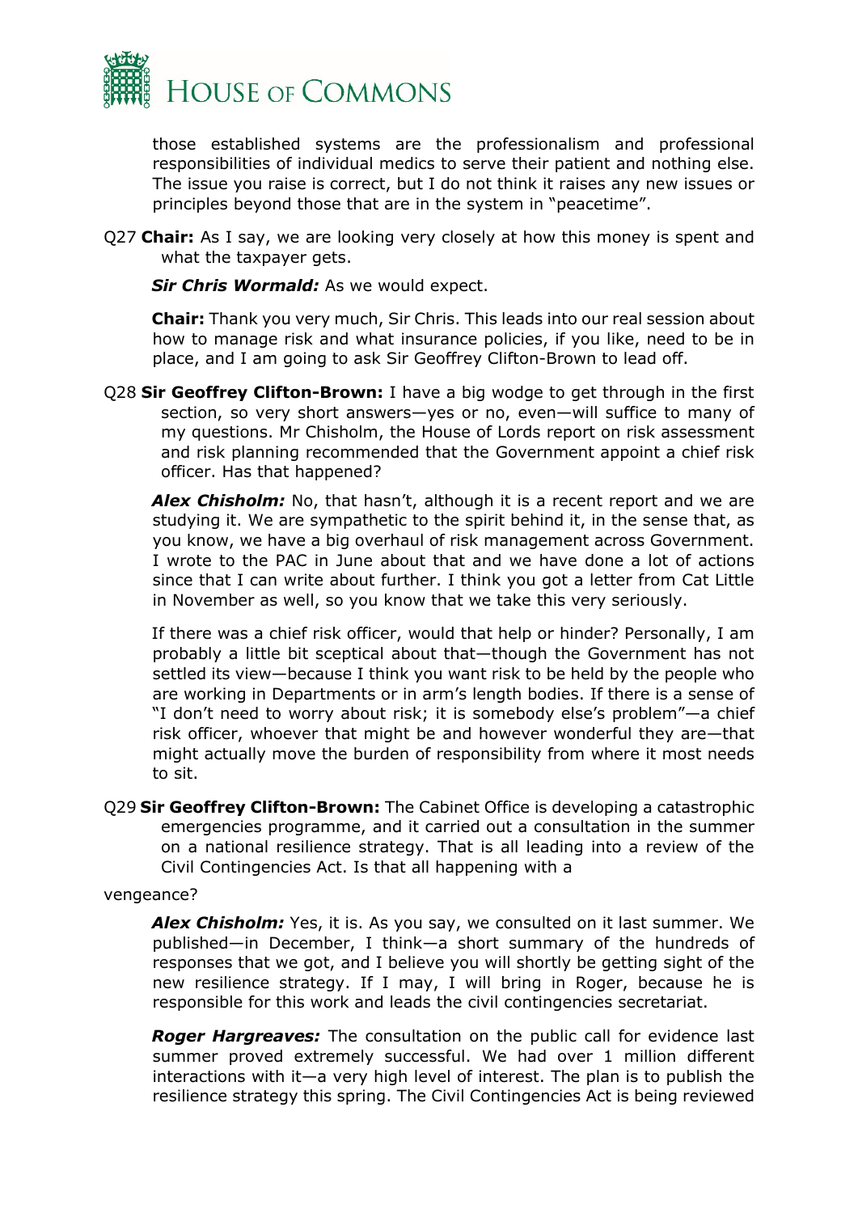those established systems are the professionalism and professional responsibilities of individual medics to serve their patient and nothing else. The issue you raise is correct, but I do not think it raises any new issues or principles beyond those that are in the system in "peacetime".

Q27 **Chair:** As I say, we are looking very closely at how this money is spent and what the taxpayer gets.

***Sir Chris Wormald:*** As we would expect.

**Chair:** Thank you very much, Sir Chris. This leads into our real session about how to manage risk and what insurance policies, if you like, need to be in place, and I am going to ask Sir Geoffrey Clifton-Brown to lead off.

Q28 **Sir Geoffrey Clifton-Brown:** I have a big wodge to get through in the first section, so very short answers—yes or no, even—will suffice to many of my questions. Mr Chisholm, the House of Lords report on risk assessment and risk planning recommended that the Government appoint a chief risk officer. Has that happened?

***Alex Chisholm:*** No, that hasn't, although it is a recent report and we are studying it. We are sympathetic to the spirit behind it, in the sense that, as you know, we have a big overhaul of risk management across Government. I wrote to the PAC in June about that and we have done a lot of actions since that I can write about further. I think you got a letter from Cat Little in November as well, so you know that we take this very seriously.

If there was a chief risk officer, would that help or hinder? Personally, I am probably a little bit sceptical about that—though the Government has not settled its view—because I think you want risk to be held by the people who are working in Departments or in arm's length bodies. If there is a sense of "I don't need to worry about risk; it is somebody else's problem"—a chief risk officer, whoever that might be and however wonderful they are—that might actually move the burden of responsibility from where it most needs to sit.

Q29 **Sir Geoffrey Clifton-Brown:** The Cabinet Office is developing a catastrophic emergencies programme, and it carried out a consultation in the summer on a national resilience strategy. That is all leading into a review of the Civil Contingencies Act. Is that all happening with a vengeance?

***Alex Chisholm:*** Yes, it is. As you say, we consulted on it last summer. We published—in December, I think—a short summary of the hundreds of responses that we got, and I believe you will shortly be getting sight of the new resilience strategy. If I may, I will bring in Roger, because he is responsible for this work and leads the civil contingencies secretariat.

***Roger Hargreaves:*** The consultation on the public call for evidence last summer proved extremely successful. We had over 1 million different interactions with it—a very high level of interest. The plan is to publish the resilience strategy this spring. The Civil Contingencies Act is being reviewed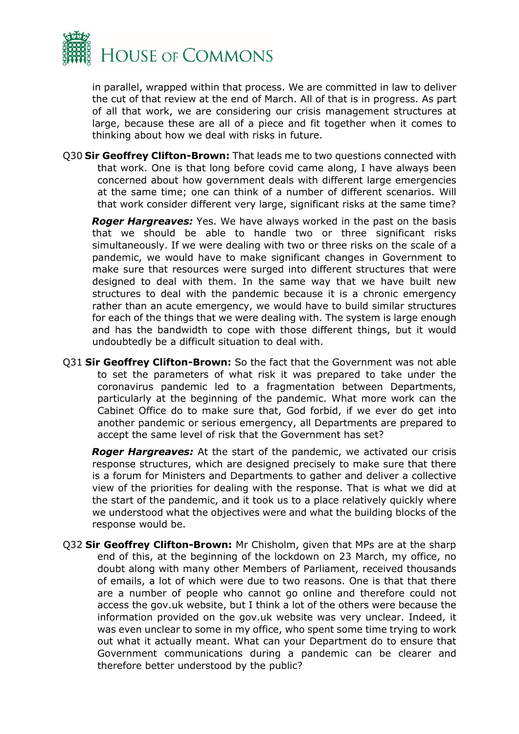in parallel, wrapped within that process. We are committed in law to deliver the cut of that review at the end of March. All of that is in progress. As part of all that work, we are considering our crisis management structures at large, because these are all of a piece and fit together when it comes to thinking about how we deal with risks in future.

Q30 **Sir Geoffrey Clifton-Brown:** That leads me to two questions connected with that work. One is that long before covid came along, I have always been concerned about how government deals with different large emergencies at the same time; one can think of a number of different scenarios. Will that work consider different very large, significant risks at the same time?

***Roger Hargreaves:*** Yes. We have always worked in the past on the basis that we should be able to handle two or three significant risks simultaneously. If we were dealing with two or three risks on the scale of a pandemic, we would have to make significant changes in Government to make sure that resources were surged into different structures that were designed to deal with them. In the same way that we have built new structures to deal with the pandemic because it is a chronic emergency rather than an acute emergency, we would have to build similar structures for each of the things that we were dealing with. The system is large enough and has the bandwidth to cope with those different things, but it would undoubtedly be a difficult situation to deal with.

Q31 **Sir Geoffrey Clifton-Brown:** So the fact that the Government was not able to set the parameters of what risk it was prepared to take under the coronavirus pandemic led to a fragmentation between Departments, particularly at the beginning of the pandemic. What more work can the Cabinet Office do to make sure that, God forbid, if we ever do get into another pandemic or serious emergency, all Departments are prepared to accept the same level of risk that the Government has set?

***Roger Hargreaves:*** At the start of the pandemic, we activated our crisis response structures, which are designed precisely to make sure that there is a forum for Ministers and Departments to gather and deliver a collective view of the priorities for dealing with the response. That is what we did at the start of the pandemic, and it took us to a place relatively quickly where we understood what the objectives were and what the building blocks of the response would be.

Q32 **Sir Geoffrey Clifton-Brown:** Mr Chisholm, given that MPs are at the sharp end of this, at the beginning of the lockdown on 23 March, my office, no doubt along with many other Members of Parliament, received thousands of emails, a lot of which were due to two reasons. One is that that there are a number of people who cannot go online and therefore could not access the gov.uk website, but I think a lot of the others were because the information provided on the gov.uk website was very unclear. Indeed, it was even unclear to some in my office, who spent some time trying to work out what it actually meant. What can your Department do to ensure that Government communications during a pandemic can be clearer and therefore better understood by the public?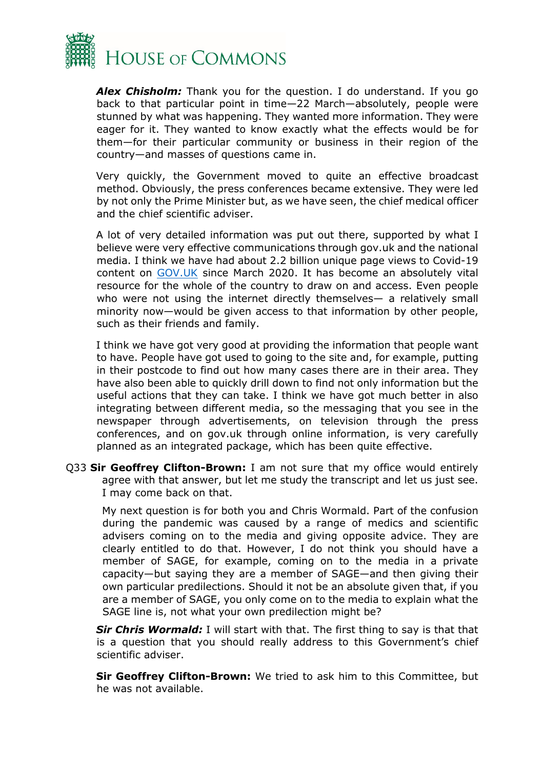***Alex Chisholm:*** Thank you for the question. I do understand. If you go back to that particular point in time—22 March—absolutely, people were stunned by what was happening. They wanted more information. They were eager for it. They wanted to know exactly what the effects would be for them—for their particular community or business in their region of the country—and masses of questions came in.

Very quickly, the Government moved to quite an effective broadcast method. Obviously, the press conferences became extensive. They were led by not only the Prime Minister but, as we have seen, the chief medical officer and the chief scientific adviser.

A lot of very detailed information was put out there, supported by what I believe were very effective communications through gov.uk and the national media. I think we have had about 2.2 billion unique page views to Covid-19 content on [GOV.UK](GOV.UK) since March 2020. It has become an absolutely vital resource for the whole of the country to draw on and access. Even people who were not using the internet directly themselves— a relatively small minority now—would be given access to that information by other people, such as their friends and family.

I think we have got very good at providing the information that people want to have. People have got used to going to the site and, for example, putting in their postcode to find out how many cases there are in their area. They have also been able to quickly drill down to find not only information but the useful actions that they can take. I think we have got much better in also integrating between different media, so the messaging that you see in the newspaper through advertisements, on television through the press conferences, and on gov.uk through online information, is very carefully planned as an integrated package, which has been quite effective.

Q33 **Sir Geoffrey Clifton-Brown:** I am not sure that my office would entirely agree with that answer, but let me study the transcript and let us just see. I may come back on that.

My next question is for both you and Chris Wormald. Part of the confusion during the pandemic was caused by a range of medics and scientific advisers coming on to the media and giving opposite advice. They are clearly entitled to do that. However, I do not think you should have a member of SAGE, for example, coming on to the media in a private capacity—but saying they are a member of SAGE—and then giving their own particular predilections. Should it not be an absolute given that, if you are a member of SAGE, you only come on to the media to explain what the SAGE line is, not what your own predilection might be?

***Sir Chris Wormald:*** I will start with that. The first thing to say is that that is a question that you should really address to this Government's chief scientific adviser.

**Sir Geoffrey Clifton-Brown:** We tried to ask him to this Committee, but he was not available.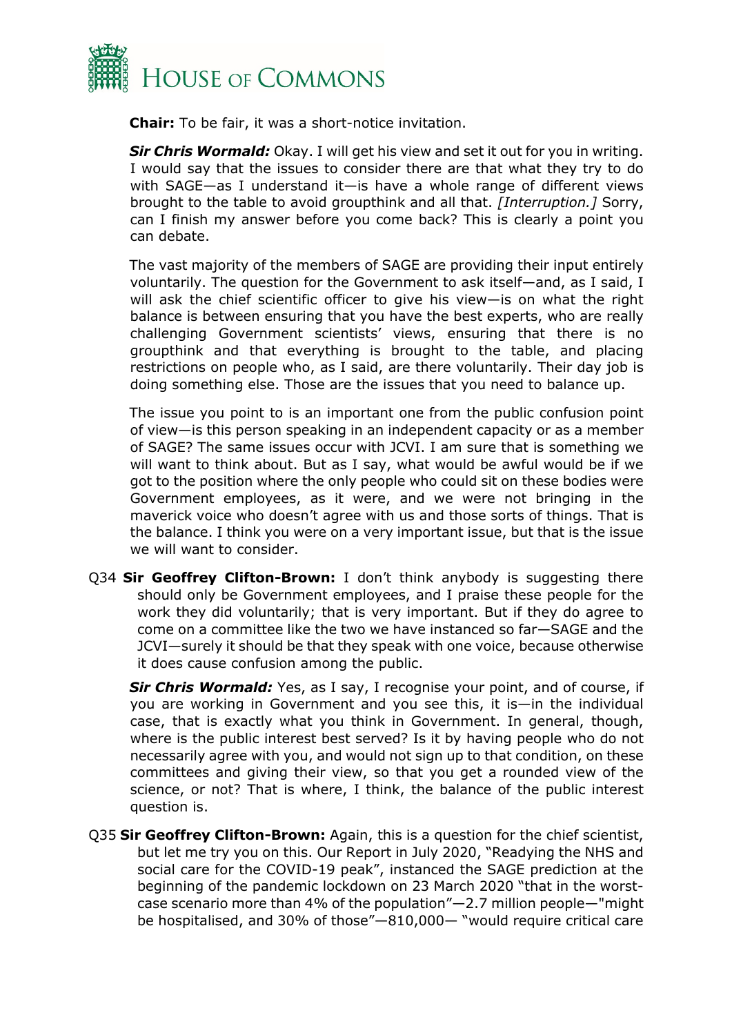**Chair:** To be fair, it was a short-notice invitation.

***Sir Chris Wormald:*** Okay. I will get his view and set it out for you in writing. I would say that the issues to consider there are that what they try to do with SAGE—as I understand it—is have a whole range of different views brought to the table to avoid groupthink and all that. *[Interruption.]* Sorry, can I finish my answer before you come back? This is clearly a point you can debate.

The vast majority of the members of SAGE are providing their input entirely voluntarily. The question for the Government to ask itself—and, as I said, I will ask the chief scientific officer to give his view—is on what the right balance is between ensuring that you have the best experts, who are really challenging Government scientists' views, ensuring that there is no groupthink and that everything is brought to the table, and placing restrictions on people who, as I said, are there voluntarily. Their day job is doing something else. Those are the issues that you need to balance up.

The issue you point to is an important one from the public confusion point of view—is this person speaking in an independent capacity or as a member of SAGE? The same issues occur with JCVI. I am sure that is something we will want to think about. But as I say, what would be awful would be if we got to the position where the only people who could sit on these bodies were Government employees, as it were, and we were not bringing in the maverick voice who doesn't agree with us and those sorts of things. That is the balance. I think you were on a very important issue, but that is the issue we will want to consider.

Q34 **Sir Geoffrey Clifton-Brown:** I don't think anybody is suggesting there should only be Government employees, and I praise these people for the work they did voluntarily; that is very important. But if they do agree to come on a committee like the two we have instanced so far—SAGE and the JCVI—surely it should be that they speak with one voice, because otherwise it does cause confusion among the public.

***Sir Chris Wormald:*** Yes, as I say, I recognise your point, and of course, if you are working in Government and you see this, it is—in the individual case, that is exactly what you think in Government. In general, though, where is the public interest best served? Is it by having people who do not necessarily agree with you, and would not sign up to that condition, on these committees and giving their view, so that you get a rounded view of the science, or not? That is where, I think, the balance of the public interest question is.

Q35 **Sir Geoffrey Clifton-Brown:** Again, this is a question for the chief scientist, but let me try you on this. Our Report in July 2020, "Readying the NHS and social care for the COVID-19 peak", instanced the SAGE prediction at the beginning of the pandemic lockdown on 23 March 2020 "that in the worst-case scenario more than 4% of the population"—2.7 million people—"might be hospitalised, and 30% of those"—810,000— "would require critical care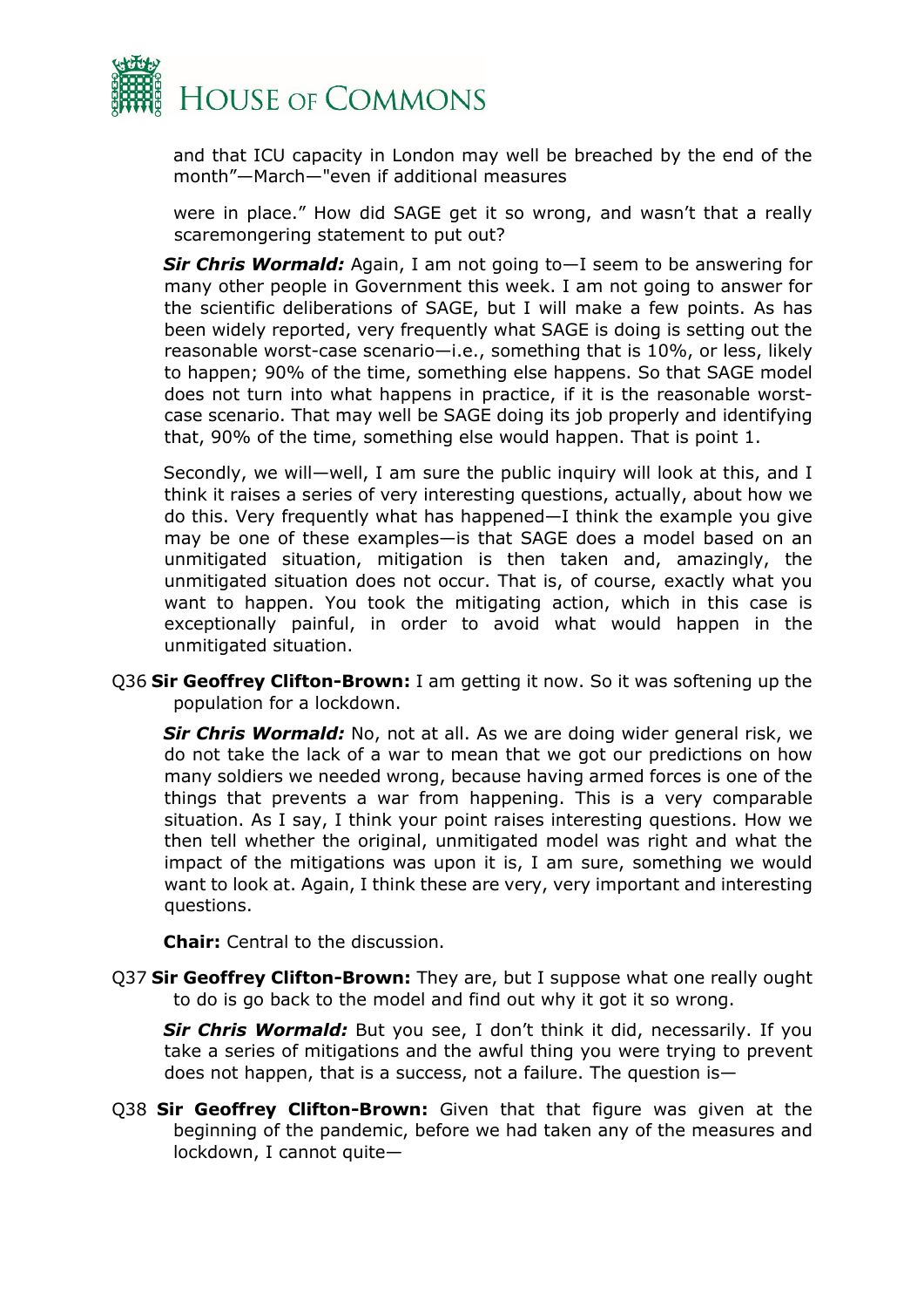and that ICU capacity in London may well be breached by the end of the month"—March—"even if additional measures

were in place." How did SAGE get it so wrong, and wasn't that a really scaremongering statement to put out?

***Sir Chris Wormald:*** Again, I am not going to—I seem to be answering for many other people in Government this week. I am not going to answer for the scientific deliberations of SAGE, but I will make a few points. As has been widely reported, very frequently what SAGE is doing is setting out the reasonable worst-case scenario—i.e., something that is 10%, or less, likely to happen; 90% of the time, something else happens. So that SAGE model does not turn into what happens in practice, if it is the reasonable worst-case scenario. That may well be SAGE doing its job properly and identifying that, 90% of the time, something else would happen. That is point 1.

Secondly, we will—well, I am sure the public inquiry will look at this, and I think it raises a series of very interesting questions, actually, about how we do this. Very frequently what has happened—I think the example you give may be one of these examples—is that SAGE does a model based on an unmitigated situation, mitigation is then taken and, amazingly, the unmitigated situation does not occur. That is, of course, exactly what you want to happen. You took the mitigating action, which in this case is exceptionally painful, in order to avoid what would happen in the unmitigated situation.

Q36 **Sir Geoffrey Clifton-Brown:** I am getting it now. So it was softening up the population for a lockdown.

***Sir Chris Wormald:*** No, not at all. As we are doing wider general risk, we do not take the lack of a war to mean that we got our predictions on how many soldiers we needed wrong, because having armed forces is one of the things that prevents a war from happening. This is a very comparable situation. As I say, I think your point raises interesting questions. How we then tell whether the original, unmitigated model was right and what the impact of the mitigations was upon it is, I am sure, something we would want to look at. Again, I think these are very, very important and interesting questions.

**Chair:** Central to the discussion.

Q37 **Sir Geoffrey Clifton-Brown:** They are, but I suppose what one really ought to do is go back to the model and find out why it got it so wrong.

***Sir Chris Wormald:*** But you see, I don't think it did, necessarily. If you take a series of mitigations and the awful thing you were trying to prevent does not happen, that is a success, not a failure. The question is—

Q38 **Sir Geoffrey Clifton-Brown:** Given that that figure was given at the beginning of the pandemic, before we had taken any of the measures and lockdown, I cannot quite—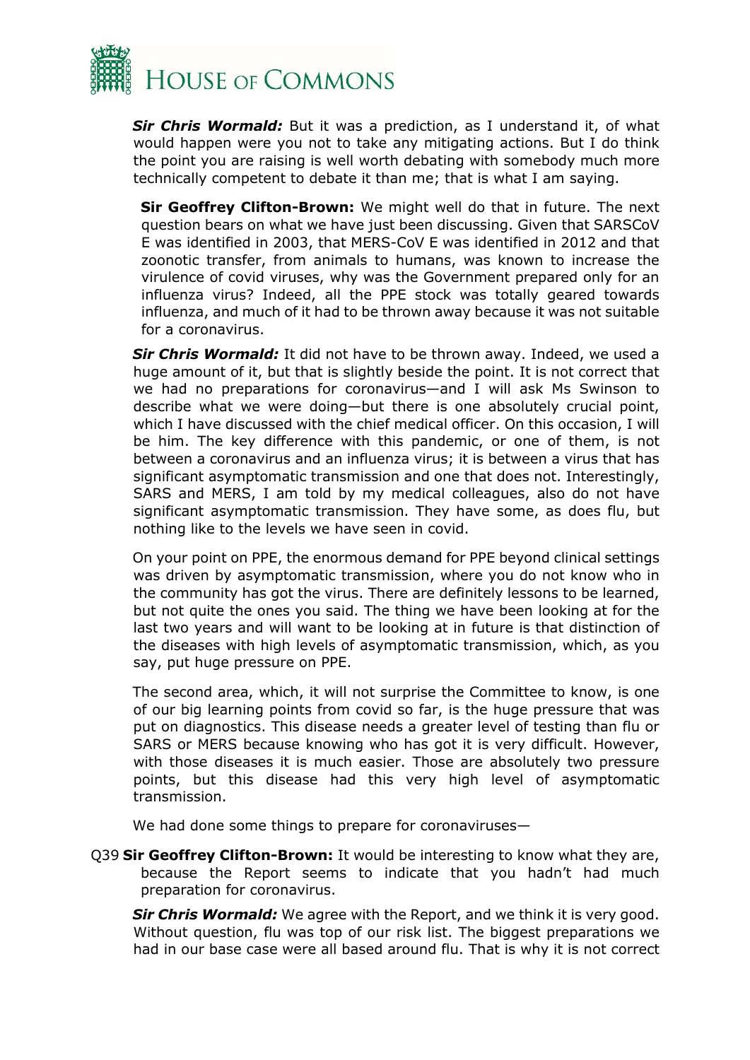***Sir Chris Wormald:*** But it was a prediction, as I understand it, of what would happen were you not to take any mitigating actions. But I do think the point you are raising is well worth debating with somebody much more technically competent to debate it than me; that is what I am saying.

**Sir Geoffrey Clifton-Brown:** We might well do that in future. The next question bears on what we have just been discussing. Given that SARSCoV E was identified in 2003, that MERS-CoV E was identified in 2012 and that zoonotic transfer, from animals to humans, was known to increase the virulence of covid viruses, why was the Government prepared only for an influenza virus? Indeed, all the PPE stock was totally geared towards influenza, and much of it had to be thrown away because it was not suitable for a coronavirus.

***Sir Chris Wormald:*** It did not have to be thrown away. Indeed, we used a huge amount of it, but that is slightly beside the point. It is not correct that we had no preparations for coronavirus—and I will ask Ms Swinson to describe what we were doing—but there is one absolutely crucial point, which I have discussed with the chief medical officer. On this occasion, I will be him. The key difference with this pandemic, or one of them, is not between a coronavirus and an influenza virus; it is between a virus that has significant asymptomatic transmission and one that does not. Interestingly, SARS and MERS, I am told by my medical colleagues, also do not have significant asymptomatic transmission. They have some, as does flu, but nothing like to the levels we have seen in covid.

On your point on PPE, the enormous demand for PPE beyond clinical settings was driven by asymptomatic transmission, where you do not know who in the community has got the virus. There are definitely lessons to be learned, but not quite the ones you said. The thing we have been looking at for the last two years and will want to be looking at in future is that distinction of the diseases with high levels of asymptomatic transmission, which, as you say, put huge pressure on PPE.

The second area, which, it will not surprise the Committee to know, is one of our big learning points from covid so far, is the huge pressure that was put on diagnostics. This disease needs a greater level of testing than flu or SARS or MERS because knowing who has got it is very difficult. However, with those diseases it is much easier. Those are absolutely two pressure points, but this disease had this very high level of asymptomatic transmission.

We had done some things to prepare for coronaviruses—

Q39 **Sir Geoffrey Clifton-Brown:** It would be interesting to know what they are, because the Report seems to indicate that you hadn't had much preparation for coronavirus.

***Sir Chris Wormald:*** We agree with the Report, and we think it is very good. Without question, flu was top of our risk list. The biggest preparations we had in our base case were all based around flu. That is why it is not correct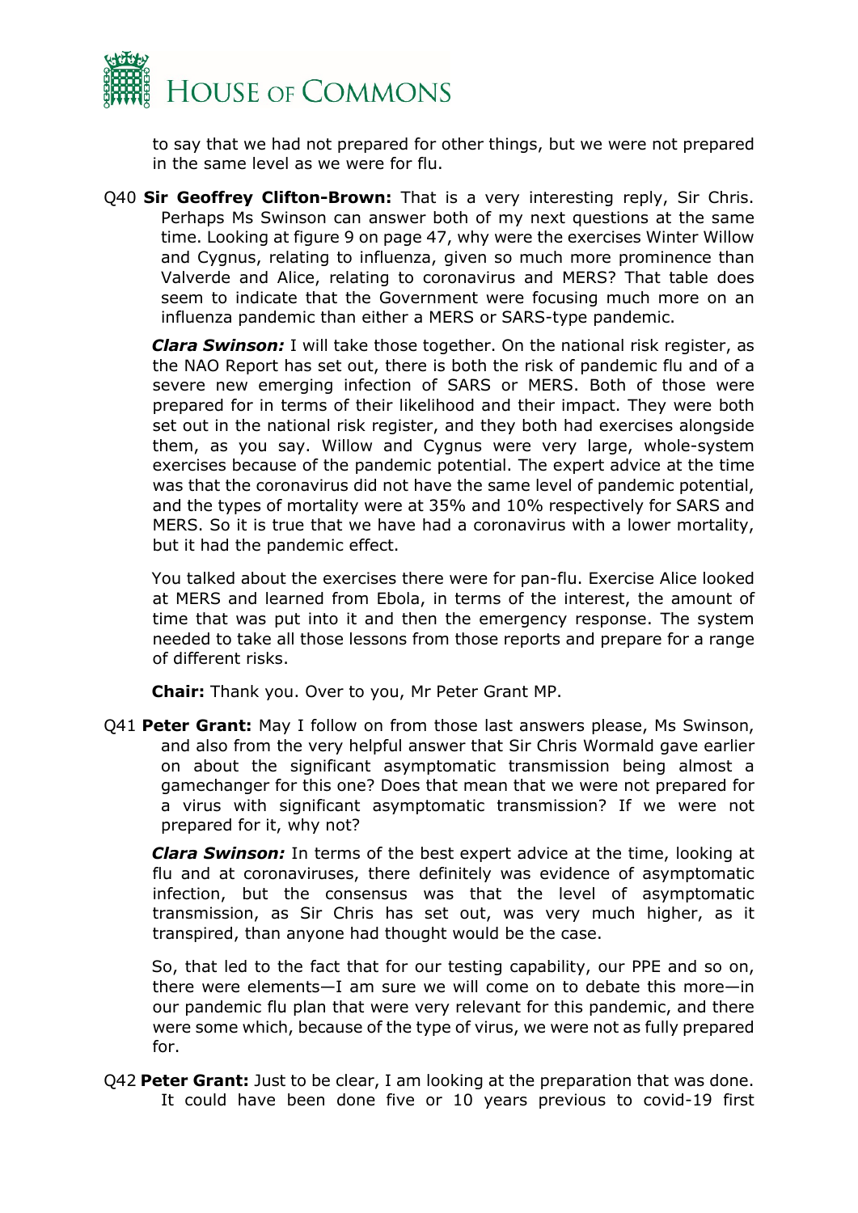to say that we had not prepared for other things, but we were not prepared in the same level as we were for flu.

Q40 **Sir Geoffrey Clifton-Brown:** That is a very interesting reply, Sir Chris. Perhaps Ms Swinson can answer both of my next questions at the same time. Looking at figure 9 on page 47, why were the exercises Winter Willow and Cygnus, relating to influenza, given so much more prominence than Valverde and Alice, relating to coronavirus and MERS? That table does seem to indicate that the Government were focusing much more on an influenza pandemic than either a MERS or SARS-type pandemic.

***Clara Swinson:*** I will take those together. On the national risk register, as the NAO Report has set out, there is both the risk of pandemic flu and of a severe new emerging infection of SARS or MERS. Both of those were prepared for in terms of their likelihood and their impact. They were both set out in the national risk register, and they both had exercises alongside them, as you say. Willow and Cygnus were very large, whole-system exercises because of the pandemic potential. The expert advice at the time was that the coronavirus did not have the same level of pandemic potential, and the types of mortality were at 35% and 10% respectively for SARS and MERS. So it is true that we have had a coronavirus with a lower mortality, but it had the pandemic effect.

You talked about the exercises there were for pan-flu. Exercise Alice looked at MERS and learned from Ebola, in terms of the interest, the amount of time that was put into it and then the emergency response. The system needed to take all those lessons from those reports and prepare for a range of different risks.

**Chair:** Thank you. Over to you, Mr Peter Grant MP.

Q41 **Peter Grant:** May I follow on from those last answers please, Ms Swinson, and also from the very helpful answer that Sir Chris Wormald gave earlier on about the significant asymptomatic transmission being almost a gamechanger for this one? Does that mean that we were not prepared for a virus with significant asymptomatic transmission? If we were not prepared for it, why not?

***Clara Swinson:*** In terms of the best expert advice at the time, looking at flu and at coronaviruses, there definitely was evidence of asymptomatic infection, but the consensus was that the level of asymptomatic transmission, as Sir Chris has set out, was very much higher, as it transpired, than anyone had thought would be the case.

So, that led to the fact that for our testing capability, our PPE and so on, there were elements—I am sure we will come on to debate this more—in our pandemic flu plan that were very relevant for this pandemic, and there were some which, because of the type of virus, we were not as fully prepared for.

Q42 **Peter Grant:** Just to be clear, I am looking at the preparation that was done. It could have been done five or 10 years previous to covid-19 first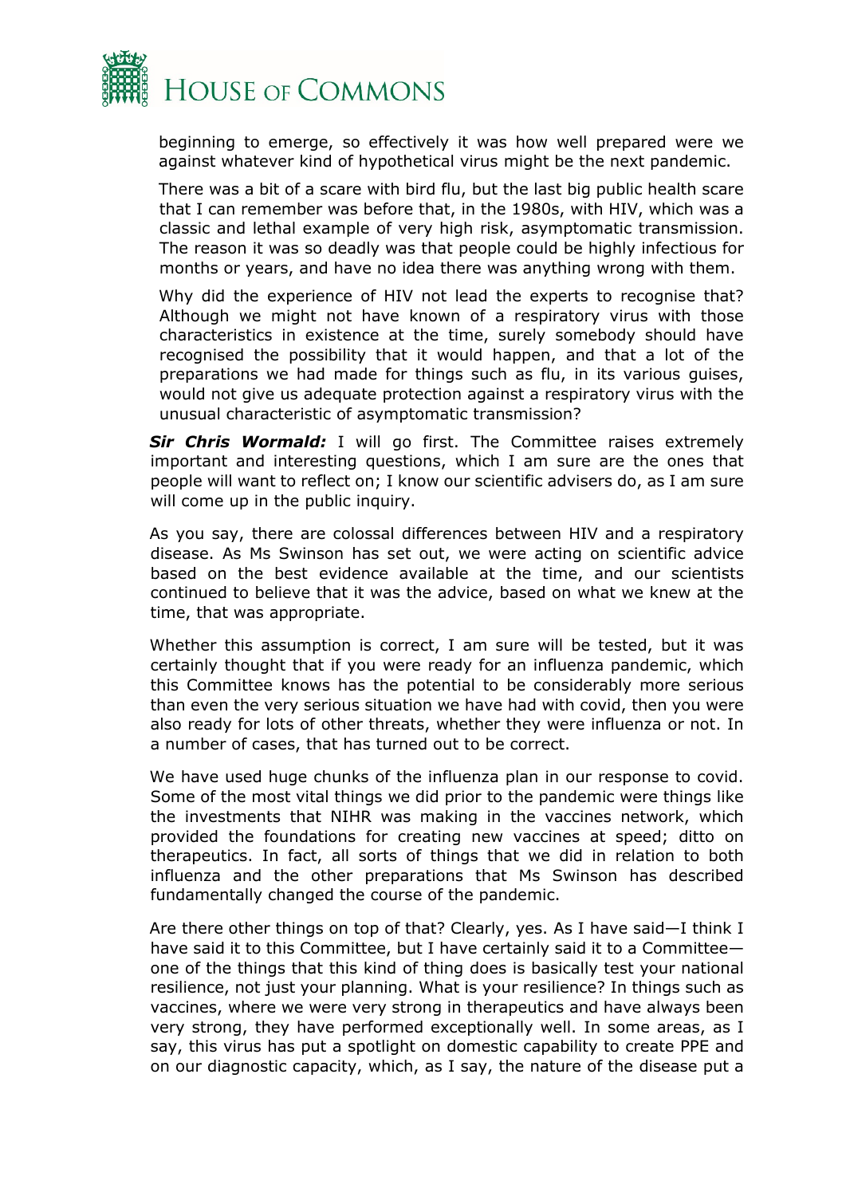beginning to emerge, so effectively it was how well prepared were we against whatever kind of hypothetical virus might be the next pandemic.

There was a bit of a scare with bird flu, but the last big public health scare that I can remember was before that, in the 1980s, with HIV, which was a classic and lethal example of very high risk, asymptomatic transmission. The reason it was so deadly was that people could be highly infectious for months or years, and have no idea there was anything wrong with them.

Why did the experience of HIV not lead the experts to recognise that? Although we might not have known of a respiratory virus with those characteristics in existence at the time, surely somebody should have recognised the possibility that it would happen, and that a lot of the preparations we had made for things such as flu, in its various guises, would not give us adequate protection against a respiratory virus with the unusual characteristic of asymptomatic transmission?

***Sir Chris Wormald:*** I will go first. The Committee raises extremely important and interesting questions, which I am sure are the ones that people will want to reflect on; I know our scientific advisers do, as I am sure will come up in the public inquiry.

As you say, there are colossal differences between HIV and a respiratory disease. As Ms Swinson has set out, we were acting on scientific advice based on the best evidence available at the time, and our scientists continued to believe that it was the advice, based on what we knew at the time, that was appropriate.

Whether this assumption is correct, I am sure will be tested, but it was certainly thought that if you were ready for an influenza pandemic, which this Committee knows has the potential to be considerably more serious than even the very serious situation we have had with covid, then you were also ready for lots of other threats, whether they were influenza or not. In a number of cases, that has turned out to be correct.

We have used huge chunks of the influenza plan in our response to covid. Some of the most vital things we did prior to the pandemic were things like the investments that NIHR was making in the vaccines network, which provided the foundations for creating new vaccines at speed; ditto on therapeutics. In fact, all sorts of things that we did in relation to both influenza and the other preparations that Ms Swinson has described fundamentally changed the course of the pandemic.

Are there other things on top of that? Clearly, yes. As I have said—I think I have said it to this Committee, but I have certainly said it to a Committee—one of the things that this kind of thing does is basically test your national resilience, not just your planning. What is your resilience? In things such as vaccines, where we were very strong in therapeutics and have always been very strong, they have performed exceptionally well. In some areas, as I say, this virus has put a spotlight on domestic capability to create PPE and on our diagnostic capacity, which, as I say, the nature of the disease put a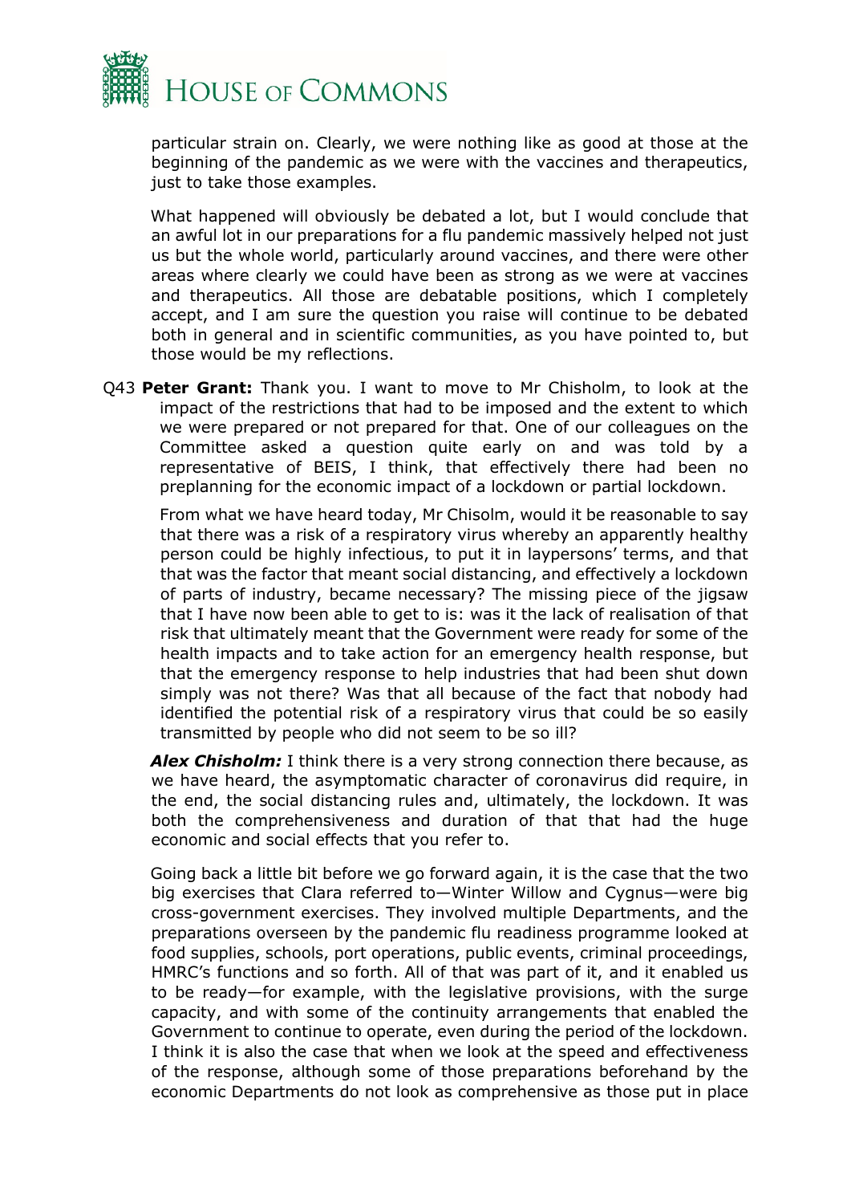particular strain on. Clearly, we were nothing like as good at those at the beginning of the pandemic as we were with the vaccines and therapeutics, just to take those examples.

What happened will obviously be debated a lot, but I would conclude that an awful lot in our preparations for a flu pandemic massively helped not just us but the whole world, particularly around vaccines, and there were other areas where clearly we could have been as strong as we were at vaccines and therapeutics. All those are debatable positions, which I completely accept, and I am sure the question you raise will continue to be debated both in general and in scientific communities, as you have pointed to, but those would be my reflections.

Q43 **Peter Grant:** Thank you. I want to move to Mr Chisholm, to look at the impact of the restrictions that had to be imposed and the extent to which we were prepared or not prepared for that. One of our colleagues on the Committee asked a question quite early on and was told by a representative of BEIS, I think, that effectively there had been no preplanning for the economic impact of a lockdown or partial lockdown.

From what we have heard today, Mr Chisolm, would it be reasonable to say that there was a risk of a respiratory virus whereby an apparently healthy person could be highly infectious, to put it in laypersons' terms, and that that was the factor that meant social distancing, and effectively a lockdown of parts of industry, became necessary? The missing piece of the jigsaw that I have now been able to get to is: was it the lack of realisation of that risk that ultimately meant that the Government were ready for some of the health impacts and to take action for an emergency health response, but that the emergency response to help industries that had been shut down simply was not there? Was that all because of the fact that nobody had identified the potential risk of a respiratory virus that could be so easily transmitted by people who did not seem to be so ill?

***Alex Chisholm:*** I think there is a very strong connection there because, as we have heard, the asymptomatic character of coronavirus did require, in the end, the social distancing rules and, ultimately, the lockdown. It was both the comprehensiveness and duration of that that had the huge economic and social effects that you refer to.

Going back a little bit before we go forward again, it is the case that the two big exercises that Clara referred to—Winter Willow and Cygnus—were big cross-government exercises. They involved multiple Departments, and the preparations overseen by the pandemic flu readiness programme looked at food supplies, schools, port operations, public events, criminal proceedings, HMRC's functions and so forth. All of that was part of it, and it enabled us to be ready—for example, with the legislative provisions, with the surge capacity, and with some of the continuity arrangements that enabled the Government to continue to operate, even during the period of the lockdown. I think it is also the case that when we look at the speed and effectiveness of the response, although some of those preparations beforehand by the economic Departments do not look as comprehensive as those put in place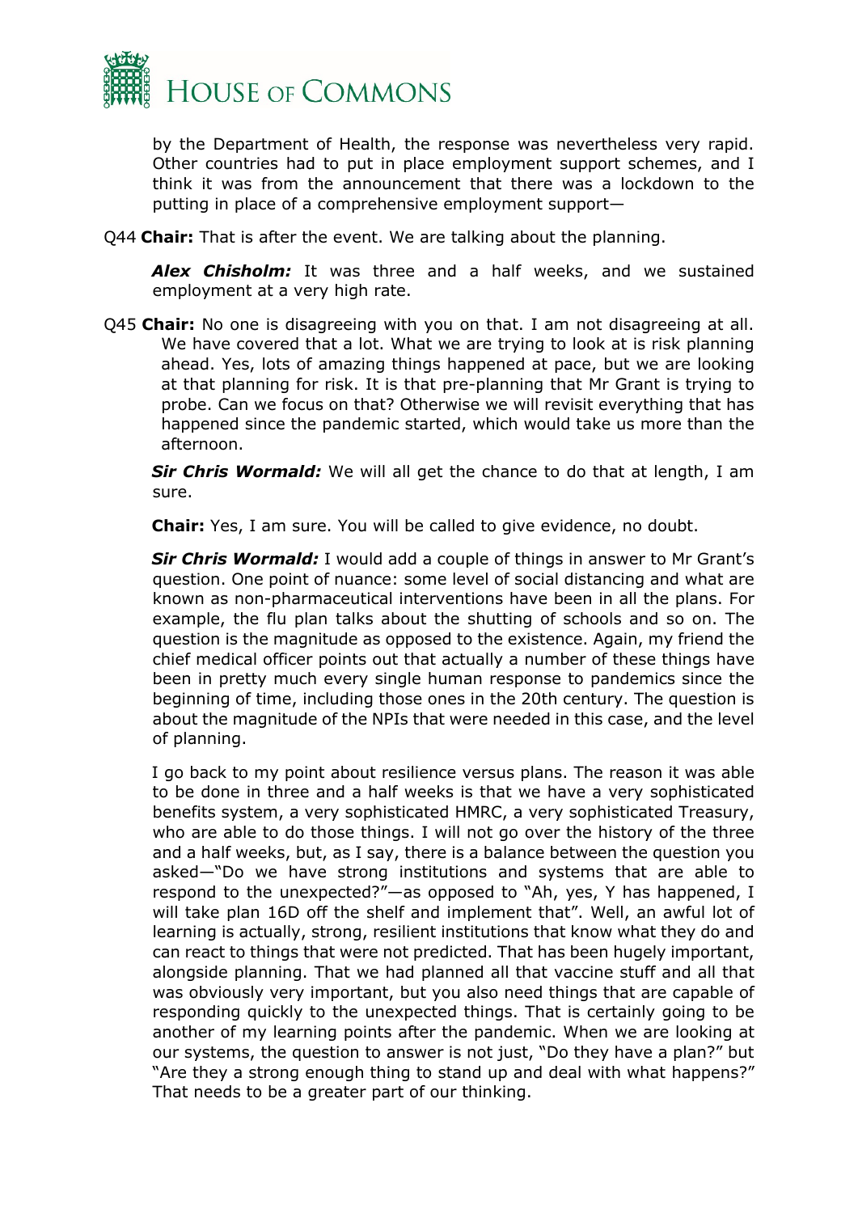by the Department of Health, the response was nevertheless very rapid. Other countries had to put in place employment support schemes, and I think it was from the announcement that there was a lockdown to the putting in place of a comprehensive employment support—

Q44 **Chair:** That is after the event. We are talking about the planning.

***Alex Chisholm:*** It was three and a half weeks, and we sustained employment at a very high rate.

Q45 **Chair:** No one is disagreeing with you on that. I am not disagreeing at all. We have covered that a lot. What we are trying to look at is risk planning ahead. Yes, lots of amazing things happened at pace, but we are looking at that planning for risk. It is that pre-planning that Mr Grant is trying to probe. Can we focus on that? Otherwise we will revisit everything that has happened since the pandemic started, which would take us more than the afternoon.

***Sir Chris Wormald:*** We will all get the chance to do that at length, I am sure.

**Chair:** Yes, I am sure. You will be called to give evidence, no doubt.

***Sir Chris Wormald:*** I would add a couple of things in answer to Mr Grant's question. One point of nuance: some level of social distancing and what are known as non-pharmaceutical interventions have been in all the plans. For example, the flu plan talks about the shutting of schools and so on. The question is the magnitude as opposed to the existence. Again, my friend the chief medical officer points out that actually a number of these things have been in pretty much every single human response to pandemics since the beginning of time, including those ones in the 20th century. The question is about the magnitude of the NPIs that were needed in this case, and the level of planning.

I go back to my point about resilience versus plans. The reason it was able to be done in three and a half weeks is that we have a very sophisticated benefits system, a very sophisticated HMRC, a very sophisticated Treasury, who are able to do those things. I will not go over the history of the three and a half weeks, but, as I say, there is a balance between the question you asked—"Do we have strong institutions and systems that are able to respond to the unexpected?"—as opposed to "Ah, yes, Y has happened, I will take plan 16D off the shelf and implement that". Well, an awful lot of learning is actually, strong, resilient institutions that know what they do and can react to things that were not predicted. That has been hugely important, alongside planning. That we had planned all that vaccine stuff and all that was obviously very important, but you also need things that are capable of responding quickly to the unexpected things. That is certainly going to be another of my learning points after the pandemic. When we are looking at our systems, the question to answer is not just, "Do they have a plan?" but "Are they a strong enough thing to stand up and deal with what happens?" That needs to be a greater part of our thinking.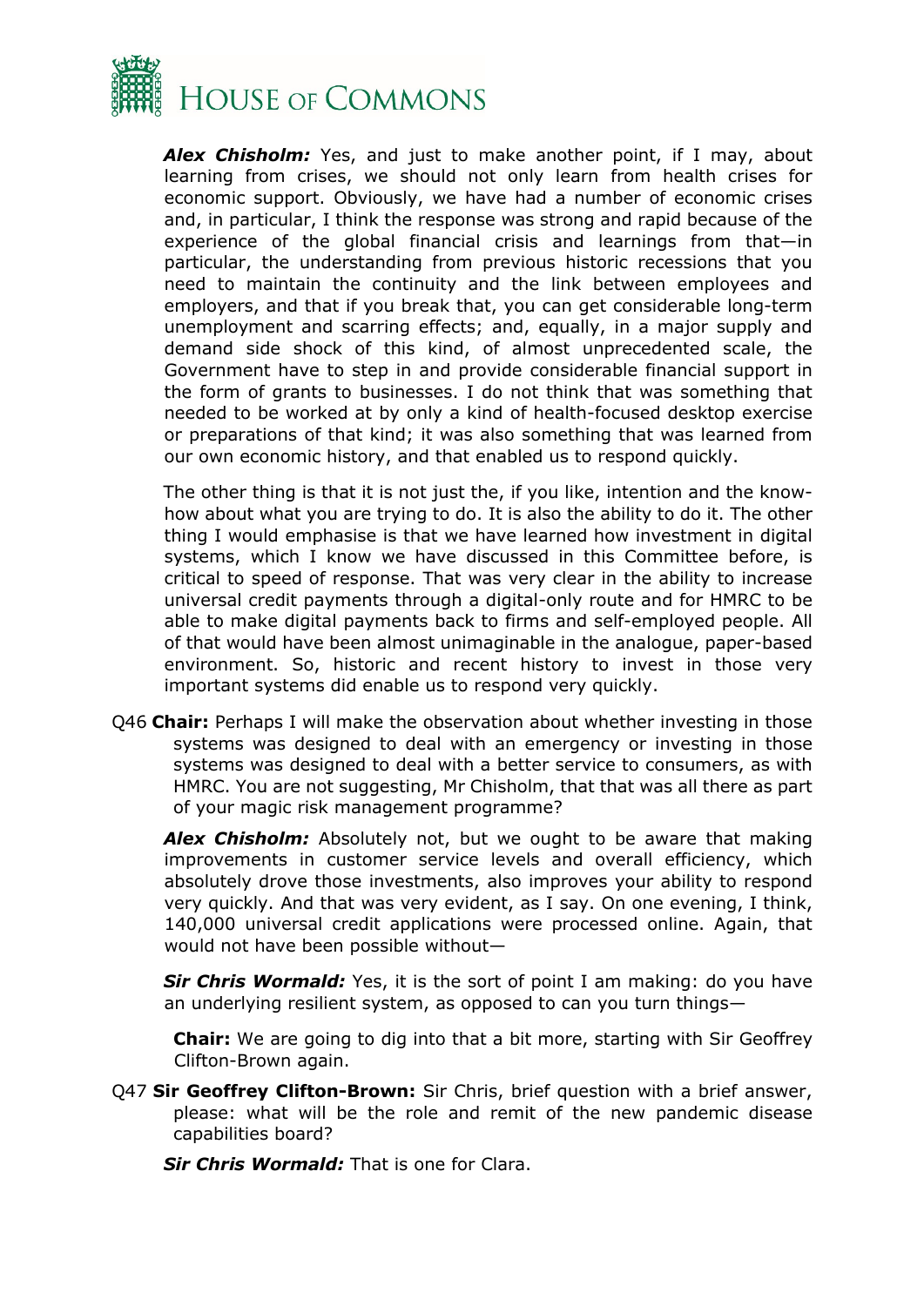***Alex Chisholm:*** Yes, and just to make another point, if I may, about learning from crises, we should not only learn from health crises for economic support. Obviously, we have had a number of economic crises and, in particular, I think the response was strong and rapid because of the experience of the global financial crisis and learnings from that—in particular, the understanding from previous historic recessions that you need to maintain the continuity and the link between employees and employers, and that if you break that, you can get considerable long-term unemployment and scarring effects; and, equally, in a major supply and demand side shock of this kind, of almost unprecedented scale, the Government have to step in and provide considerable financial support in the form of grants to businesses. I do not think that was something that needed to be worked at by only a kind of health-focused desktop exercise or preparations of that kind; it was also something that was learned from our own economic history, and that enabled us to respond quickly.

The other thing is that it is not just the, if you like, intention and the know-how about what you are trying to do. It is also the ability to do it. The other thing I would emphasise is that we have learned how investment in digital systems, which I know we have discussed in this Committee before, is critical to speed of response. That was very clear in the ability to increase universal credit payments through a digital-only route and for HMRC to be able to make digital payments back to firms and self-employed people. All of that would have been almost unimaginable in the analogue, paper-based environment. So, historic and recent history to invest in those very important systems did enable us to respond very quickly.

Q46 **Chair:** Perhaps I will make the observation about whether investing in those systems was designed to deal with an emergency or investing in those systems was designed to deal with a better service to consumers, as with HMRC. You are not suggesting, Mr Chisholm, that that was all there as part of your magic risk management programme?

***Alex Chisholm:*** Absolutely not, but we ought to be aware that making improvements in customer service levels and overall efficiency, which absolutely drove those investments, also improves your ability to respond very quickly. And that was very evident, as I say. On one evening, I think, 140,000 universal credit applications were processed online. Again, that would not have been possible without—

***Sir Chris Wormald:*** Yes, it is the sort of point I am making: do you have an underlying resilient system, as opposed to can you turn things—

**Chair:** We are going to dig into that a bit more, starting with Sir Geoffrey Clifton-Brown again.

Q47 **Sir Geoffrey Clifton-Brown:** Sir Chris, brief question with a brief answer, please: what will be the role and remit of the new pandemic disease capabilities board?

***Sir Chris Wormald:*** That is one for Clara.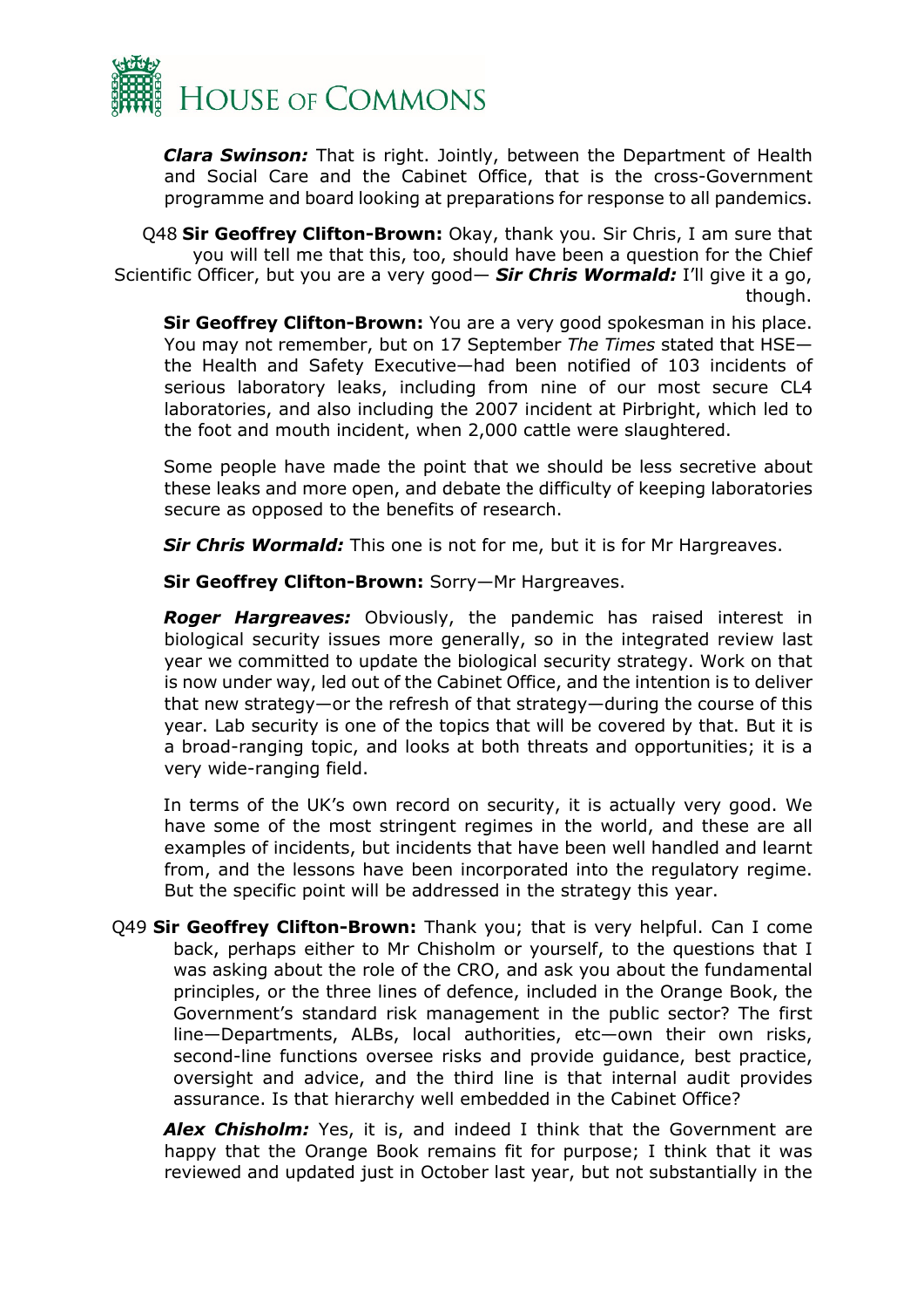***Clara Swinson:*** That is right. Jointly, between the Department of Health and Social Care and the Cabinet Office, that is the cross-Government programme and board looking at preparations for response to all pandemics.

Q48 **Sir Geoffrey Clifton-Brown:** Okay, thank you. Sir Chris, I am sure that you will tell me that this, too, should have been a question for the Chief Scientific Officer, but you are a very good— ***Sir Chris Wormald:*** I'll give it a go, though.

**Sir Geoffrey Clifton-Brown:** You are a very good spokesman in his place. You may not remember, but on 17 September *The Times* stated that HSE—the Health and Safety Executive—had been notified of 103 incidents of serious laboratory leaks, including from nine of our most secure CL4 laboratories, and also including the 2007 incident at Pirbright, which led to the foot and mouth incident, when 2,000 cattle were slaughtered.

Some people have made the point that we should be less secretive about these leaks and more open, and debate the difficulty of keeping laboratories secure as opposed to the benefits of research.

***Sir Chris Wormald:*** This one is not for me, but it is for Mr Hargreaves.

**Sir Geoffrey Clifton-Brown:** Sorry—Mr Hargreaves.

***Roger Hargreaves:*** Obviously, the pandemic has raised interest in biological security issues more generally, so in the integrated review last year we committed to update the biological security strategy. Work on that is now under way, led out of the Cabinet Office, and the intention is to deliver that new strategy—or the refresh of that strategy—during the course of this year. Lab security is one of the topics that will be covered by that. But it is a broad-ranging topic, and looks at both threats and opportunities; it is a very wide-ranging field.

In terms of the UK's own record on security, it is actually very good. We have some of the most stringent regimes in the world, and these are all examples of incidents, but incidents that have been well handled and learnt from, and the lessons have been incorporated into the regulatory regime. But the specific point will be addressed in the strategy this year.

Q49 **Sir Geoffrey Clifton-Brown:** Thank you; that is very helpful. Can I come back, perhaps either to Mr Chisholm or yourself, to the questions that I was asking about the role of the CRO, and ask you about the fundamental principles, or the three lines of defence, included in the Orange Book, the Government's standard risk management in the public sector? The first line—Departments, ALBs, local authorities, etc—own their own risks, second-line functions oversee risks and provide guidance, best practice, oversight and advice, and the third line is that internal audit provides assurance. Is that hierarchy well embedded in the Cabinet Office?

***Alex Chisholm:*** Yes, it is, and indeed I think that the Government are happy that the Orange Book remains fit for purpose; I think that it was reviewed and updated just in October last year, but not substantially in the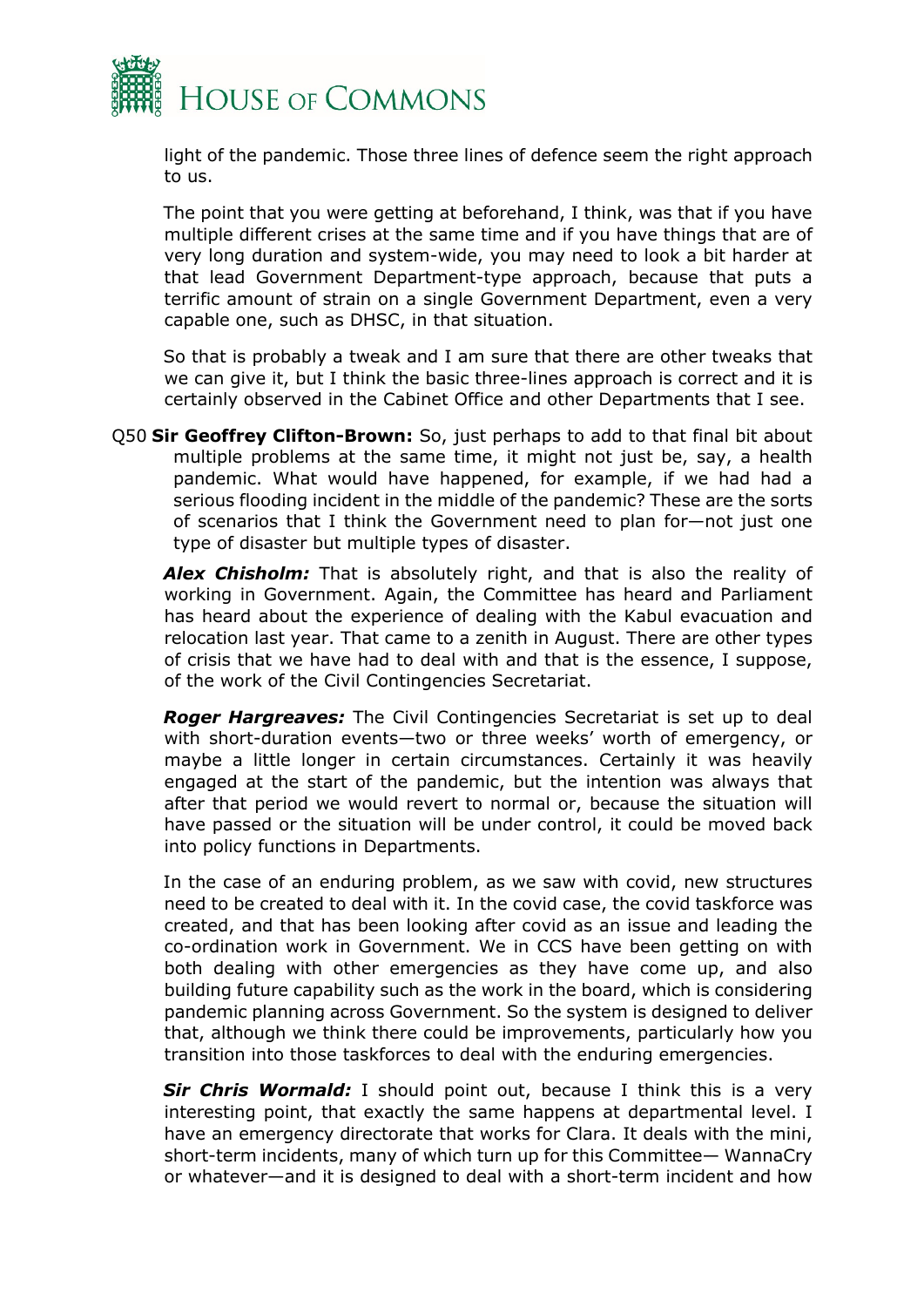light of the pandemic. Those three lines of defence seem the right approach to us.

The point that you were getting at beforehand, I think, was that if you have multiple different crises at the same time and if you have things that are of very long duration and system-wide, you may need to look a bit harder at that lead Government Department-type approach, because that puts a terrific amount of strain on a single Government Department, even a very capable one, such as DHSC, in that situation.

So that is probably a tweak and I am sure that there are other tweaks that we can give it, but I think the basic three-lines approach is correct and it is certainly observed in the Cabinet Office and other Departments that I see.

Q50 **Sir Geoffrey Clifton-Brown:** So, just perhaps to add to that final bit about multiple problems at the same time, it might not just be, say, a health pandemic. What would have happened, for example, if we had had a serious flooding incident in the middle of the pandemic? These are the sorts of scenarios that I think the Government need to plan for—not just one type of disaster but multiple types of disaster.

***Alex Chisholm:*** That is absolutely right, and that is also the reality of working in Government. Again, the Committee has heard and Parliament has heard about the experience of dealing with the Kabul evacuation and relocation last year. That came to a zenith in August. There are other types of crisis that we have had to deal with and that is the essence, I suppose, of the work of the Civil Contingencies Secretariat.

***Roger Hargreaves:*** The Civil Contingencies Secretariat is set up to deal with short-duration events—two or three weeks' worth of emergency, or maybe a little longer in certain circumstances. Certainly it was heavily engaged at the start of the pandemic, but the intention was always that after that period we would revert to normal or, because the situation will have passed or the situation will be under control, it could be moved back into policy functions in Departments.

In the case of an enduring problem, as we saw with covid, new structures need to be created to deal with it. In the covid case, the covid taskforce was created, and that has been looking after covid as an issue and leading the co-ordination work in Government. We in CCS have been getting on with both dealing with other emergencies as they have come up, and also building future capability such as the work in the board, which is considering pandemic planning across Government. So the system is designed to deliver that, although we think there could be improvements, particularly how you transition into those taskforces to deal with the enduring emergencies.

***Sir Chris Wormald:*** I should point out, because I think this is a very interesting point, that exactly the same happens at departmental level. I have an emergency directorate that works for Clara. It deals with the mini, short-term incidents, many of which turn up for this Committee— WannaCry or whatever—and it is designed to deal with a short-term incident and how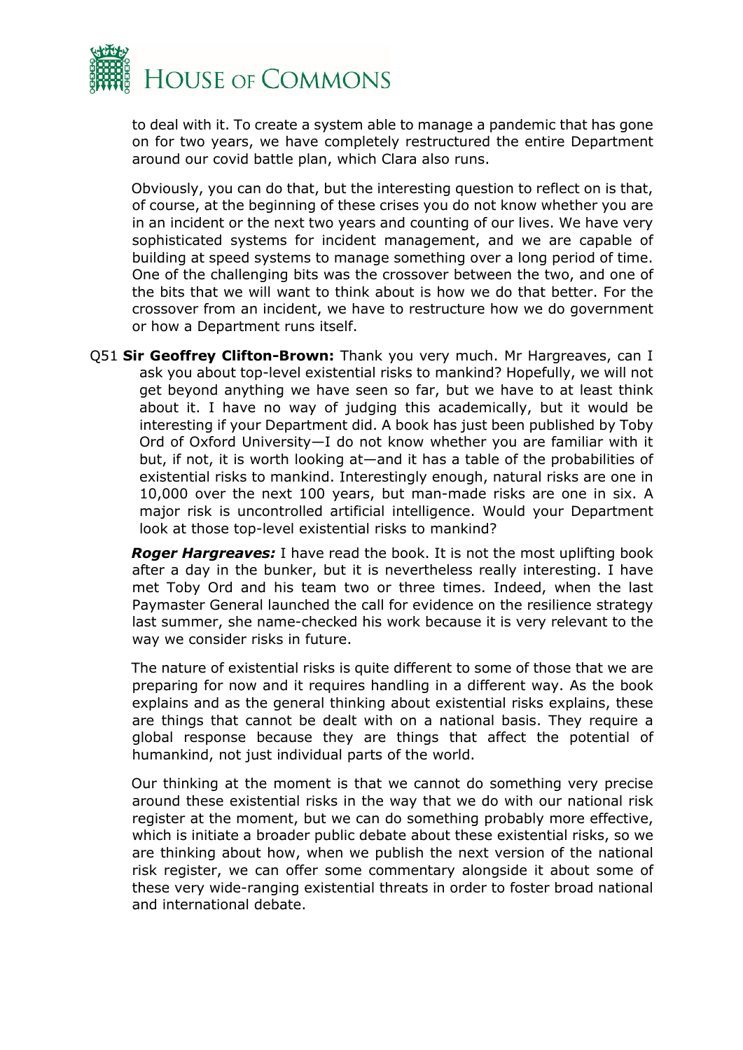to deal with it. To create a system able to manage a pandemic that has gone on for two years, we have completely restructured the entire Department around our covid battle plan, which Clara also runs.

Obviously, you can do that, but the interesting question to reflect on is that, of course, at the beginning of these crises you do not know whether you are in an incident or the next two years and counting of our lives. We have very sophisticated systems for incident management, and we are capable of building at speed systems to manage something over a long period of time. One of the challenging bits was the crossover between the two, and one of the bits that we will want to think about is how we do that better. For the crossover from an incident, we have to restructure how we do government or how a Department runs itself.

Q51 **Sir Geoffrey Clifton-Brown:** Thank you very much. Mr Hargreaves, can I ask you about top-level existential risks to mankind? Hopefully, we will not get beyond anything we have seen so far, but we have to at least think about it. I have no way of judging this academically, but it would be interesting if your Department did. A book has just been published by Toby Ord of Oxford University—I do not know whether you are familiar with it but, if not, it is worth looking at—and it has a table of the probabilities of existential risks to mankind. Interestingly enough, natural risks are one in 10,000 over the next 100 years, but man-made risks are one in six. A major risk is uncontrolled artificial intelligence. Would your Department look at those top-level existential risks to mankind?

***Roger Hargreaves:*** I have read the book. It is not the most uplifting book after a day in the bunker, but it is nevertheless really interesting. I have met Toby Ord and his team two or three times. Indeed, when the last Paymaster General launched the call for evidence on the resilience strategy last summer, she name-checked his work because it is very relevant to the way we consider risks in future.

The nature of existential risks is quite different to some of those that we are preparing for now and it requires handling in a different way. As the book explains and as the general thinking about existential risks explains, these are things that cannot be dealt with on a national basis. They require a global response because they are things that affect the potential of humankind, not just individual parts of the world.

Our thinking at the moment is that we cannot do something very precise around these existential risks in the way that we do with our national risk register at the moment, but we can do something probably more effective, which is initiate a broader public debate about these existential risks, so we are thinking about how, when we publish the next version of the national risk register, we can offer some commentary alongside it about some of these very wide-ranging existential threats in order to foster broad national and international debate.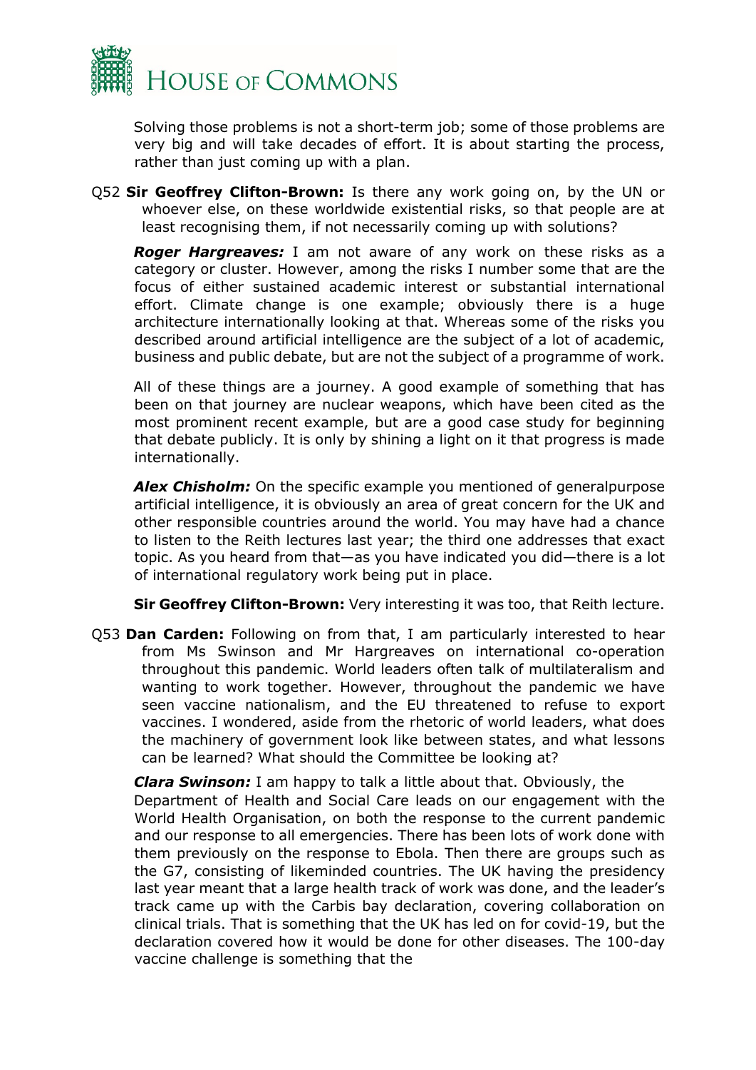Solving those problems is not a short-term job; some of those problems are very big and will take decades of effort. It is about starting the process, rather than just coming up with a plan.

Q52 **Sir Geoffrey Clifton-Brown:** Is there any work going on, by the UN or whoever else, on these worldwide existential risks, so that people are at least recognising them, if not necessarily coming up with solutions?

***Roger Hargreaves:*** I am not aware of any work on these risks as a category or cluster. However, among the risks I number some that are the focus of either sustained academic interest or substantial international effort. Climate change is one example; obviously there is a huge architecture internationally looking at that. Whereas some of the risks you described around artificial intelligence are the subject of a lot of academic, business and public debate, but are not the subject of a programme of work.

All of these things are a journey. A good example of something that has been on that journey are nuclear weapons, which have been cited as the most prominent recent example, but are a good case study for beginning that debate publicly. It is only by shining a light on it that progress is made internationally.

***Alex Chisholm:*** On the specific example you mentioned of generalpurpose artificial intelligence, it is obviously an area of great concern for the UK and other responsible countries around the world. You may have had a chance to listen to the Reith lectures last year; the third one addresses that exact topic. As you heard from that—as you have indicated you did—there is a lot of international regulatory work being put in place.

**Sir Geoffrey Clifton-Brown:** Very interesting it was too, that Reith lecture.

Q53 **Dan Carden:** Following on from that, I am particularly interested to hear from Ms Swinson and Mr Hargreaves on international co-operation throughout this pandemic. World leaders often talk of multilateralism and wanting to work together. However, throughout the pandemic we have seen vaccine nationalism, and the EU threatened to refuse to export vaccines. I wondered, aside from the rhetoric of world leaders, what does the machinery of government look like between states, and what lessons can be learned? What should the Committee be looking at?

***Clara Swinson:*** I am happy to talk a little about that. Obviously, the Department of Health and Social Care leads on our engagement with the World Health Organisation, on both the response to the current pandemic and our response to all emergencies. There has been lots of work done with them previously on the response to Ebola. Then there are groups such as the G7, consisting of likeminded countries. The UK having the presidency last year meant that a large health track of work was done, and the leader's track came up with the Carbis bay declaration, covering collaboration on clinical trials. That is something that the UK has led on for covid-19, but the declaration covered how it would be done for other diseases. The 100-day vaccine challenge is something that the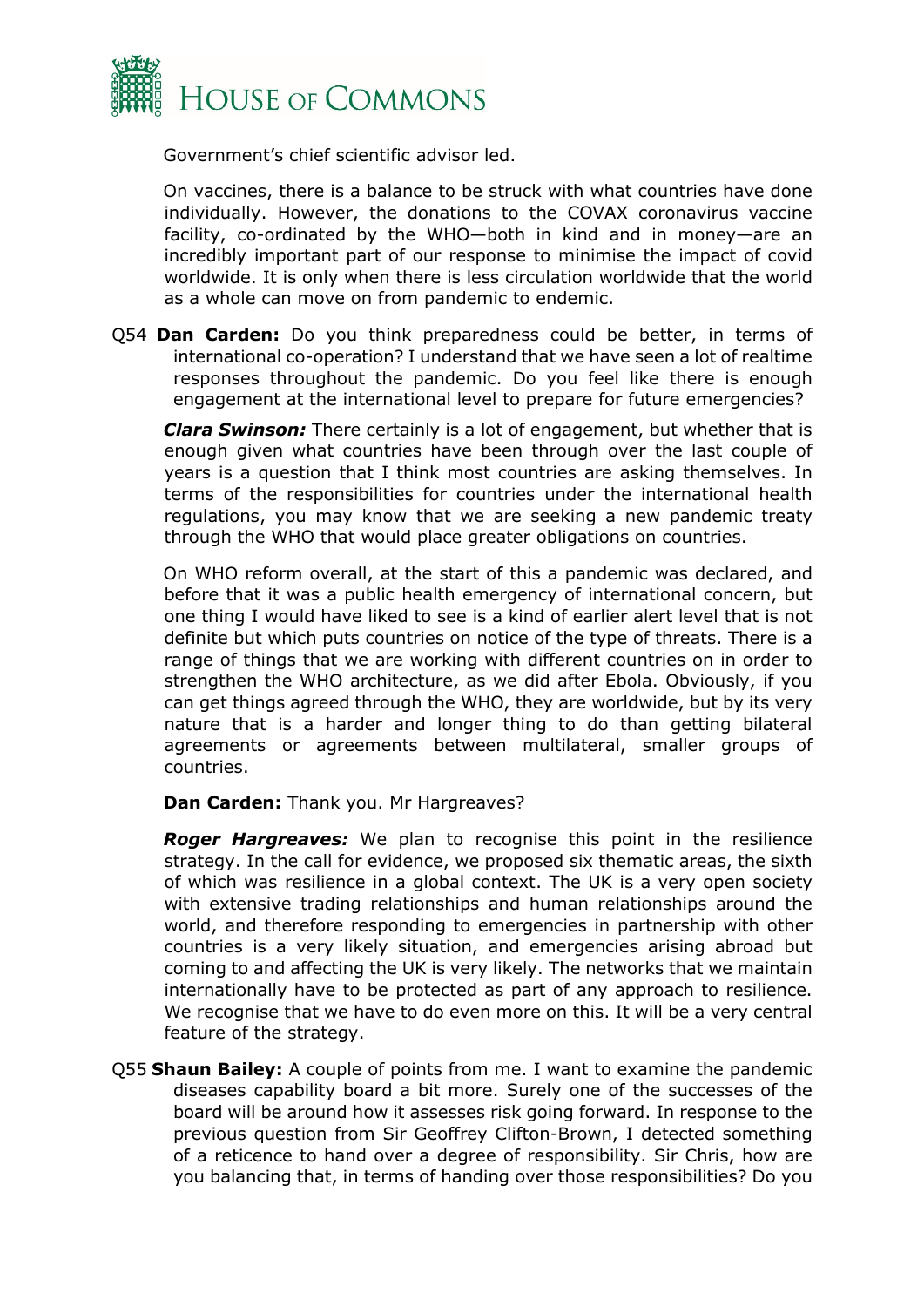Government's chief scientific advisor led.

On vaccines, there is a balance to be struck with what countries have done individually. However, the donations to the COVAX coronavirus vaccine facility, co-ordinated by the WHO—both in kind and in money—are an incredibly important part of our response to minimise the impact of covid worldwide. It is only when there is less circulation worldwide that the world as a whole can move on from pandemic to endemic.

Q54 **Dan Carden:** Do you think preparedness could be better, in terms of international co-operation? I understand that we have seen a lot of realtime responses throughout the pandemic. Do you feel like there is enough engagement at the international level to prepare for future emergencies?

***Clara Swinson:*** There certainly is a lot of engagement, but whether that is enough given what countries have been through over the last couple of years is a question that I think most countries are asking themselves. In terms of the responsibilities for countries under the international health regulations, you may know that we are seeking a new pandemic treaty through the WHO that would place greater obligations on countries.

On WHO reform overall, at the start of this a pandemic was declared, and before that it was a public health emergency of international concern, but one thing I would have liked to see is a kind of earlier alert level that is not definite but which puts countries on notice of the type of threats. There is a range of things that we are working with different countries on in order to strengthen the WHO architecture, as we did after Ebola. Obviously, if you can get things agreed through the WHO, they are worldwide, but by its very nature that is a harder and longer thing to do than getting bilateral agreements or agreements between multilateral, smaller groups of countries.

**Dan Carden:** Thank you. Mr Hargreaves?

***Roger Hargreaves:*** We plan to recognise this point in the resilience strategy. In the call for evidence, we proposed six thematic areas, the sixth of which was resilience in a global context. The UK is a very open society with extensive trading relationships and human relationships around the world, and therefore responding to emergencies in partnership with other countries is a very likely situation, and emergencies arising abroad but coming to and affecting the UK is very likely. The networks that we maintain internationally have to be protected as part of any approach to resilience. We recognise that we have to do even more on this. It will be a very central feature of the strategy.

Q55 **Shaun Bailey:** A couple of points from me. I want to examine the pandemic diseases capability board a bit more. Surely one of the successes of the board will be around how it assesses risk going forward. In response to the previous question from Sir Geoffrey Clifton-Brown, I detected something of a reticence to hand over a degree of responsibility. Sir Chris, how are you balancing that, in terms of handing over those responsibilities? Do you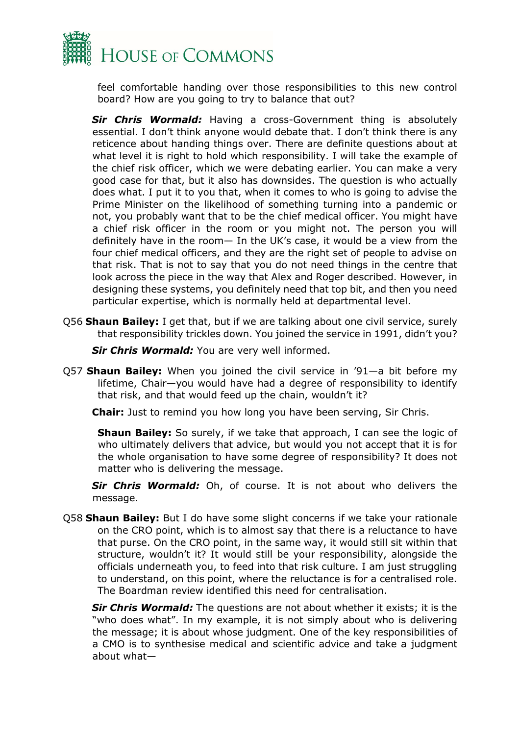feel comfortable handing over those responsibilities to this new control board? How are you going to try to balance that out?

***Sir Chris Wormald:*** Having a cross-Government thing is absolutely essential. I don't think anyone would debate that. I don't think there is any reticence about handing things over. There are definite questions about at what level it is right to hold which responsibility. I will take the example of the chief risk officer, which we were debating earlier. You can make a very good case for that, but it also has downsides. The question is who actually does what. I put it to you that, when it comes to who is going to advise the Prime Minister on the likelihood of something turning into a pandemic or not, you probably want that to be the chief medical officer. You might have a chief risk officer in the room or you might not. The person you will definitely have in the room— In the UK's case, it would be a view from the four chief medical officers, and they are the right set of people to advise on that risk. That is not to say that you do not need things in the centre that look across the piece in the way that Alex and Roger described. However, in designing these systems, you definitely need that top bit, and then you need particular expertise, which is normally held at departmental level.

Q56 **Shaun Bailey:** I get that, but if we are talking about one civil service, surely that responsibility trickles down. You joined the service in 1991, didn't you?

***Sir Chris Wormald:*** You are very well informed.

Q57 **Shaun Bailey:** When you joined the civil service in '91—a bit before my lifetime, Chair—you would have had a degree of responsibility to identify that risk, and that would feed up the chain, wouldn't it?

**Chair:** Just to remind you how long you have been serving, Sir Chris.

**Shaun Bailey:** So surely, if we take that approach, I can see the logic of who ultimately delivers that advice, but would you not accept that it is for the whole organisation to have some degree of responsibility? It does not matter who is delivering the message.

***Sir Chris Wormald:*** Oh, of course. It is not about who delivers the message.

Q58 **Shaun Bailey:** But I do have some slight concerns if we take your rationale on the CRO point, which is to almost say that there is a reluctance to have that purse. On the CRO point, in the same way, it would still sit within that structure, wouldn't it? It would still be your responsibility, alongside the officials underneath you, to feed into that risk culture. I am just struggling to understand, on this point, where the reluctance is for a centralised role. The Boardman review identified this need for centralisation.

***Sir Chris Wormald:*** The questions are not about whether it exists; it is the "who does what". In my example, it is not simply about who is delivering the message; it is about whose judgment. One of the key responsibilities of a CMO is to synthesise medical and scientific advice and take a judgment about what—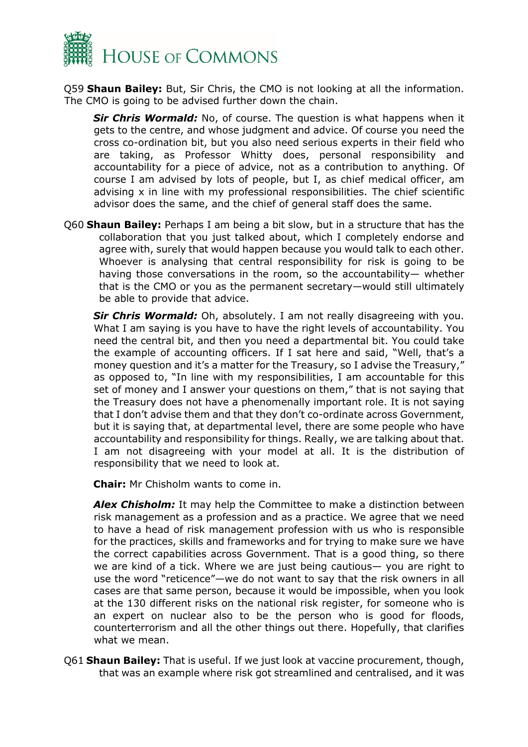Q59 **Shaun Bailey:** But, Sir Chris, the CMO is not looking at all the information. The CMO is going to be advised further down the chain.

***Sir Chris Wormald:*** No, of course. The question is what happens when it gets to the centre, and whose judgment and advice. Of course you need the cross co-ordination bit, but you also need serious experts in their field who are taking, as Professor Whitty does, personal responsibility and accountability for a piece of advice, not as a contribution to anything. Of course I am advised by lots of people, but I, as chief medical officer, am advising x in line with my professional responsibilities. The chief scientific advisor does the same, and the chief of general staff does the same.

Q60 **Shaun Bailey:** Perhaps I am being a bit slow, but in a structure that has the collaboration that you just talked about, which I completely endorse and agree with, surely that would happen because you would talk to each other. Whoever is analysing that central responsibility for risk is going to be having those conversations in the room, so the accountability— whether that is the CMO or you as the permanent secretary—would still ultimately be able to provide that advice.

***Sir Chris Wormald:*** Oh, absolutely. I am not really disagreeing with you. What I am saying is you have to have the right levels of accountability. You need the central bit, and then you need a departmental bit. You could take the example of accounting officers. If I sat here and said, "Well, that's a money question and it's a matter for the Treasury, so I advise the Treasury," as opposed to, "In line with my responsibilities, I am accountable for this set of money and I answer your questions on them," that is not saying that the Treasury does not have a phenomenally important role. It is not saying that I don't advise them and that they don't co-ordinate across Government, but it is saying that, at departmental level, there are some people who have accountability and responsibility for things. Really, we are talking about that. I am not disagreeing with your model at all. It is the distribution of responsibility that we need to look at.

**Chair:** Mr Chisholm wants to come in.

***Alex Chisholm:*** It may help the Committee to make a distinction between risk management as a profession and as a practice. We agree that we need to have a head of risk management profession with us who is responsible for the practices, skills and frameworks and for trying to make sure we have the correct capabilities across Government. That is a good thing, so there we are kind of a tick. Where we are just being cautious— you are right to use the word "reticence"—we do not want to say that the risk owners in all cases are that same person, because it would be impossible, when you look at the 130 different risks on the national risk register, for someone who is an expert on nuclear also to be the person who is good for floods, counterterrorism and all the other things out there. Hopefully, that clarifies what we mean.

Q61 **Shaun Bailey:** That is useful. If we just look at vaccine procurement, though, that was an example where risk got streamlined and centralised, and it was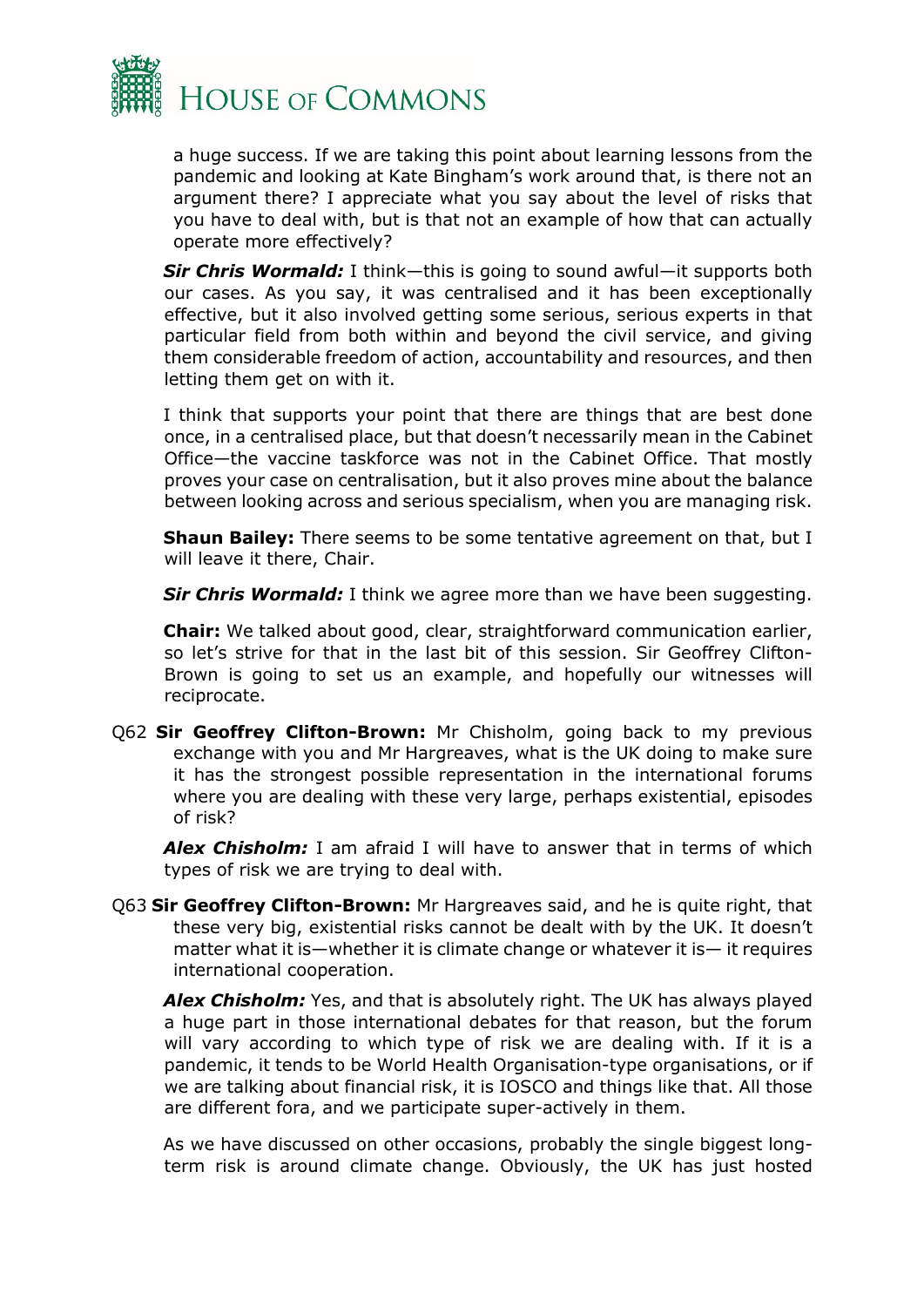a huge success. If we are taking this point about learning lessons from the pandemic and looking at Kate Bingham's work around that, is there not an argument there? I appreciate what you say about the level of risks that you have to deal with, but is that not an example of how that can actually operate more effectively?

***Sir Chris Wormald:*** I think—this is going to sound awful—it supports both our cases. As you say, it was centralised and it has been exceptionally effective, but it also involved getting some serious, serious experts in that particular field from both within and beyond the civil service, and giving them considerable freedom of action, accountability and resources, and then letting them get on with it.

I think that supports your point that there are things that are best done once, in a centralised place, but that doesn't necessarily mean in the Cabinet Office—the vaccine taskforce was not in the Cabinet Office. That mostly proves your case on centralisation, but it also proves mine about the balance between looking across and serious specialism, when you are managing risk.

**Shaun Bailey:** There seems to be some tentative agreement on that, but I will leave it there, Chair.

***Sir Chris Wormald:*** I think we agree more than we have been suggesting.

**Chair:** We talked about good, clear, straightforward communication earlier, so let's strive for that in the last bit of this session. Sir Geoffrey Clifton-Brown is going to set us an example, and hopefully our witnesses will reciprocate.

Q62 **Sir Geoffrey Clifton-Brown:** Mr Chisholm, going back to my previous exchange with you and Mr Hargreaves, what is the UK doing to make sure it has the strongest possible representation in the international forums where you are dealing with these very large, perhaps existential, episodes of risk?

***Alex Chisholm:*** I am afraid I will have to answer that in terms of which types of risk we are trying to deal with.

Q63 **Sir Geoffrey Clifton-Brown:** Mr Hargreaves said, and he is quite right, that these very big, existential risks cannot be dealt with by the UK. It doesn't matter what it is—whether it is climate change or whatever it is— it requires international cooperation.

***Alex Chisholm:*** Yes, and that is absolutely right. The UK has always played a huge part in those international debates for that reason, but the forum will vary according to which type of risk we are dealing with. If it is a pandemic, it tends to be World Health Organisation-type organisations, or if we are talking about financial risk, it is IOSCO and things like that. All those are different fora, and we participate super-actively in them.

As we have discussed on other occasions, probably the single biggest long-term risk is around climate change. Obviously, the UK has just hosted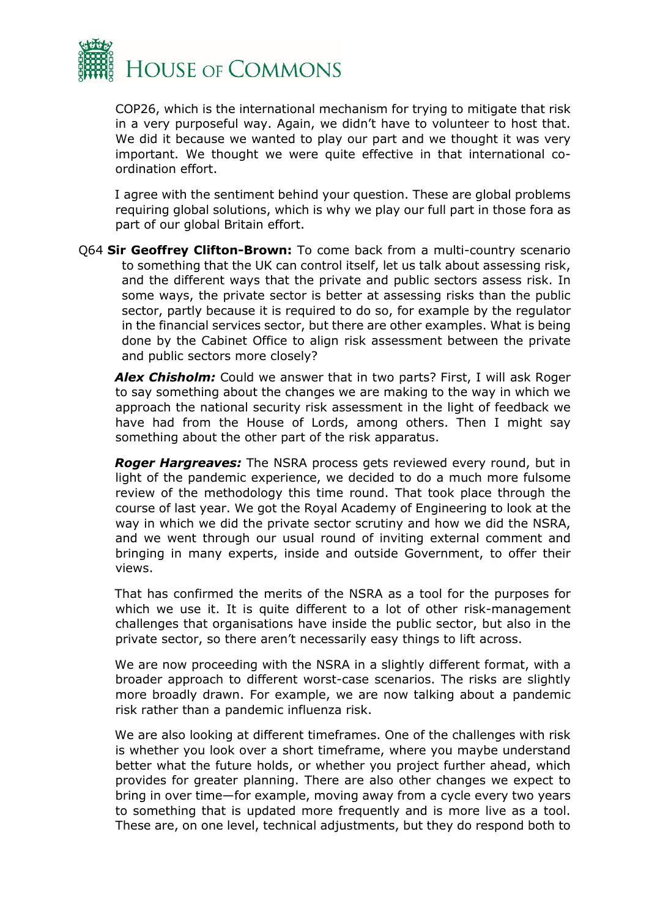COP26, which is the international mechanism for trying to mitigate that risk in a very purposeful way. Again, we didn't have to volunteer to host that. We did it because we wanted to play our part and we thought it was very important. We thought we were quite effective in that international co-ordination effort.

I agree with the sentiment behind your question. These are global problems requiring global solutions, which is why we play our full part in those fora as part of our global Britain effort.

Q64 **Sir Geoffrey Clifton-Brown:** To come back from a multi-country scenario to something that the UK can control itself, let us talk about assessing risk, and the different ways that the private and public sectors assess risk. In some ways, the private sector is better at assessing risks than the public sector, partly because it is required to do so, for example by the regulator in the financial services sector, but there are other examples. What is being done by the Cabinet Office to align risk assessment between the private and public sectors more closely?

***Alex Chisholm:*** Could we answer that in two parts? First, I will ask Roger to say something about the changes we are making to the way in which we approach the national security risk assessment in the light of feedback we have had from the House of Lords, among others. Then I might say something about the other part of the risk apparatus.

***Roger Hargreaves:*** The NSRA process gets reviewed every round, but in light of the pandemic experience, we decided to do a much more fulsome review of the methodology this time round. That took place through the course of last year. We got the Royal Academy of Engineering to look at the way in which we did the private sector scrutiny and how we did the NSRA, and we went through our usual round of inviting external comment and bringing in many experts, inside and outside Government, to offer their views.

That has confirmed the merits of the NSRA as a tool for the purposes for which we use it. It is quite different to a lot of other risk-management challenges that organisations have inside the public sector, but also in the private sector, so there aren't necessarily easy things to lift across.

We are now proceeding with the NSRA in a slightly different format, with a broader approach to different worst-case scenarios. The risks are slightly more broadly drawn. For example, we are now talking about a pandemic risk rather than a pandemic influenza risk.

We are also looking at different timeframes. One of the challenges with risk is whether you look over a short timeframe, where you maybe understand better what the future holds, or whether you project further ahead, which provides for greater planning. There are also other changes we expect to bring in over time—for example, moving away from a cycle every two years to something that is updated more frequently and is more live as a tool. These are, on one level, technical adjustments, but they do respond both to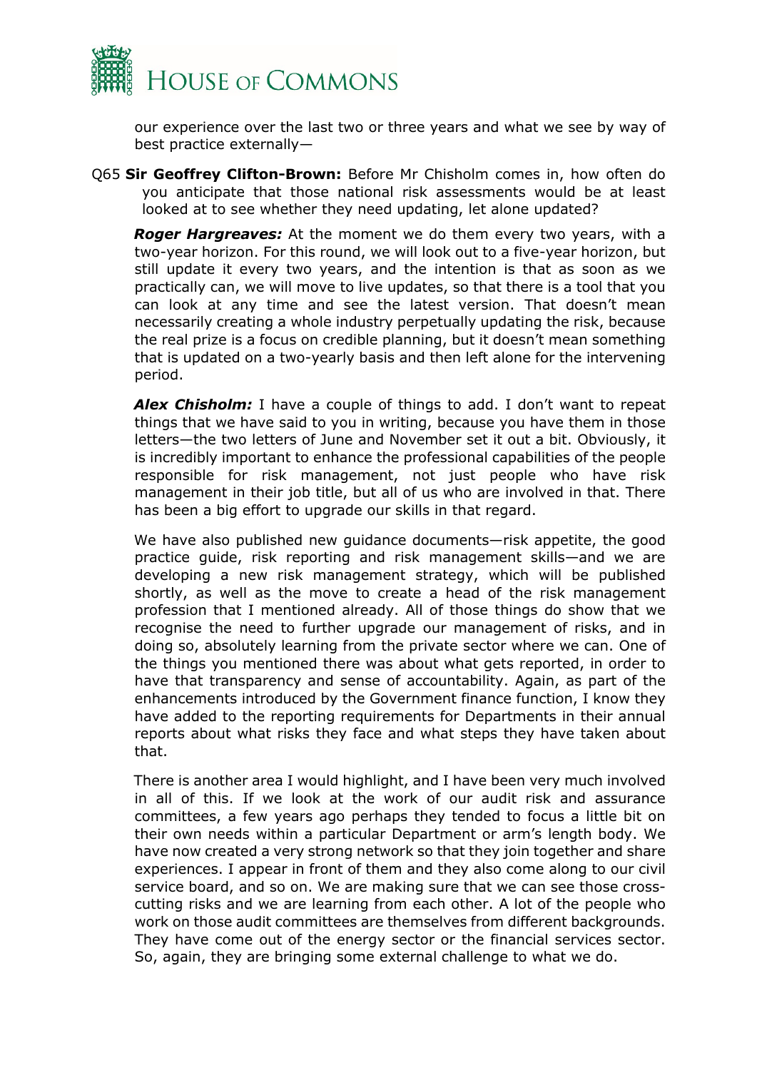our experience over the last two or three years and what we see by way of best practice externally—

Q65 **Sir Geoffrey Clifton-Brown:** Before Mr Chisholm comes in, how often do you anticipate that those national risk assessments would be at least looked at to see whether they need updating, let alone updated?

***Roger Hargreaves:*** At the moment we do them every two years, with a two-year horizon. For this round, we will look out to a five-year horizon, but still update it every two years, and the intention is that as soon as we practically can, we will move to live updates, so that there is a tool that you can look at any time and see the latest version. That doesn't mean necessarily creating a whole industry perpetually updating the risk, because the real prize is a focus on credible planning, but it doesn't mean something that is updated on a two-yearly basis and then left alone for the intervening period.

***Alex Chisholm:*** I have a couple of things to add. I don't want to repeat things that we have said to you in writing, because you have them in those letters—the two letters of June and November set it out a bit. Obviously, it is incredibly important to enhance the professional capabilities of the people responsible for risk management, not just people who have risk management in their job title, but all of us who are involved in that. There has been a big effort to upgrade our skills in that regard.

We have also published new guidance documents—risk appetite, the good practice guide, risk reporting and risk management skills—and we are developing a new risk management strategy, which will be published shortly, as well as the move to create a head of the risk management profession that I mentioned already. All of those things do show that we recognise the need to further upgrade our management of risks, and in doing so, absolutely learning from the private sector where we can. One of the things you mentioned there was about what gets reported, in order to have that transparency and sense of accountability. Again, as part of the enhancements introduced by the Government finance function, I know they have added to the reporting requirements for Departments in their annual reports about what risks they face and what steps they have taken about that.

There is another area I would highlight, and I have been very much involved in all of this. If we look at the work of our audit risk and assurance committees, a few years ago perhaps they tended to focus a little bit on their own needs within a particular Department or arm's length body. We have now created a very strong network so that they join together and share experiences. I appear in front of them and they also come along to our civil service board, and so on. We are making sure that we can see those cross-cutting risks and we are learning from each other. A lot of the people who work on those audit committees are themselves from different backgrounds. They have come out of the energy sector or the financial services sector. So, again, they are bringing some external challenge to what we do.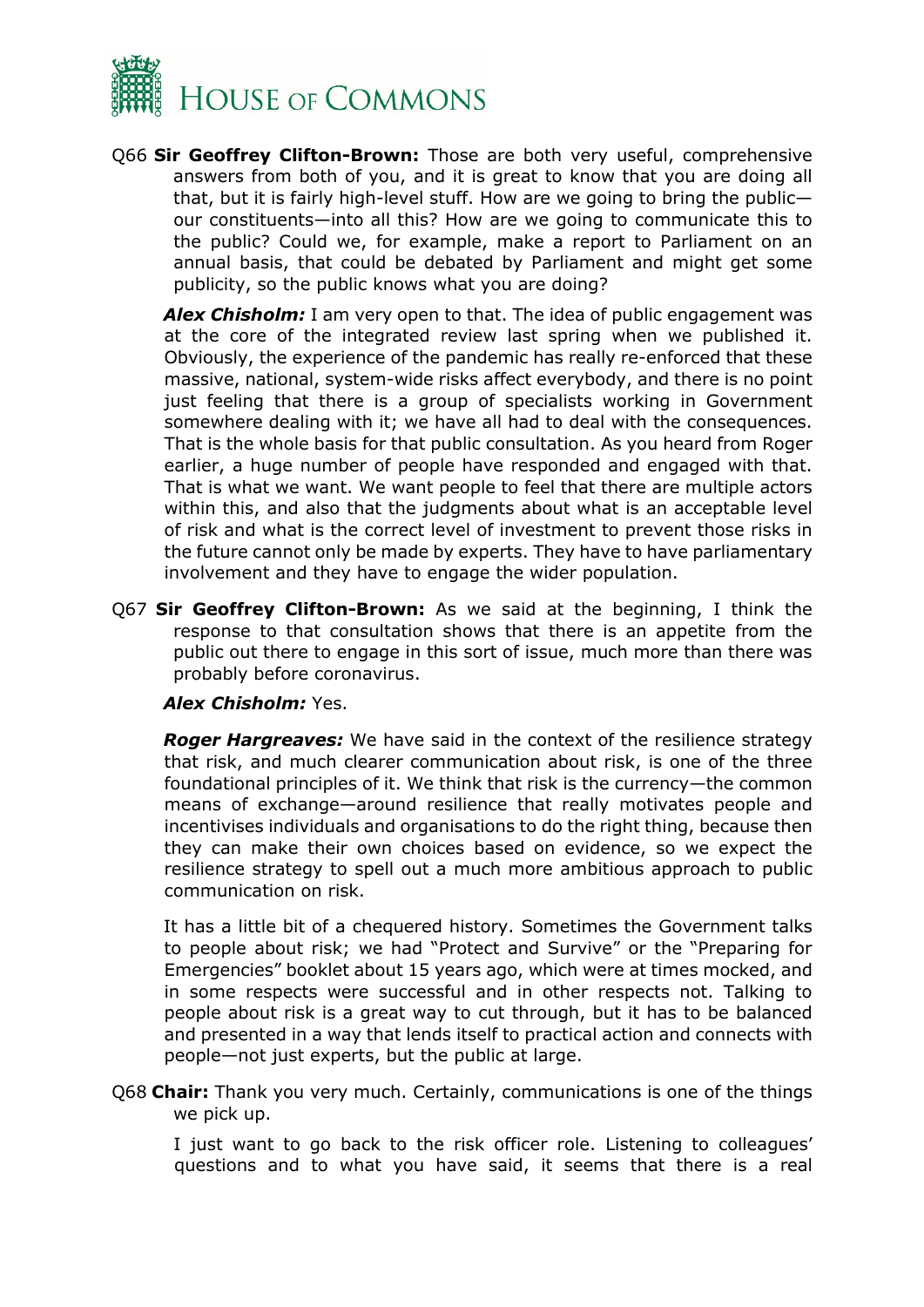Q66 **Sir Geoffrey Clifton-Brown:** Those are both very useful, comprehensive answers from both of you, and it is great to know that you are doing all that, but it is fairly high-level stuff. How are we going to bring the public—our constituents—into all this? How are we going to communicate this to the public? Could we, for example, make a report to Parliament on an annual basis, that could be debated by Parliament and might get some publicity, so the public knows what you are doing?

***Alex Chisholm:*** I am very open to that. The idea of public engagement was at the core of the integrated review last spring when we published it. Obviously, the experience of the pandemic has really re-enforced that these massive, national, system-wide risks affect everybody, and there is no point just feeling that there is a group of specialists working in Government somewhere dealing with it; we have all had to deal with the consequences. That is the whole basis for that public consultation. As you heard from Roger earlier, a huge number of people have responded and engaged with that. That is what we want. We want people to feel that there are multiple actors within this, and also that the judgments about what is an acceptable level of risk and what is the correct level of investment to prevent those risks in the future cannot only be made by experts. They have to have parliamentary involvement and they have to engage the wider population.

Q67 **Sir Geoffrey Clifton-Brown:** As we said at the beginning, I think the response to that consultation shows that there is an appetite from the public out there to engage in this sort of issue, much more than there was probably before coronavirus.

***Alex Chisholm:*** Yes.

***Roger Hargreaves:*** We have said in the context of the resilience strategy that risk, and much clearer communication about risk, is one of the three foundational principles of it. We think that risk is the currency—the common means of exchange—around resilience that really motivates people and incentivises individuals and organisations to do the right thing, because then they can make their own choices based on evidence, so we expect the resilience strategy to spell out a much more ambitious approach to public communication on risk.

It has a little bit of a chequered history. Sometimes the Government talks to people about risk; we had "Protect and Survive" or the "Preparing for Emergencies" booklet about 15 years ago, which were at times mocked, and in some respects were successful and in other respects not. Talking to people about risk is a great way to cut through, but it has to be balanced and presented in a way that lends itself to practical action and connects with people—not just experts, but the public at large.

Q68 **Chair:** Thank you very much. Certainly, communications is one of the things we pick up.

I just want to go back to the risk officer role. Listening to colleagues' questions and to what you have said, it seems that there is a real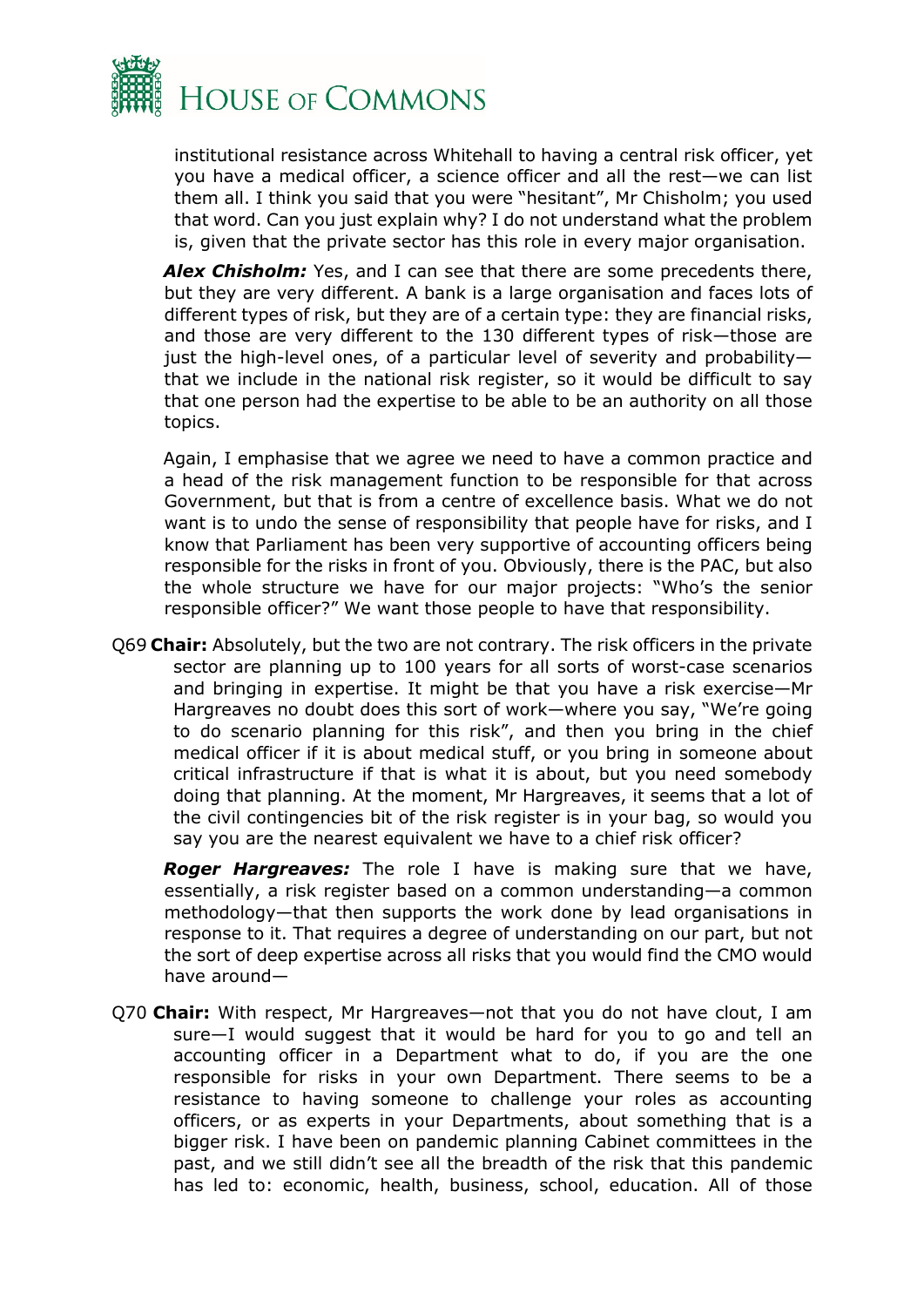institutional resistance across Whitehall to having a central risk officer, yet you have a medical officer, a science officer and all the rest—we can list them all. I think you said that you were "hesitant", Mr Chisholm; you used that word. Can you just explain why? I do not understand what the problem is, given that the private sector has this role in every major organisation.

***Alex Chisholm:*** Yes, and I can see that there are some precedents there, but they are very different. A bank is a large organisation and faces lots of different types of risk, but they are of a certain type: they are financial risks, and those are very different to the 130 different types of risk—those are just the high-level ones, of a particular level of severity and probability—that we include in the national risk register, so it would be difficult to say that one person had the expertise to be able to be an authority on all those topics.

Again, I emphasise that we agree we need to have a common practice and a head of the risk management function to be responsible for that across Government, but that is from a centre of excellence basis. What we do not want is to undo the sense of responsibility that people have for risks, and I know that Parliament has been very supportive of accounting officers being responsible for the risks in front of you. Obviously, there is the PAC, but also the whole structure we have for our major projects: "Who's the senior responsible officer?" We want those people to have that responsibility.

Q69 **Chair:** Absolutely, but the two are not contrary. The risk officers in the private sector are planning up to 100 years for all sorts of worst-case scenarios and bringing in expertise. It might be that you have a risk exercise—Mr Hargreaves no doubt does this sort of work—where you say, "We're going to do scenario planning for this risk", and then you bring in the chief medical officer if it is about medical stuff, or you bring in someone about critical infrastructure if that is what it is about, but you need somebody doing that planning. At the moment, Mr Hargreaves, it seems that a lot of the civil contingencies bit of the risk register is in your bag, so would you say you are the nearest equivalent we have to a chief risk officer?

***Roger Hargreaves:*** The role I have is making sure that we have, essentially, a risk register based on a common understanding—a common methodology—that then supports the work done by lead organisations in response to it. That requires a degree of understanding on our part, but not the sort of deep expertise across all risks that you would find the CMO would have around—

Q70 **Chair:** With respect, Mr Hargreaves—not that you do not have clout, I am sure—I would suggest that it would be hard for you to go and tell an accounting officer in a Department what to do, if you are the one responsible for risks in your own Department. There seems to be a resistance to having someone to challenge your roles as accounting officers, or as experts in your Departments, about something that is a bigger risk. I have been on pandemic planning Cabinet committees in the past, and we still didn't see all the breadth of the risk that this pandemic has led to: economic, health, business, school, education. All of those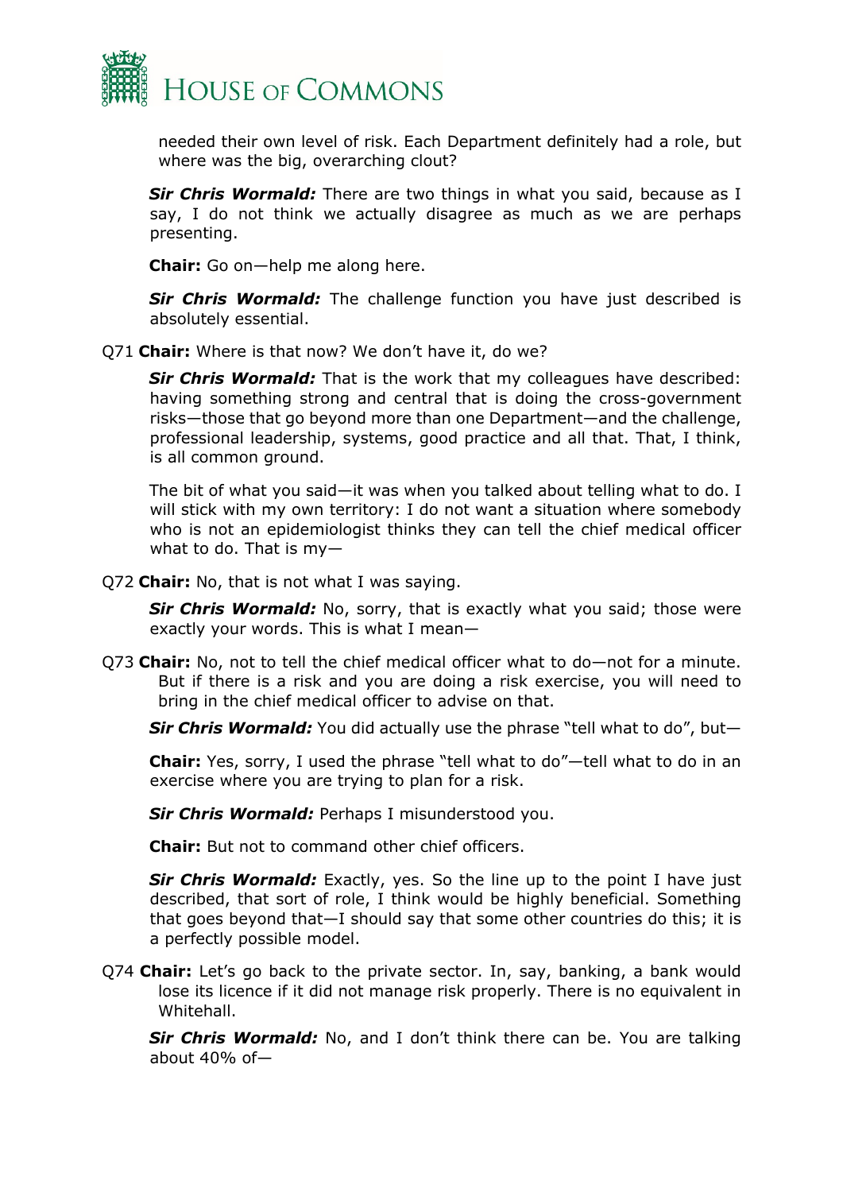needed their own level of risk. Each Department definitely had a role, but where was the big, overarching clout?

***Sir Chris Wormald:*** There are two things in what you said, because as I say, I do not think we actually disagree as much as we are perhaps presenting.

**Chair:** Go on—help me along here.

***Sir Chris Wormald:*** The challenge function you have just described is absolutely essential.

Q71 **Chair:** Where is that now? We don't have it, do we?

***Sir Chris Wormald:*** That is the work that my colleagues have described: having something strong and central that is doing the cross-government risks—those that go beyond more than one Department—and the challenge, professional leadership, systems, good practice and all that. That, I think, is all common ground.

The bit of what you said—it was when you talked about telling what to do. I will stick with my own territory: I do not want a situation where somebody who is not an epidemiologist thinks they can tell the chief medical officer what to do. That is my—

Q72 **Chair:** No, that is not what I was saying.

***Sir Chris Wormald:*** No, sorry, that is exactly what you said; those were exactly your words. This is what I mean—

Q73 **Chair:** No, not to tell the chief medical officer what to do—not for a minute. But if there is a risk and you are doing a risk exercise, you will need to bring in the chief medical officer to advise on that.

***Sir Chris Wormald:*** You did actually use the phrase "tell what to do", but—

**Chair:** Yes, sorry, I used the phrase "tell what to do"—tell what to do in an exercise where you are trying to plan for a risk.

***Sir Chris Wormald:*** Perhaps I misunderstood you.

**Chair:** But not to command other chief officers.

***Sir Chris Wormald:*** Exactly, yes. So the line up to the point I have just described, that sort of role, I think would be highly beneficial. Something that goes beyond that—I should say that some other countries do this; it is a perfectly possible model.

Q74 **Chair:** Let's go back to the private sector. In, say, banking, a bank would lose its licence if it did not manage risk properly. There is no equivalent in Whitehall.

***Sir Chris Wormald:*** No, and I don't think there can be. You are talking about 40% of—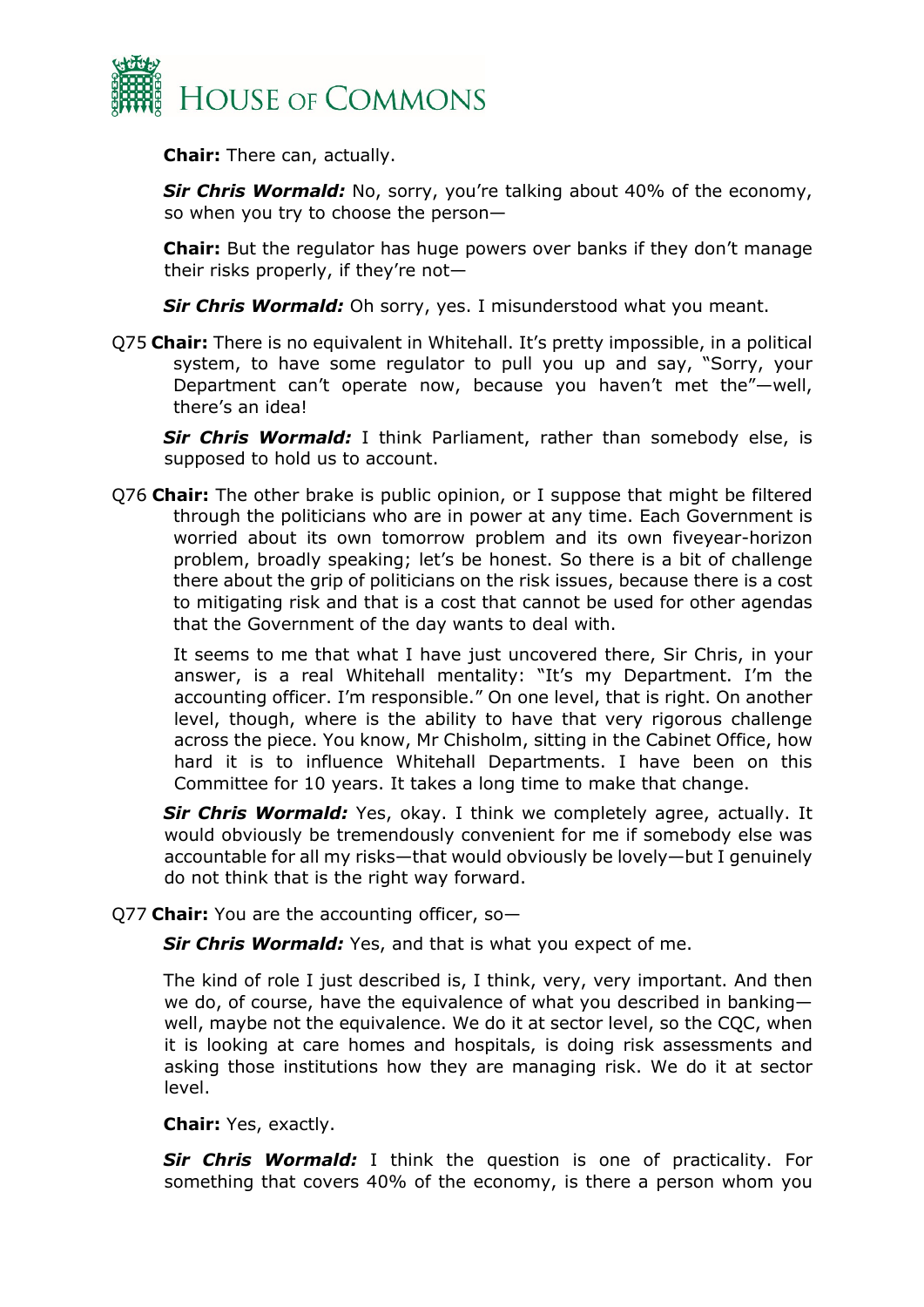**Chair:** There can, actually.

***Sir Chris Wormald:*** No, sorry, you're talking about 40% of the economy, so when you try to choose the person—

**Chair:** But the regulator has huge powers over banks if they don't manage their risks properly, if they're not—

***Sir Chris Wormald:*** Oh sorry, yes. I misunderstood what you meant.

Q75 **Chair:** There is no equivalent in Whitehall. It's pretty impossible, in a political system, to have some regulator to pull you up and say, "Sorry, your Department can't operate now, because you haven't met the"—well, there's an idea!

***Sir Chris Wormald:*** I think Parliament, rather than somebody else, is supposed to hold us to account.

Q76 **Chair:** The other brake is public opinion, or I suppose that might be filtered through the politicians who are in power at any time. Each Government is worried about its own tomorrow problem and its own fiveyear-horizon problem, broadly speaking; let's be honest. So there is a bit of challenge there about the grip of politicians on the risk issues, because there is a cost to mitigating risk and that is a cost that cannot be used for other agendas that the Government of the day wants to deal with.

It seems to me that what I have just uncovered there, Sir Chris, in your answer, is a real Whitehall mentality: "It's my Department. I'm the accounting officer. I'm responsible." On one level, that is right. On another level, though, where is the ability to have that very rigorous challenge across the piece. You know, Mr Chisholm, sitting in the Cabinet Office, how hard it is to influence Whitehall Departments. I have been on this Committee for 10 years. It takes a long time to make that change.

***Sir Chris Wormald:*** Yes, okay. I think we completely agree, actually. It would obviously be tremendously convenient for me if somebody else was accountable for all my risks—that would obviously be lovely—but I genuinely do not think that is the right way forward.

Q77 **Chair:** You are the accounting officer, so—

***Sir Chris Wormald:*** Yes, and that is what you expect of me.

The kind of role I just described is, I think, very, very important. And then we do, of course, have the equivalence of what you described in banking—well, maybe not the equivalence. We do it at sector level, so the CQC, when it is looking at care homes and hospitals, is doing risk assessments and asking those institutions how they are managing risk. We do it at sector level.

**Chair:** Yes, exactly.

***Sir Chris Wormald:*** I think the question is one of practicality. For something that covers 40% of the economy, is there a person whom you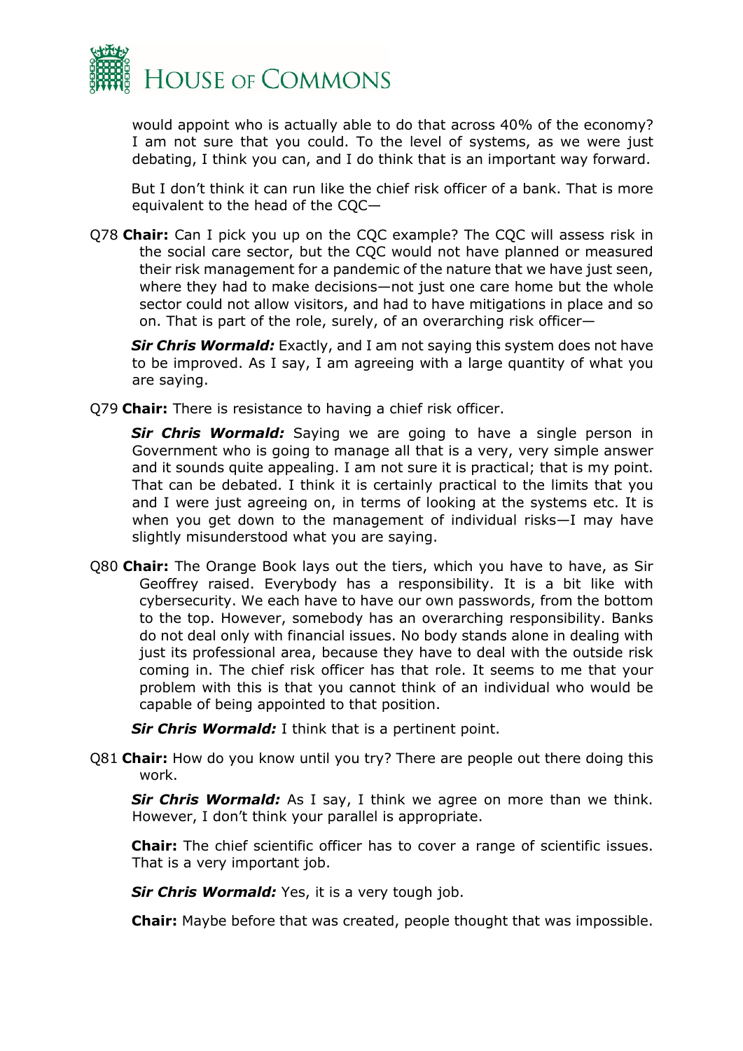would appoint who is actually able to do that across 40% of the economy? I am not sure that you could. To the level of systems, as we were just debating, I think you can, and I do think that is an important way forward.

But I don't think it can run like the chief risk officer of a bank. That is more equivalent to the head of the CQC—

Q78 **Chair:** Can I pick you up on the CQC example? The CQC will assess risk in the social care sector, but the CQC would not have planned or measured their risk management for a pandemic of the nature that we have just seen, where they had to make decisions—not just one care home but the whole sector could not allow visitors, and had to have mitigations in place and so on. That is part of the role, surely, of an overarching risk officer—

***Sir Chris Wormald:*** Exactly, and I am not saying this system does not have to be improved. As I say, I am agreeing with a large quantity of what you are saying.

Q79 **Chair:** There is resistance to having a chief risk officer.

***Sir Chris Wormald:*** Saying we are going to have a single person in Government who is going to manage all that is a very, very simple answer and it sounds quite appealing. I am not sure it is practical; that is my point. That can be debated. I think it is certainly practical to the limits that you and I were just agreeing on, in terms of looking at the systems etc. It is when you get down to the management of individual risks—I may have slightly misunderstood what you are saying.

Q80 **Chair:** The Orange Book lays out the tiers, which you have to have, as Sir Geoffrey raised. Everybody has a responsibility. It is a bit like with cybersecurity. We each have to have our own passwords, from the bottom to the top. However, somebody has an overarching responsibility. Banks do not deal only with financial issues. No body stands alone in dealing with just its professional area, because they have to deal with the outside risk coming in. The chief risk officer has that role. It seems to me that your problem with this is that you cannot think of an individual who would be capable of being appointed to that position.

***Sir Chris Wormald:*** I think that is a pertinent point.

Q81 **Chair:** How do you know until you try? There are people out there doing this work.

***Sir Chris Wormald:*** As I say, I think we agree on more than we think. However, I don't think your parallel is appropriate.

**Chair:** The chief scientific officer has to cover a range of scientific issues. That is a very important job.

***Sir Chris Wormald:*** Yes, it is a very tough job.

**Chair:** Maybe before that was created, people thought that was impossible.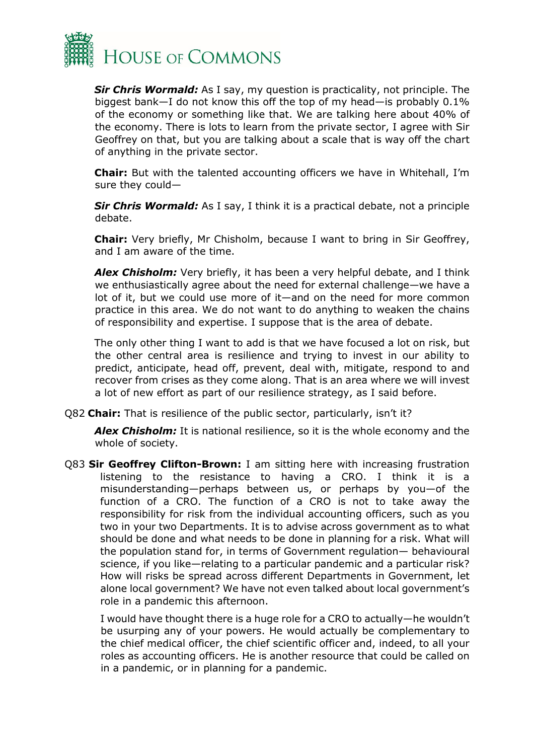***Sir Chris Wormald:*** As I say, my question is practicality, not principle. The biggest bank—I do not know this off the top of my head—is probably 0.1% of the economy or something like that. We are talking here about 40% of the economy. There is lots to learn from the private sector, I agree with Sir Geoffrey on that, but you are talking about a scale that is way off the chart of anything in the private sector.

**Chair:** But with the talented accounting officers we have in Whitehall, I'm sure they could—

***Sir Chris Wormald:*** As I say, I think it is a practical debate, not a principle debate.

**Chair:** Very briefly, Mr Chisholm, because I want to bring in Sir Geoffrey, and I am aware of the time.

***Alex Chisholm:*** Very briefly, it has been a very helpful debate, and I think we enthusiastically agree about the need for external challenge—we have a lot of it, but we could use more of it—and on the need for more common practice in this area. We do not want to do anything to weaken the chains of responsibility and expertise. I suppose that is the area of debate.

The only other thing I want to add is that we have focused a lot on risk, but the other central area is resilience and trying to invest in our ability to predict, anticipate, head off, prevent, deal with, mitigate, respond to and recover from crises as they come along. That is an area where we will invest a lot of new effort as part of our resilience strategy, as I said before.

Q82 **Chair:** That is resilience of the public sector, particularly, isn't it?

***Alex Chisholm:*** It is national resilience, so it is the whole economy and the whole of society.

Q83 **Sir Geoffrey Clifton-Brown:** I am sitting here with increasing frustration listening to the resistance to having a CRO. I think it is a misunderstanding—perhaps between us, or perhaps by you—of the function of a CRO. The function of a CRO is not to take away the responsibility for risk from the individual accounting officers, such as you two in your two Departments. It is to advise across government as to what should be done and what needs to be done in planning for a risk. What will the population stand for, in terms of Government regulation— behavioural science, if you like—relating to a particular pandemic and a particular risk? How will risks be spread across different Departments in Government, let alone local government? We have not even talked about local government's role in a pandemic this afternoon.

I would have thought there is a huge role for a CRO to actually—he wouldn't be usurping any of your powers. He would actually be complementary to the chief medical officer, the chief scientific officer and, indeed, to all your roles as accounting officers. He is another resource that could be called on in a pandemic, or in planning for a pandemic.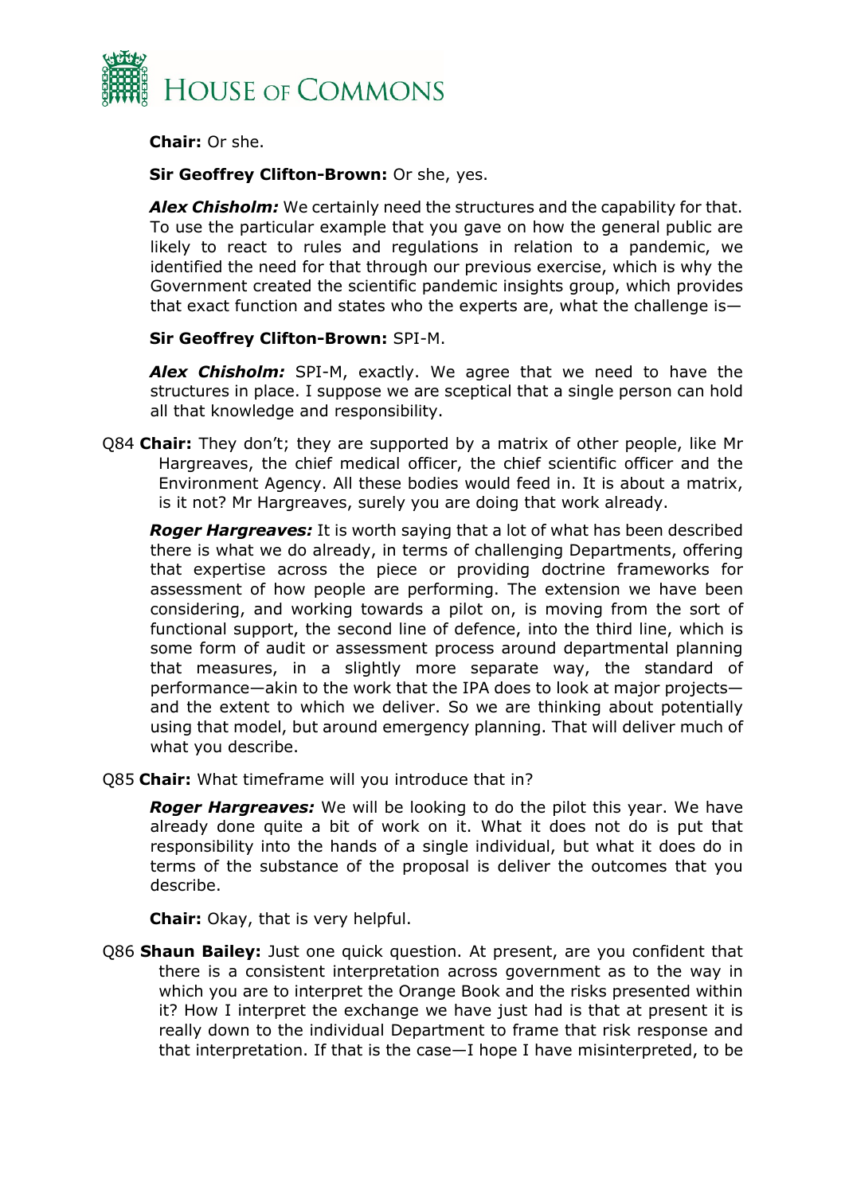**Chair:** Or she.

**Sir Geoffrey Clifton-Brown:** Or she, yes.

***Alex Chisholm:*** We certainly need the structures and the capability for that. To use the particular example that you gave on how the general public are likely to react to rules and regulations in relation to a pandemic, we identified the need for that through our previous exercise, which is why the Government created the scientific pandemic insights group, which provides that exact function and states who the experts are, what the challenge is—

**Sir Geoffrey Clifton-Brown:** SPI-M.

***Alex Chisholm:*** SPI-M, exactly. We agree that we need to have the structures in place. I suppose we are sceptical that a single person can hold all that knowledge and responsibility.

Q84 **Chair:** They don't; they are supported by a matrix of other people, like Mr Hargreaves, the chief medical officer, the chief scientific officer and the Environment Agency. All these bodies would feed in. It is about a matrix, is it not? Mr Hargreaves, surely you are doing that work already.

***Roger Hargreaves:*** It is worth saying that a lot of what has been described there is what we do already, in terms of challenging Departments, offering that expertise across the piece or providing doctrine frameworks for assessment of how people are performing. The extension we have been considering, and working towards a pilot on, is moving from the sort of functional support, the second line of defence, into the third line, which is some form of audit or assessment process around departmental planning that measures, in a slightly more separate way, the standard of performance—akin to the work that the IPA does to look at major projects—and the extent to which we deliver. So we are thinking about potentially using that model, but around emergency planning. That will deliver much of what you describe.

Q85 **Chair:** What timeframe will you introduce that in?

***Roger Hargreaves:*** We will be looking to do the pilot this year. We have already done quite a bit of work on it. What it does not do is put that responsibility into the hands of a single individual, but what it does do in terms of the substance of the proposal is deliver the outcomes that you describe.

**Chair:** Okay, that is very helpful.

Q86 **Shaun Bailey:** Just one quick question. At present, are you confident that there is a consistent interpretation across government as to the way in which you are to interpret the Orange Book and the risks presented within it? How I interpret the exchange we have just had is that at present it is really down to the individual Department to frame that risk response and that interpretation. If that is the case—I hope I have misinterpreted, to be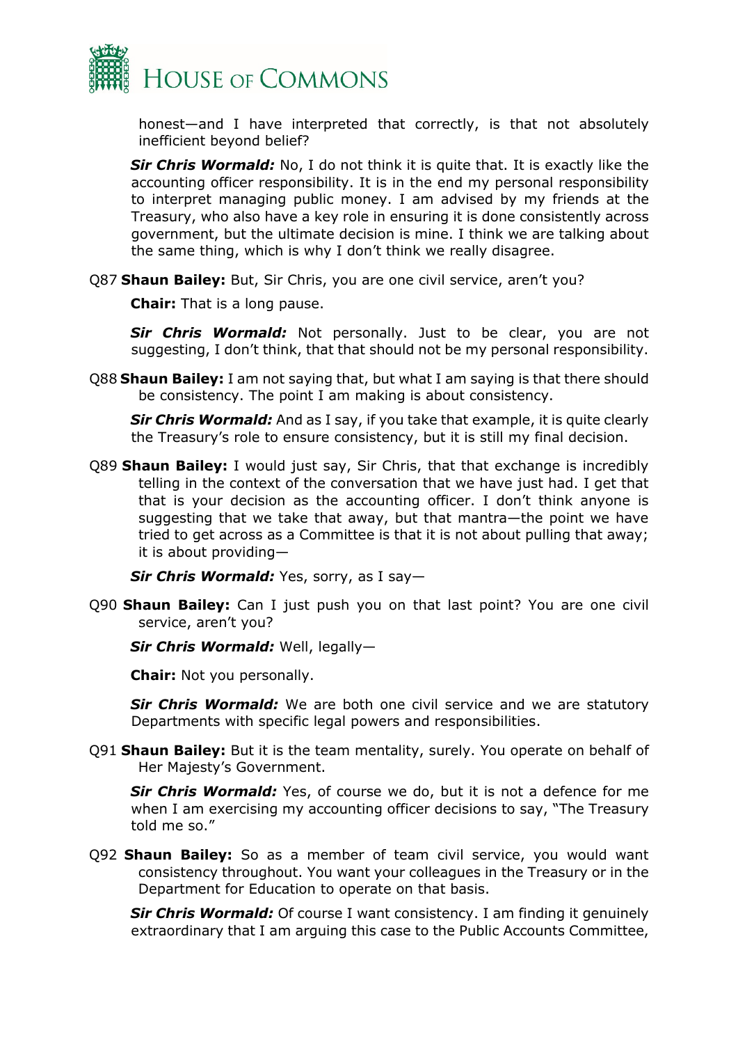honest—and I have interpreted that correctly, is that not absolutely inefficient beyond belief?

***Sir Chris Wormald:*** No, I do not think it is quite that. It is exactly like the accounting officer responsibility. It is in the end my personal responsibility to interpret managing public money. I am advised by my friends at the Treasury, who also have a key role in ensuring it is done consistently across government, but the ultimate decision is mine. I think we are talking about the same thing, which is why I don't think we really disagree.

Q87 **Shaun Bailey:** But, Sir Chris, you are one civil service, aren't you?

**Chair:** That is a long pause.

***Sir Chris Wormald:*** Not personally. Just to be clear, you are not suggesting, I don't think, that that should not be my personal responsibility.

Q88 **Shaun Bailey:** I am not saying that, but what I am saying is that there should be consistency. The point I am making is about consistency.

***Sir Chris Wormald:*** And as I say, if you take that example, it is quite clearly the Treasury's role to ensure consistency, but it is still my final decision.

Q89 **Shaun Bailey:** I would just say, Sir Chris, that that exchange is incredibly telling in the context of the conversation that we have just had. I get that that is your decision as the accounting officer. I don't think anyone is suggesting that we take that away, but that mantra—the point we have tried to get across as a Committee is that it is not about pulling that away; it is about providing—

***Sir Chris Wormald:*** Yes, sorry, as I say—

Q90 **Shaun Bailey:** Can I just push you on that last point? You are one civil service, aren't you?

***Sir Chris Wormald:*** Well, legally—

**Chair:** Not you personally.

***Sir Chris Wormald:*** We are both one civil service and we are statutory Departments with specific legal powers and responsibilities.

Q91 **Shaun Bailey:** But it is the team mentality, surely. You operate on behalf of Her Majesty's Government.

***Sir Chris Wormald:*** Yes, of course we do, but it is not a defence for me when I am exercising my accounting officer decisions to say, "The Treasury told me so."

Q92 **Shaun Bailey:** So as a member of team civil service, you would want consistency throughout. You want your colleagues in the Treasury or in the Department for Education to operate on that basis.

***Sir Chris Wormald:*** Of course I want consistency. I am finding it genuinely extraordinary that I am arguing this case to the Public Accounts Committee,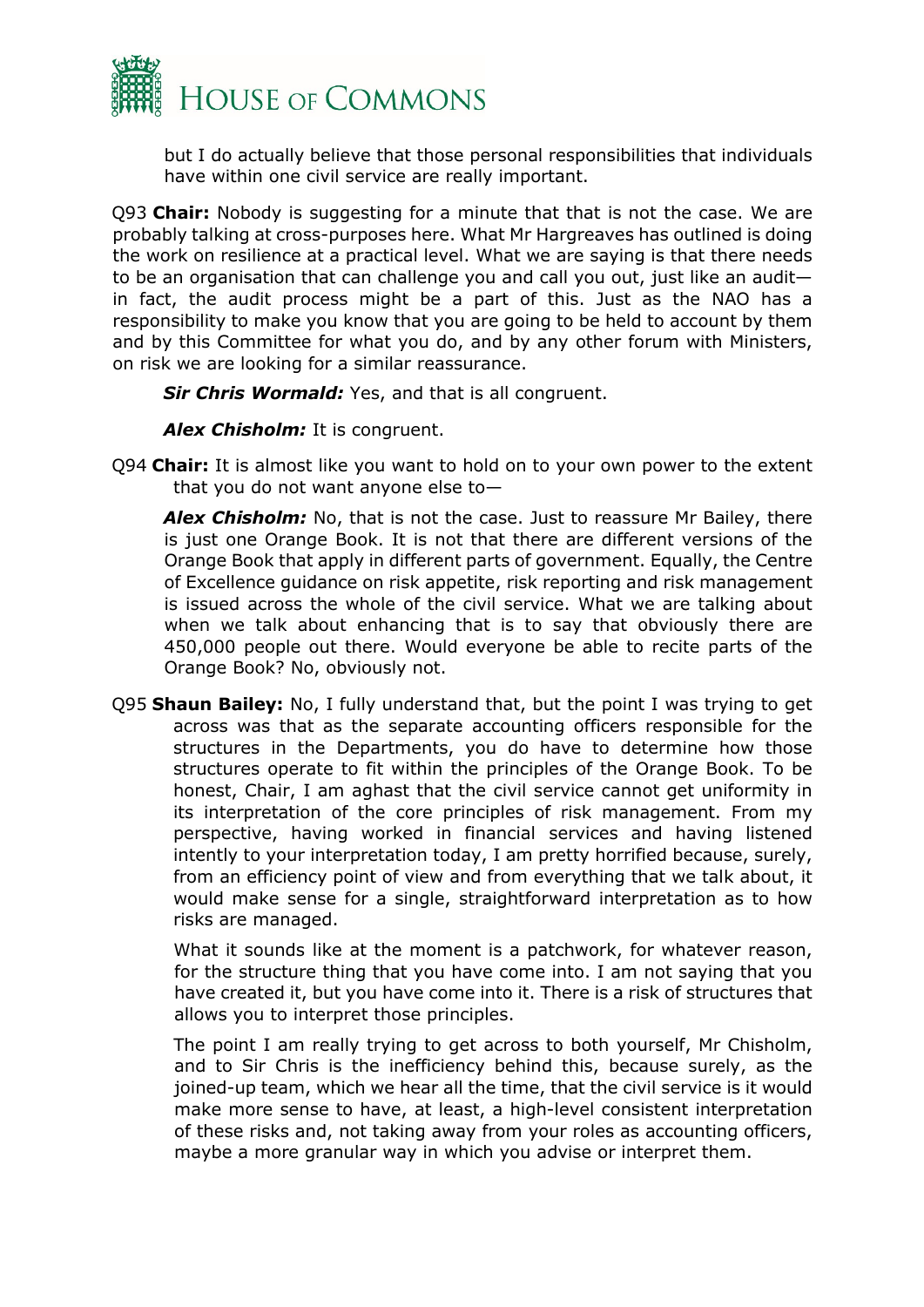but I do actually believe that those personal responsibilities that individuals have within one civil service are really important.

Q93 **Chair:** Nobody is suggesting for a minute that that is not the case. We are probably talking at cross-purposes here. What Mr Hargreaves has outlined is doing the work on resilience at a practical level. What we are saying is that there needs to be an organisation that can challenge you and call you out, just like an audit—in fact, the audit process might be a part of this. Just as the NAO has a responsibility to make you know that you are going to be held to account by them and by this Committee for what you do, and by any other forum with Ministers, on risk we are looking for a similar reassurance.

***Sir Chris Wormald:*** Yes, and that is all congruent.

***Alex Chisholm:*** It is congruent.

Q94 **Chair:** It is almost like you want to hold on to your own power to the extent that you do not want anyone else to—

***Alex Chisholm:*** No, that is not the case. Just to reassure Mr Bailey, there is just one Orange Book. It is not that there are different versions of the Orange Book that apply in different parts of government. Equally, the Centre of Excellence guidance on risk appetite, risk reporting and risk management is issued across the whole of the civil service. What we are talking about when we talk about enhancing that is to say that obviously there are 450,000 people out there. Would everyone be able to recite parts of the Orange Book? No, obviously not.

Q95 **Shaun Bailey:** No, I fully understand that, but the point I was trying to get across was that as the separate accounting officers responsible for the structures in the Departments, you do have to determine how those structures operate to fit within the principles of the Orange Book. To be honest, Chair, I am aghast that the civil service cannot get uniformity in its interpretation of the core principles of risk management. From my perspective, having worked in financial services and having listened intently to your interpretation today, I am pretty horrified because, surely, from an efficiency point of view and from everything that we talk about, it would make sense for a single, straightforward interpretation as to how risks are managed.

What it sounds like at the moment is a patchwork, for whatever reason, for the structure thing that you have come into. I am not saying that you have created it, but you have come into it. There is a risk of structures that allows you to interpret those principles.

The point I am really trying to get across to both yourself, Mr Chisholm, and to Sir Chris is the inefficiency behind this, because surely, as the joined-up team, which we hear all the time, that the civil service is it would make more sense to have, at least, a high-level consistent interpretation of these risks and, not taking away from your roles as accounting officers, maybe a more granular way in which you advise or interpret them.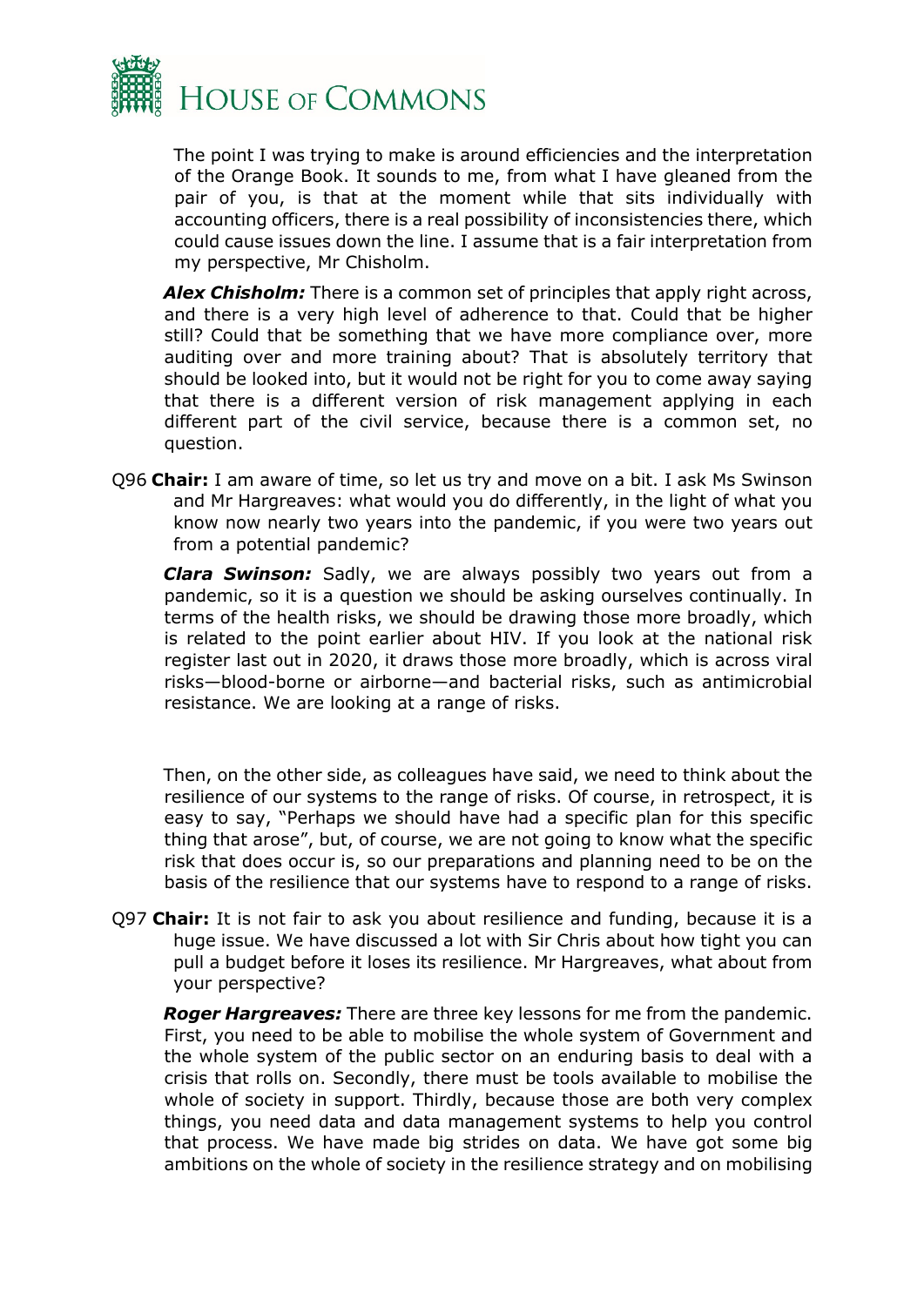The point I was trying to make is around efficiencies and the interpretation of the Orange Book. It sounds to me, from what I have gleaned from the pair of you, is that at the moment while that sits individually with accounting officers, there is a real possibility of inconsistencies there, which could cause issues down the line. I assume that is a fair interpretation from my perspective, Mr Chisholm.

***Alex Chisholm:*** There is a common set of principles that apply right across, and there is a very high level of adherence to that. Could that be higher still? Could that be something that we have more compliance over, more auditing over and more training about? That is absolutely territory that should be looked into, but it would not be right for you to come away saying that there is a different version of risk management applying in each different part of the civil service, because there is a common set, no question.

Q96 **Chair:** I am aware of time, so let us try and move on a bit. I ask Ms Swinson and Mr Hargreaves: what would you do differently, in the light of what you know now nearly two years into the pandemic, if you were two years out from a potential pandemic?

***Clara Swinson:*** Sadly, we are always possibly two years out from a pandemic, so it is a question we should be asking ourselves continually. In terms of the health risks, we should be drawing those more broadly, which is related to the point earlier about HIV. If you look at the national risk register last out in 2020, it draws those more broadly, which is across viral risks—blood-borne or airborne—and bacterial risks, such as antimicrobial resistance. We are looking at a range of risks.

Then, on the other side, as colleagues have said, we need to think about the resilience of our systems to the range of risks. Of course, in retrospect, it is easy to say, "Perhaps we should have had a specific plan for this specific thing that arose", but, of course, we are not going to know what the specific risk that does occur is, so our preparations and planning need to be on the basis of the resilience that our systems have to respond to a range of risks.

Q97 **Chair:** It is not fair to ask you about resilience and funding, because it is a huge issue. We have discussed a lot with Sir Chris about how tight you can pull a budget before it loses its resilience. Mr Hargreaves, what about from your perspective?

***Roger Hargreaves:*** There are three key lessons for me from the pandemic. First, you need to be able to mobilise the whole system of Government and the whole system of the public sector on an enduring basis to deal with a crisis that rolls on. Secondly, there must be tools available to mobilise the whole of society in support. Thirdly, because those are both very complex things, you need data and data management systems to help you control that process. We have made big strides on data. We have got some big ambitions on the whole of society in the resilience strategy and on mobilising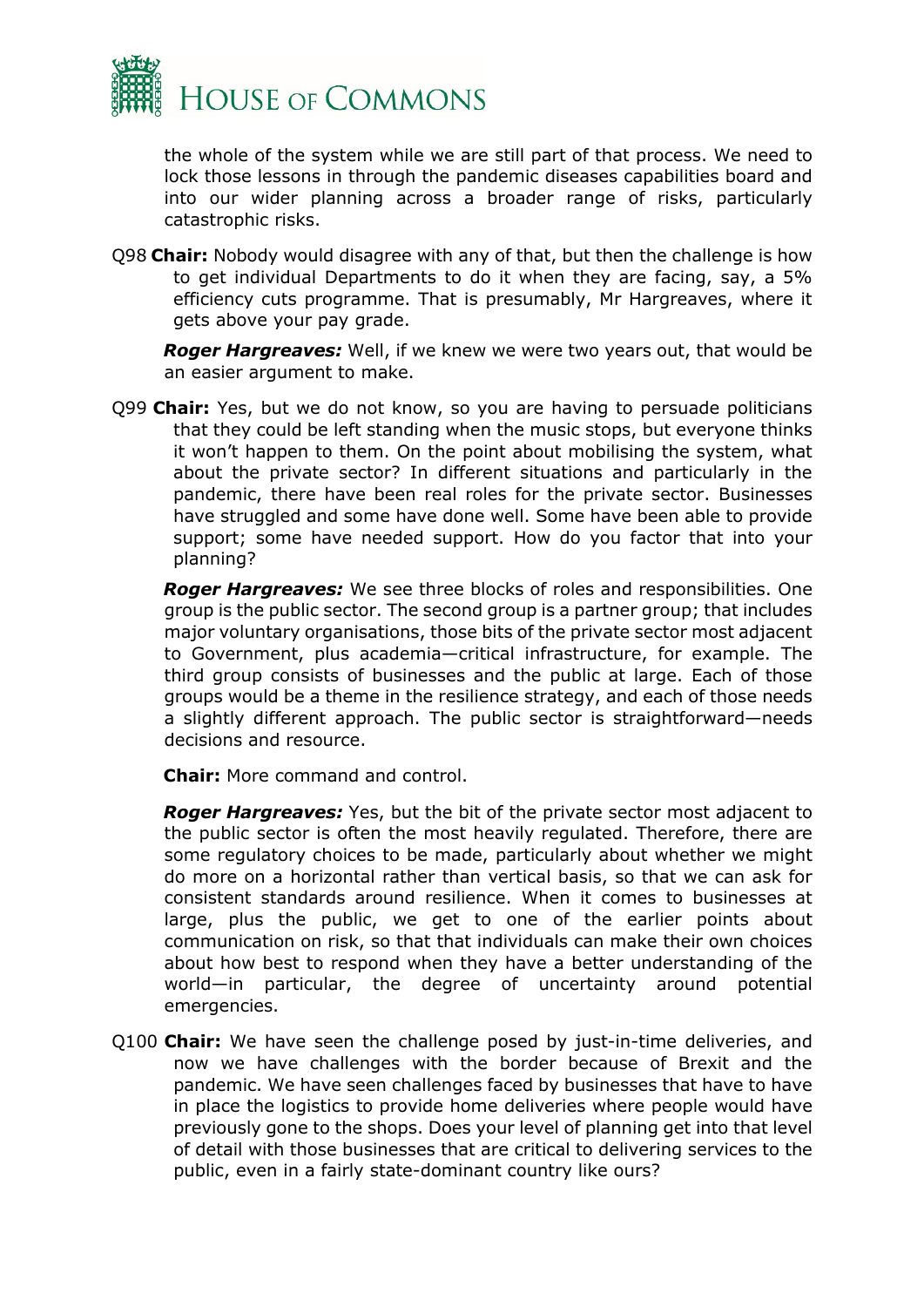the whole of the system while we are still part of that process. We need to lock those lessons in through the pandemic diseases capabilities board and into our wider planning across a broader range of risks, particularly catastrophic risks.

Q98 **Chair:** Nobody would disagree with any of that, but then the challenge is how to get individual Departments to do it when they are facing, say, a 5% efficiency cuts programme. That is presumably, Mr Hargreaves, where it gets above your pay grade.

***Roger Hargreaves:*** Well, if we knew we were two years out, that would be an easier argument to make.

Q99 **Chair:** Yes, but we do not know, so you are having to persuade politicians that they could be left standing when the music stops, but everyone thinks it won't happen to them. On the point about mobilising the system, what about the private sector? In different situations and particularly in the pandemic, there have been real roles for the private sector. Businesses have struggled and some have done well. Some have been able to provide support; some have needed support. How do you factor that into your planning?

***Roger Hargreaves:*** We see three blocks of roles and responsibilities. One group is the public sector. The second group is a partner group; that includes major voluntary organisations, those bits of the private sector most adjacent to Government, plus academia—critical infrastructure, for example. The third group consists of businesses and the public at large. Each of those groups would be a theme in the resilience strategy, and each of those needs a slightly different approach. The public sector is straightforward—needs decisions and resource.

**Chair:** More command and control.

***Roger Hargreaves:*** Yes, but the bit of the private sector most adjacent to the public sector is often the most heavily regulated. Therefore, there are some regulatory choices to be made, particularly about whether we might do more on a horizontal rather than vertical basis, so that we can ask for consistent standards around resilience. When it comes to businesses at large, plus the public, we get to one of the earlier points about communication on risk, so that that individuals can make their own choices about how best to respond when they have a better understanding of the world—in particular, the degree of uncertainty around potential emergencies.

Q100 **Chair:** We have seen the challenge posed by just-in-time deliveries, and now we have challenges with the border because of Brexit and the pandemic. We have seen challenges faced by businesses that have to have in place the logistics to provide home deliveries where people would have previously gone to the shops. Does your level of planning get into that level of detail with those businesses that are critical to delivering services to the public, even in a fairly state-dominant country like ours?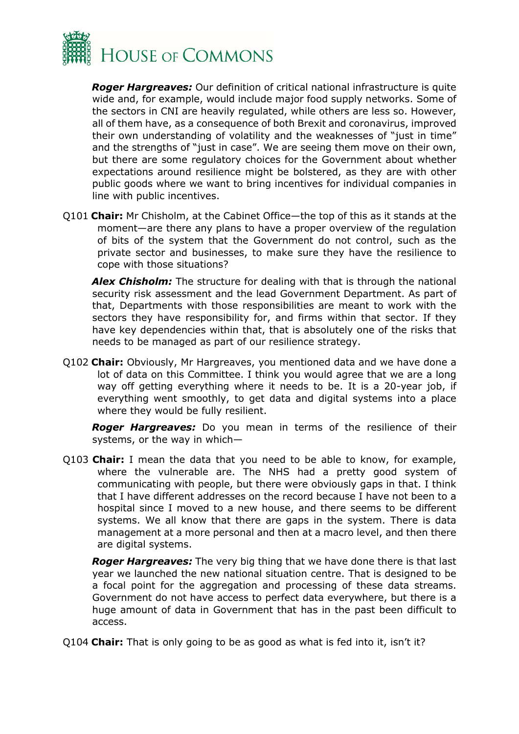***Roger Hargreaves:*** Our definition of critical national infrastructure is quite wide and, for example, would include major food supply networks. Some of the sectors in CNI are heavily regulated, while others are less so. However, all of them have, as a consequence of both Brexit and coronavirus, improved their own understanding of volatility and the weaknesses of "just in time" and the strengths of "just in case". We are seeing them move on their own, but there are some regulatory choices for the Government about whether expectations around resilience might be bolstered, as they are with other public goods where we want to bring incentives for individual companies in line with public incentives.

Q101 **Chair:** Mr Chisholm, at the Cabinet Office—the top of this as it stands at the moment—are there any plans to have a proper overview of the regulation of bits of the system that the Government do not control, such as the private sector and businesses, to make sure they have the resilience to cope with those situations?

***Alex Chisholm:*** The structure for dealing with that is through the national security risk assessment and the lead Government Department. As part of that, Departments with those responsibilities are meant to work with the sectors they have responsibility for, and firms within that sector. If they have key dependencies within that, that is absolutely one of the risks that needs to be managed as part of our resilience strategy.

Q102 **Chair:** Obviously, Mr Hargreaves, you mentioned data and we have done a lot of data on this Committee. I think you would agree that we are a long way off getting everything where it needs to be. It is a 20-year job, if everything went smoothly, to get data and digital systems into a place where they would be fully resilient.

***Roger Hargreaves:*** Do you mean in terms of the resilience of their systems, or the way in which—

Q103 **Chair:** I mean the data that you need to be able to know, for example, where the vulnerable are. The NHS had a pretty good system of communicating with people, but there were obviously gaps in that. I think that I have different addresses on the record because I have not been to a hospital since I moved to a new house, and there seems to be different systems. We all know that there are gaps in the system. There is data management at a more personal and then at a macro level, and then there are digital systems.

***Roger Hargreaves:*** The very big thing that we have done there is that last year we launched the new national situation centre. That is designed to be a focal point for the aggregation and processing of these data streams. Government do not have access to perfect data everywhere, but there is a huge amount of data in Government that has in the past been difficult to access.

Q104 **Chair:** That is only going to be as good as what is fed into it, isn't it?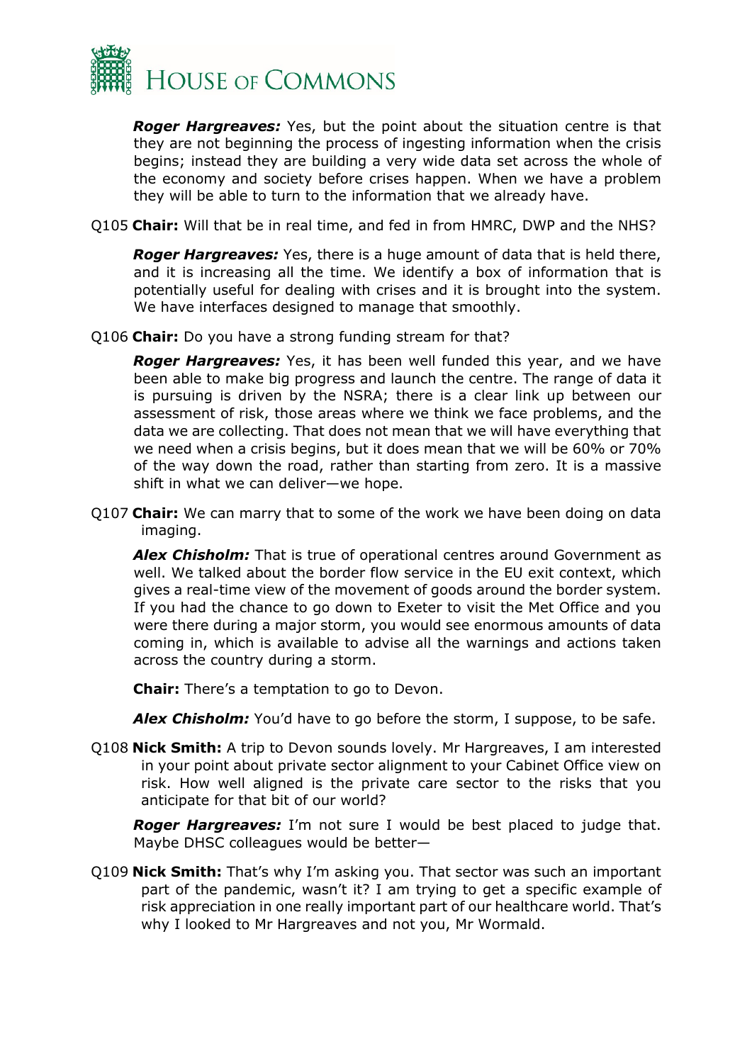***Roger Hargreaves:*** Yes, but the point about the situation centre is that they are not beginning the process of ingesting information when the crisis begins; instead they are building a very wide data set across the whole of the economy and society before crises happen. When we have a problem they will be able to turn to the information that we already have.

Q105 **Chair:** Will that be in real time, and fed in from HMRC, DWP and the NHS?

***Roger Hargreaves:*** Yes, there is a huge amount of data that is held there, and it is increasing all the time. We identify a box of information that is potentially useful for dealing with crises and it is brought into the system. We have interfaces designed to manage that smoothly.

Q106 **Chair:** Do you have a strong funding stream for that?

***Roger Hargreaves:*** Yes, it has been well funded this year, and we have been able to make big progress and launch the centre. The range of data it is pursuing is driven by the NSRA; there is a clear link up between our assessment of risk, those areas where we think we face problems, and the data we are collecting. That does not mean that we will have everything that we need when a crisis begins, but it does mean that we will be 60% or 70% of the way down the road, rather than starting from zero. It is a massive shift in what we can deliver—we hope.

Q107 **Chair:** We can marry that to some of the work we have been doing on data imaging.

***Alex Chisholm:*** That is true of operational centres around Government as well. We talked about the border flow service in the EU exit context, which gives a real-time view of the movement of goods around the border system. If you had the chance to go down to Exeter to visit the Met Office and you were there during a major storm, you would see enormous amounts of data coming in, which is available to advise all the warnings and actions taken across the country during a storm.

**Chair:** There's a temptation to go to Devon.

***Alex Chisholm:*** You'd have to go before the storm, I suppose, to be safe.

Q108 **Nick Smith:** A trip to Devon sounds lovely. Mr Hargreaves, I am interested in your point about private sector alignment to your Cabinet Office view on risk. How well aligned is the private care sector to the risks that you anticipate for that bit of our world?

***Roger Hargreaves:*** I'm not sure I would be best placed to judge that. Maybe DHSC colleagues would be better—

Q109 **Nick Smith:** That's why I'm asking you. That sector was such an important part of the pandemic, wasn't it? I am trying to get a specific example of risk appreciation in one really important part of our healthcare world. That's why I looked to Mr Hargreaves and not you, Mr Wormald.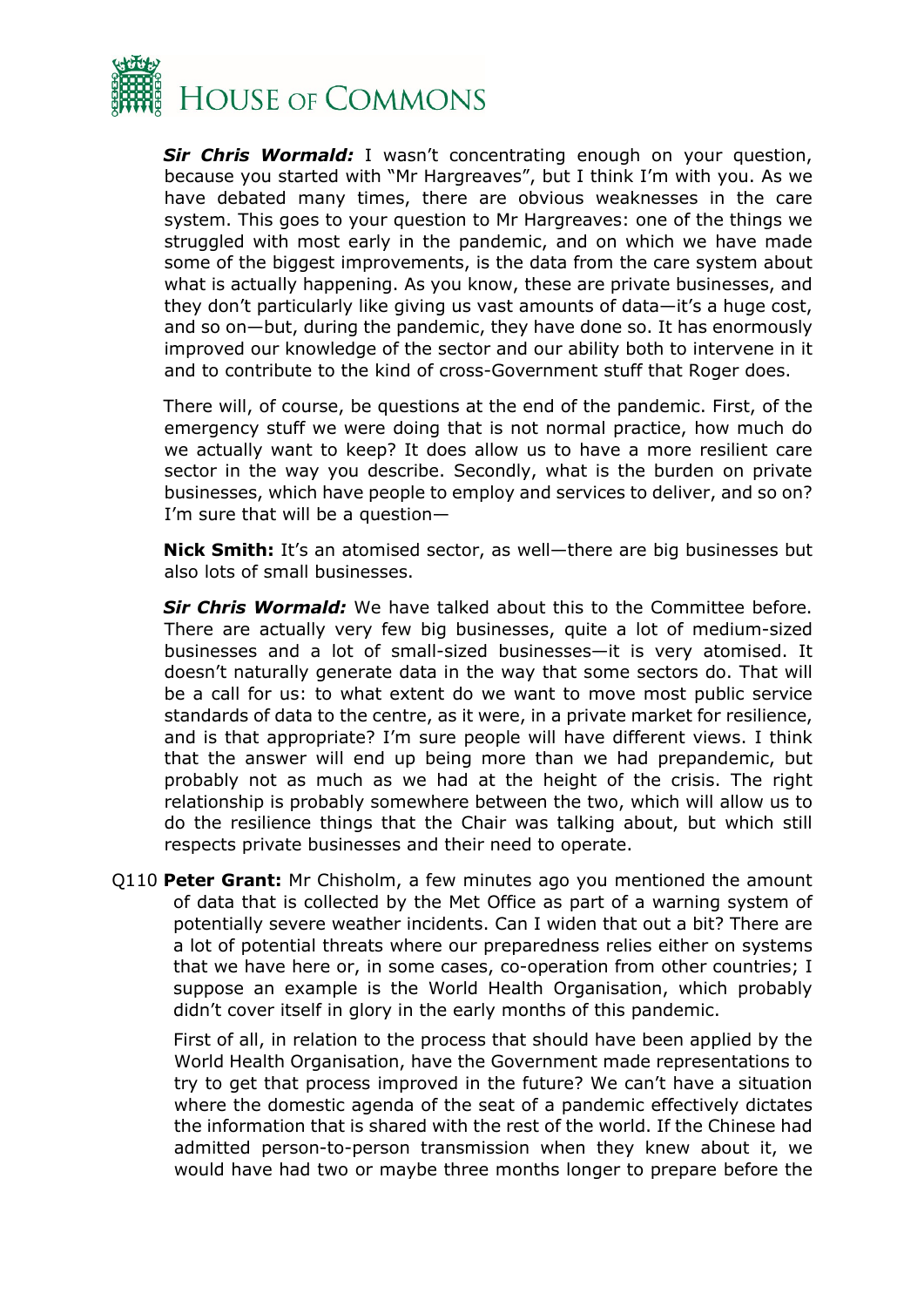***Sir Chris Wormald:*** I wasn't concentrating enough on your question, because you started with "Mr Hargreaves", but I think I'm with you. As we have debated many times, there are obvious weaknesses in the care system. This goes to your question to Mr Hargreaves: one of the things we struggled with most early in the pandemic, and on which we have made some of the biggest improvements, is the data from the care system about what is actually happening. As you know, these are private businesses, and they don't particularly like giving us vast amounts of data—it's a huge cost, and so on—but, during the pandemic, they have done so. It has enormously improved our knowledge of the sector and our ability both to intervene in it and to contribute to the kind of cross-Government stuff that Roger does.

There will, of course, be questions at the end of the pandemic. First, of the emergency stuff we were doing that is not normal practice, how much do we actually want to keep? It does allow us to have a more resilient care sector in the way you describe. Secondly, what is the burden on private businesses, which have people to employ and services to deliver, and so on? I'm sure that will be a question—

**Nick Smith:** It's an atomised sector, as well—there are big businesses but also lots of small businesses.

***Sir Chris Wormald:*** We have talked about this to the Committee before. There are actually very few big businesses, quite a lot of medium-sized businesses and a lot of small-sized businesses—it is very atomised. It doesn't naturally generate data in the way that some sectors do. That will be a call for us: to what extent do we want to move most public service standards of data to the centre, as it were, in a private market for resilience, and is that appropriate? I'm sure people will have different views. I think that the answer will end up being more than we had prepandemic, but probably not as much as we had at the height of the crisis. The right relationship is probably somewhere between the two, which will allow us to do the resilience things that the Chair was talking about, but which still respects private businesses and their need to operate.

Q110 **Peter Grant:** Mr Chisholm, a few minutes ago you mentioned the amount of data that is collected by the Met Office as part of a warning system of potentially severe weather incidents. Can I widen that out a bit? There are a lot of potential threats where our preparedness relies either on systems that we have here or, in some cases, co-operation from other countries; I suppose an example is the World Health Organisation, which probably didn't cover itself in glory in the early months of this pandemic.

First of all, in relation to the process that should have been applied by the World Health Organisation, have the Government made representations to try to get that process improved in the future? We can't have a situation where the domestic agenda of the seat of a pandemic effectively dictates the information that is shared with the rest of the world. If the Chinese had admitted person-to-person transmission when they knew about it, we would have had two or maybe three months longer to prepare before the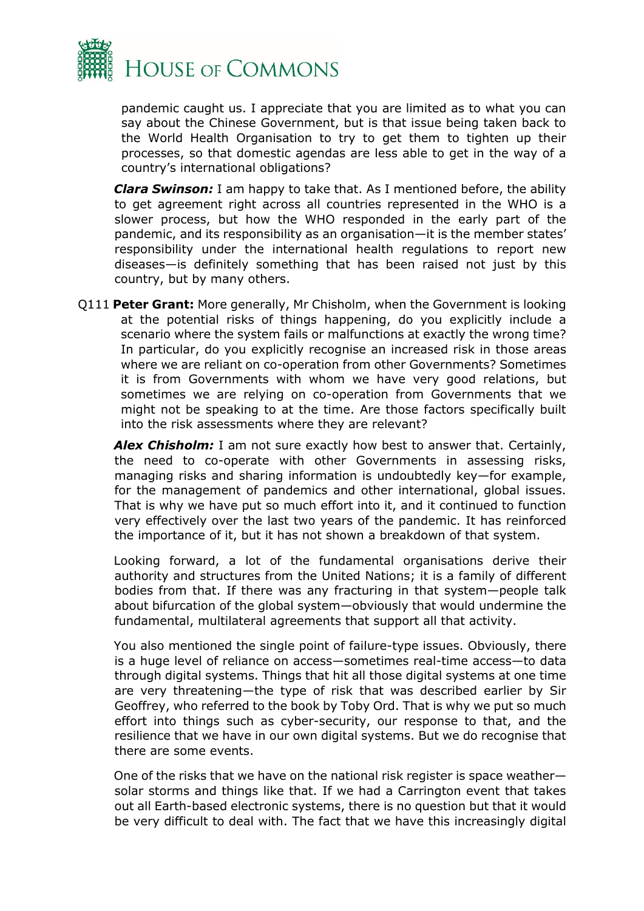pandemic caught us. I appreciate that you are limited as to what you can say about the Chinese Government, but is that issue being taken back to the World Health Organisation to try to get them to tighten up their processes, so that domestic agendas are less able to get in the way of a country's international obligations?

***Clara Swinson:*** I am happy to take that. As I mentioned before, the ability to get agreement right across all countries represented in the WHO is a slower process, but how the WHO responded in the early part of the pandemic, and its responsibility as an organisation—it is the member states' responsibility under the international health regulations to report new diseases—is definitely something that has been raised not just by this country, but by many others.

Q111 **Peter Grant:** More generally, Mr Chisholm, when the Government is looking at the potential risks of things happening, do you explicitly include a scenario where the system fails or malfunctions at exactly the wrong time? In particular, do you explicitly recognise an increased risk in those areas where we are reliant on co-operation from other Governments? Sometimes it is from Governments with whom we have very good relations, but sometimes we are relying on co-operation from Governments that we might not be speaking to at the time. Are those factors specifically built into the risk assessments where they are relevant?

***Alex Chisholm:*** I am not sure exactly how best to answer that. Certainly, the need to co-operate with other Governments in assessing risks, managing risks and sharing information is undoubtedly key—for example, for the management of pandemics and other international, global issues. That is why we have put so much effort into it, and it continued to function very effectively over the last two years of the pandemic. It has reinforced the importance of it, but it has not shown a breakdown of that system.

Looking forward, a lot of the fundamental organisations derive their authority and structures from the United Nations; it is a family of different bodies from that. If there was any fracturing in that system—people talk about bifurcation of the global system—obviously that would undermine the fundamental, multilateral agreements that support all that activity.

You also mentioned the single point of failure-type issues. Obviously, there is a huge level of reliance on access—sometimes real-time access—to data through digital systems. Things that hit all those digital systems at one time are very threatening—the type of risk that was described earlier by Sir Geoffrey, who referred to the book by Toby Ord. That is why we put so much effort into things such as cyber-security, our response to that, and the resilience that we have in our own digital systems. But we do recognise that there are some events.

One of the risks that we have on the national risk register is space weather—solar storms and things like that. If we had a Carrington event that takes out all Earth-based electronic systems, there is no question but that it would be very difficult to deal with. The fact that we have this increasingly digital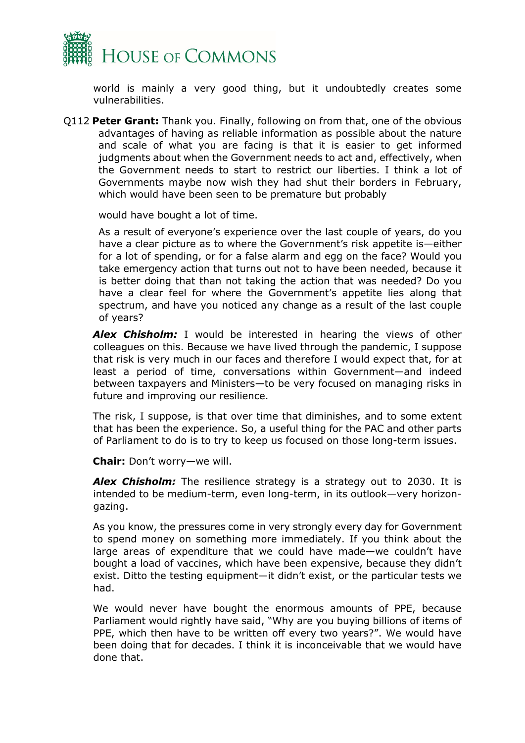world is mainly a very good thing, but it undoubtedly creates some vulnerabilities.

Q112 **Peter Grant:** Thank you. Finally, following on from that, one of the obvious advantages of having as reliable information as possible about the nature and scale of what you are facing is that it is easier to get informed judgments about when the Government needs to act and, effectively, when the Government needs to start to restrict our liberties. I think a lot of Governments maybe now wish they had shut their borders in February, which would have been seen to be premature but probably would have bought a lot of time.

As a result of everyone's experience over the last couple of years, do you have a clear picture as to where the Government's risk appetite is—either for a lot of spending, or for a false alarm and egg on the face? Would you take emergency action that turns out not to have been needed, because it is better doing that than not taking the action that was needed? Do you have a clear feel for where the Government's appetite lies along that spectrum, and have you noticed any change as a result of the last couple of years?

***Alex Chisholm:*** I would be interested in hearing the views of other colleagues on this. Because we have lived through the pandemic, I suppose that risk is very much in our faces and therefore I would expect that, for at least a period of time, conversations within Government—and indeed between taxpayers and Ministers—to be very focused on managing risks in future and improving our resilience.

The risk, I suppose, is that over time that diminishes, and to some extent that has been the experience. So, a useful thing for the PAC and other parts of Parliament to do is to try to keep us focused on those long-term issues.

**Chair:** Don't worry—we will.

***Alex Chisholm:*** The resilience strategy is a strategy out to 2030. It is intended to be medium-term, even long-term, in its outlook—very horizon-gazing.

As you know, the pressures come in very strongly every day for Government to spend money on something more immediately. If you think about the large areas of expenditure that we could have made—we couldn't have bought a load of vaccines, which have been expensive, because they didn't exist. Ditto the testing equipment—it didn't exist, or the particular tests we had.

We would never have bought the enormous amounts of PPE, because Parliament would rightly have said, "Why are you buying billions of items of PPE, which then have to be written off every two years?". We would have been doing that for decades. I think it is inconceivable that we would have done that.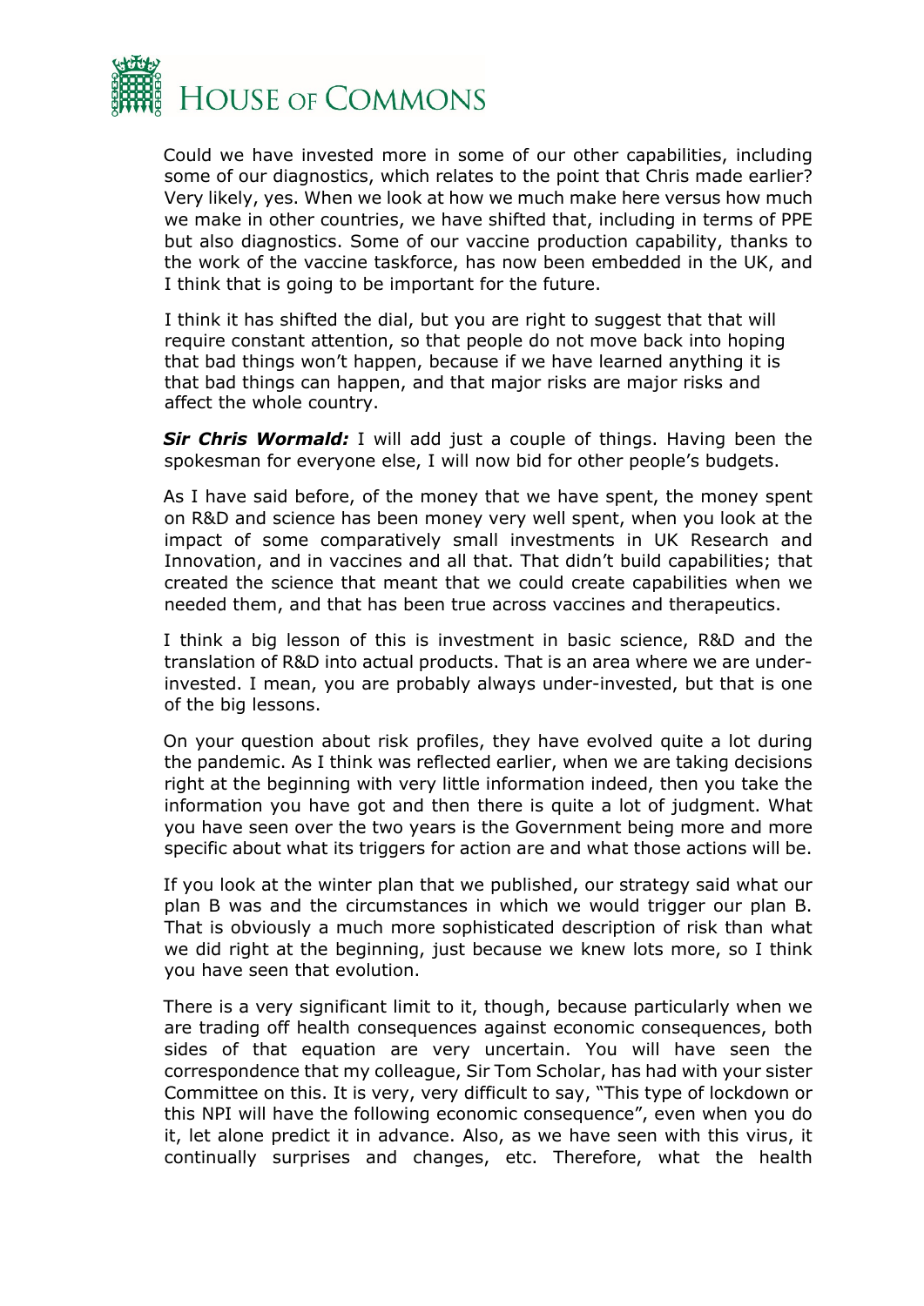Could we have invested more in some of our other capabilities, including some of our diagnostics, which relates to the point that Chris made earlier? Very likely, yes. When we look at how we much make here versus how much we make in other countries, we have shifted that, including in terms of PPE but also diagnostics. Some of our vaccine production capability, thanks to the work of the vaccine taskforce, has now been embedded in the UK, and I think that is going to be important for the future.

I think it has shifted the dial, but you are right to suggest that that will require constant attention, so that people do not move back into hoping that bad things won't happen, because if we have learned anything it is that bad things can happen, and that major risks are major risks and affect the whole country.

***Sir Chris Wormald:*** I will add just a couple of things. Having been the spokesman for everyone else, I will now bid for other people's budgets.

As I have said before, of the money that we have spent, the money spent on R&D and science has been money very well spent, when you look at the impact of some comparatively small investments in UK Research and Innovation, and in vaccines and all that. That didn't build capabilities; that created the science that meant that we could create capabilities when we needed them, and that has been true across vaccines and therapeutics.

I think a big lesson of this is investment in basic science, R&D and the translation of R&D into actual products. That is an area where we are under-invested. I mean, you are probably always under-invested, but that is one of the big lessons.

On your question about risk profiles, they have evolved quite a lot during the pandemic. As I think was reflected earlier, when we are taking decisions right at the beginning with very little information indeed, then you take the information you have got and then there is quite a lot of judgment. What you have seen over the two years is the Government being more and more specific about what its triggers for action are and what those actions will be.

If you look at the winter plan that we published, our strategy said what our plan B was and the circumstances in which we would trigger our plan B. That is obviously a much more sophisticated description of risk than what we did right at the beginning, just because we knew lots more, so I think you have seen that evolution.

There is a very significant limit to it, though, because particularly when we are trading off health consequences against economic consequences, both sides of that equation are very uncertain. You will have seen the correspondence that my colleague, Sir Tom Scholar, has had with your sister Committee on this. It is very, very difficult to say, "This type of lockdown or this NPI will have the following economic consequence", even when you do it, let alone predict it in advance. Also, as we have seen with this virus, it continually surprises and changes, etc. Therefore, what the health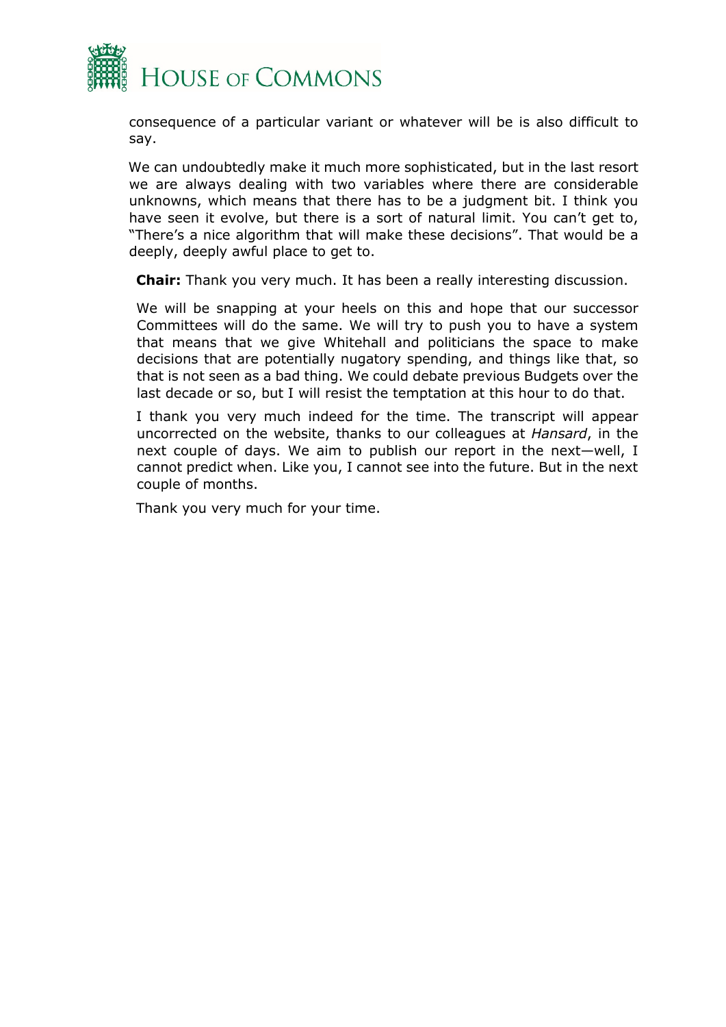consequence of a particular variant or whatever will be is also difficult to say.

We can undoubtedly make it much more sophisticated, but in the last resort we are always dealing with two variables where there are considerable unknowns, which means that there has to be a judgment bit. I think you have seen it evolve, but there is a sort of natural limit. You can't get to, "There's a nice algorithm that will make these decisions". That would be a deeply, deeply awful place to get to.

**Chair:** Thank you very much. It has been a really interesting discussion.

We will be snapping at your heels on this and hope that our successor Committees will do the same. We will try to push you to have a system that means that we give Whitehall and politicians the space to make decisions that are potentially nugatory spending, and things like that, so that is not seen as a bad thing. We could debate previous Budgets over the last decade or so, but I will resist the temptation at this hour to do that.

I thank you very much indeed for the time. The transcript will appear uncorrected on the website, thanks to our colleagues at *Hansard*, in the next couple of days. We aim to publish our report in the next—well, I cannot predict when. Like you, I cannot see into the future. But in the next couple of months.

Thank you very much for your time.